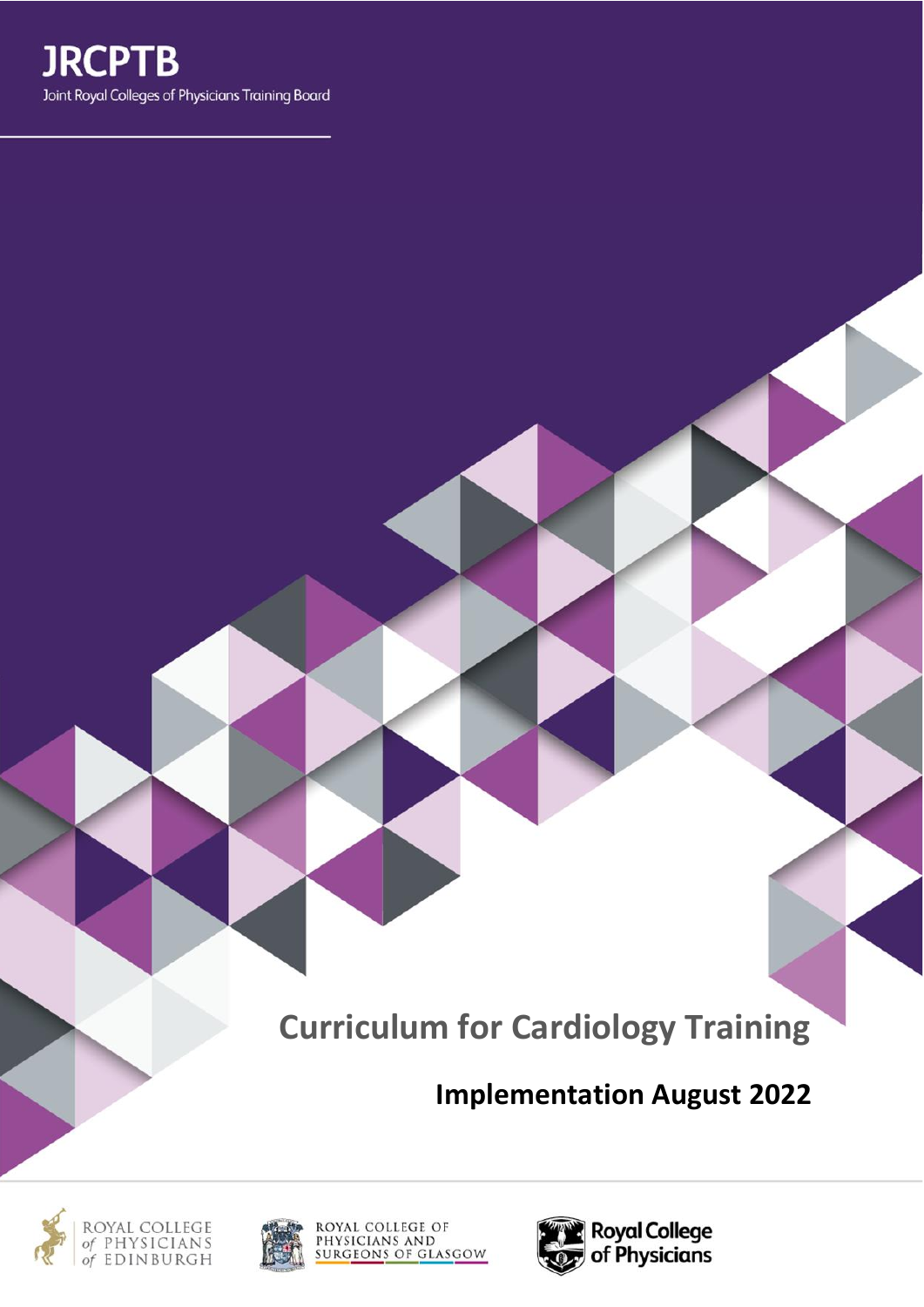**JRCPTB**

Joint Royal Colleges of Physicians Training Board

# Curriculum for Cardiology Training

## Implementation August 2022

ROYAL COLLEGE of PHYSICIANS of EDINBURGH

ROYAL COLLEGE OF PHYSICIANS AND SURGEONS OF GLASGOW

Royal College of Physicians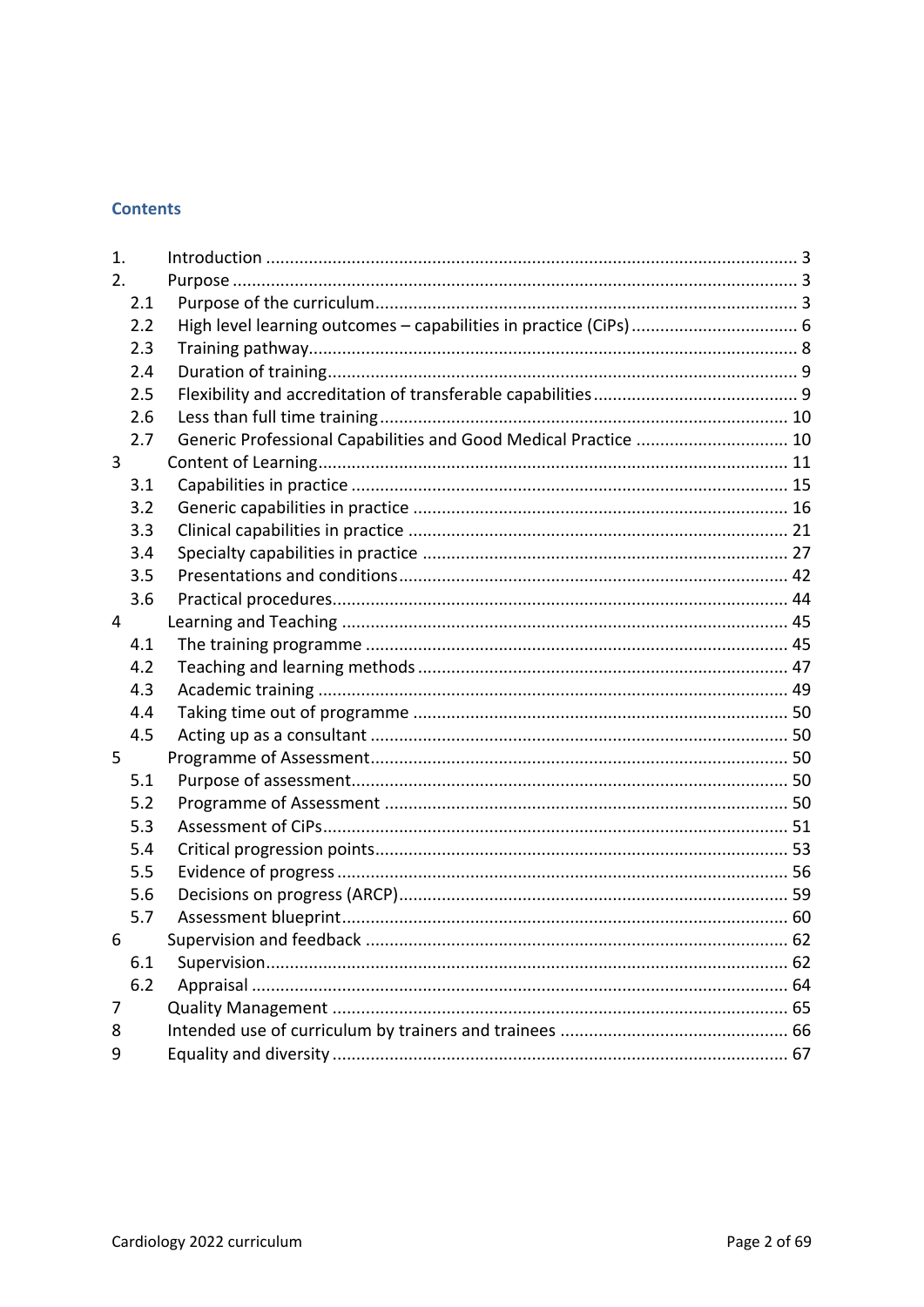## Contents

1. Introduction ........................................................................................................ 3
2. Purpose ............................................................................................................... 3
   - 2.1 Purpose of the curriculum.................................................................................. 3
   - 2.2 High level learning outcomes – capabilities in practice (CiPs)................................... 6
   - 2.3 Training pathway................................................................................................ 8
   - 2.4 Duration of training............................................................................................. 9
   - 2.5 Flexibility and accreditation of transferable capabilities.......................................... 9
   - 2.6 Less than full time training.................................................................................. 10
   - 2.7 Generic Professional Capabilities and Good Medical Practice ................................ 10
3 Content of Learning.................................................................................................. 11
   - 3.1 Capabilities in practice ........................................................................................ 15
   - 3.2 Generic capabilities in practice ............................................................................ 16
   - 3.3 Clinical capabilities in practice ............................................................................ 21
   - 3.4 Specialty capabilities in practice .......................................................................... 27
   - 3.5 Presentations and conditions................................................................................ 42
   - 3.6 Practical procedures............................................................................................. 44
4 Learning and Teaching ............................................................................................. 45
   - 4.1 The training programme ...................................................................................... 45
   - 4.2 Teaching and learning methods............................................................................ 47
   - 4.3 Academic training ................................................................................................ 49
   - 4.4 Taking time out of programme ............................................................................ 50
   - 4.5 Acting up as a consultant ..................................................................................... 50
5 Programme of Assessment........................................................................................ 50
   - 5.1 Purpose of assessment.......................................................................................... 50
   - 5.2 Programme of Assessment ................................................................................... 50
   - 5.3 Assessment of CiPs............................................................................................... 51
   - 5.4 Critical progression points.................................................................................... 53
   - 5.5 Evidence of progress ............................................................................................ 56
   - 5.6 Decisions on progress (ARCP)............................................................................... 59
   - 5.7 Assessment blueprint........................................................................................... 60
6 Supervision and feedback ......................................................................................... 62
   - 6.1 Supervision........................................................................................................... 62
   - 6.2 Appraisal .............................................................................................................. 64
7 Quality Management ................................................................................................ 65
8 Intended use of curriculum by trainers and trainees ................................................. 66
9 Equality and diversity ................................................................................................ 67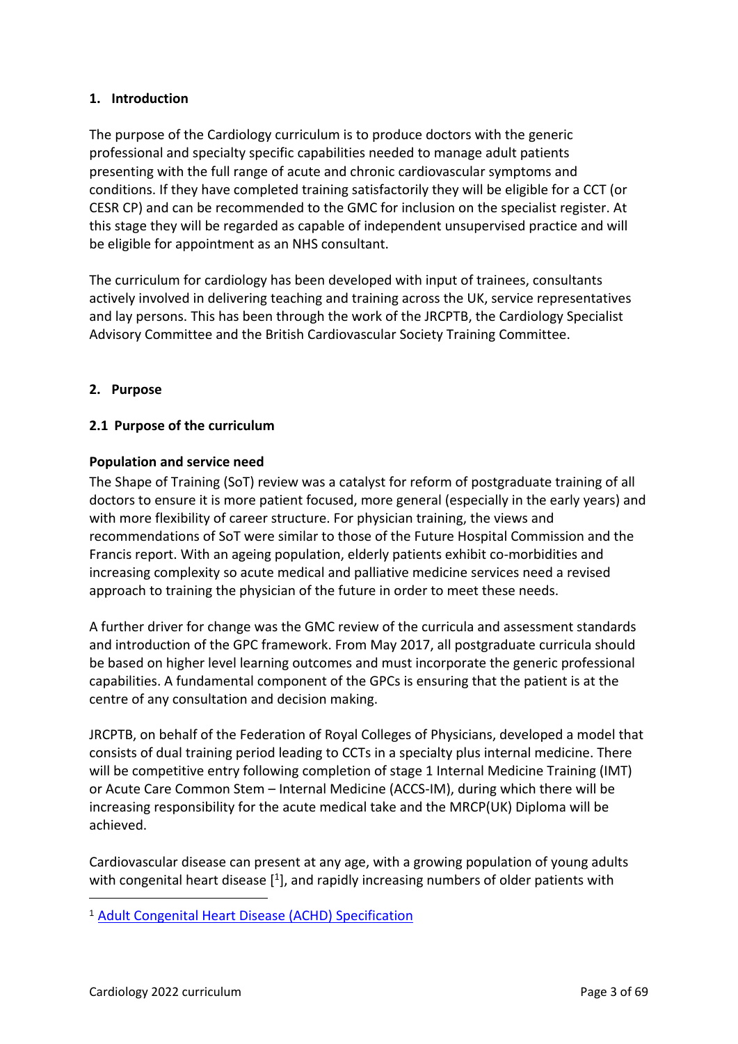## 1. Introduction

The purpose of the Cardiology curriculum is to produce doctors with the generic professional and specialty specific capabilities needed to manage adult patients presenting with the full range of acute and chronic cardiovascular symptoms and conditions. If they have completed training satisfactorily they will be eligible for a CCT (or CESR CP) and can be recommended to the GMC for inclusion on the specialist register. At this stage they will be regarded as capable of independent unsupervised practice and will be eligible for appointment as an NHS consultant.

The curriculum for cardiology has been developed with input of trainees, consultants actively involved in delivering teaching and training across the UK, service representatives and lay persons. This has been through the work of the JRCPTB, the Cardiology Specialist Advisory Committee and the British Cardiovascular Society Training Committee.

## 2. Purpose

### 2.1 Purpose of the curriculum

**Population and service need**

The Shape of Training (SoT) review was a catalyst for reform of postgraduate training of all doctors to ensure it is more patient focused, more general (especially in the early years) and with more flexibility of career structure. For physician training, the views and recommendations of SoT were similar to those of the Future Hospital Commission and the Francis report. With an ageing population, elderly patients exhibit co-morbidities and increasing complexity so acute medical and palliative medicine services need a revised approach to training the physician of the future in order to meet these needs.

A further driver for change was the GMC review of the curricula and assessment standards and introduction of the GPC framework. From May 2017, all postgraduate curricula should be based on higher level learning outcomes and must incorporate the generic professional capabilities. A fundamental component of the GPCs is ensuring that the patient is at the centre of any consultation and decision making.

JRCPTB, on behalf of the Federation of Royal Colleges of Physicians, developed a model that consists of dual training period leading to CCTs in a specialty plus internal medicine. There will be competitive entry following completion of stage 1 Internal Medicine Training (IMT) or Acute Care Common Stem – Internal Medicine (ACCS-IM), during which there will be increasing responsibility for the acute medical take and the MRCP(UK) Diploma will be achieved.

Cardiovascular disease can present at any age, with a growing population of young adults with congenital heart disease [1], and rapidly increasing numbers of older patients with

[1] Adult Congenital Heart Disease (ACHD) Specification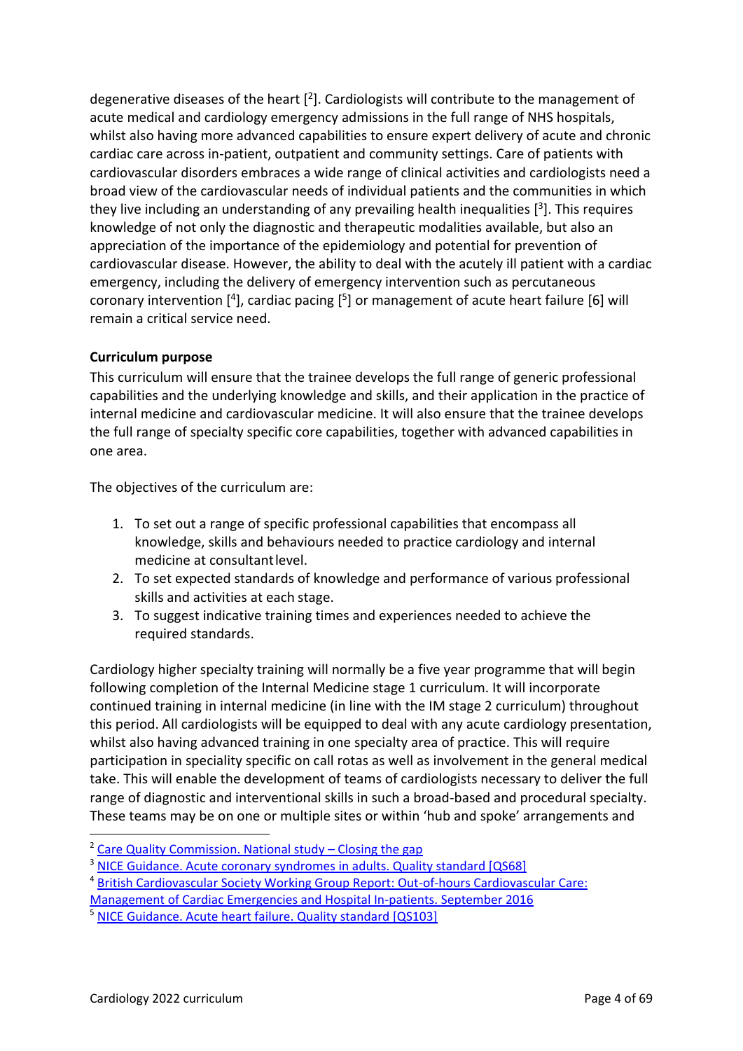degenerative diseases of the heart [2]. Cardiologists will contribute to the management of acute medical and cardiology emergency admissions in the full range of NHS hospitals, whilst also having more advanced capabilities to ensure expert delivery of acute and chronic cardiac care across in-patient, outpatient and community settings. Care of patients with cardiovascular disorders embraces a wide range of clinical activities and cardiologists need a broad view of the cardiovascular needs of individual patients and the communities in which they live including an understanding of any prevailing health inequalities [3]. This requires knowledge of not only the diagnostic and therapeutic modalities available, but also an appreciation of the importance of the epidemiology and potential for prevention of cardiovascular disease. However, the ability to deal with the acutely ill patient with a cardiac emergency, including the delivery of emergency intervention such as percutaneous coronary intervention [4], cardiac pacing [5] or management of acute heart failure [6] will remain a critical service need.

**Curriculum purpose**

This curriculum will ensure that the trainee develops the full range of generic professional capabilities and the underlying knowledge and skills, and their application in the practice of internal medicine and cardiovascular medicine. It will also ensure that the trainee develops the full range of specialty specific core capabilities, together with advanced capabilities in one area.

The objectives of the curriculum are:

1. To set out a range of specific professional capabilities that encompass all knowledge, skills and behaviours needed to practice cardiology and internal medicine at consultant level.
2. To set expected standards of knowledge and performance of various professional skills and activities at each stage.
3. To suggest indicative training times and experiences needed to achieve the required standards.

Cardiology higher specialty training will normally be a five year programme that will begin following completion of the Internal Medicine stage 1 curriculum. It will incorporate continued training in internal medicine (in line with the IM stage 2 curriculum) throughout this period. All cardiologists will be equipped to deal with any acute cardiology presentation, whilst also having advanced training in one specialty area of practice. This will require participation in speciality specific on call rotas as well as involvement in the general medical take. This will enable the development of teams of cardiologists necessary to deliver the full range of diagnostic and interventional skills in such a broad-based and procedural specialty. These teams may be on one or multiple sites or within 'hub and spoke' arrangements and

---

[2] Care Quality Commission. National study – Closing the gap

[3] NICE Guidance. Acute coronary syndromes in adults. Quality standard [QS68]

[4] British Cardiovascular Society Working Group Report: Out-of-hours Cardiovascular Care: Management of Cardiac Emergencies and Hospital In-patients. September 2016

[5] NICE Guidance. Acute heart failure. Quality standard [QS103]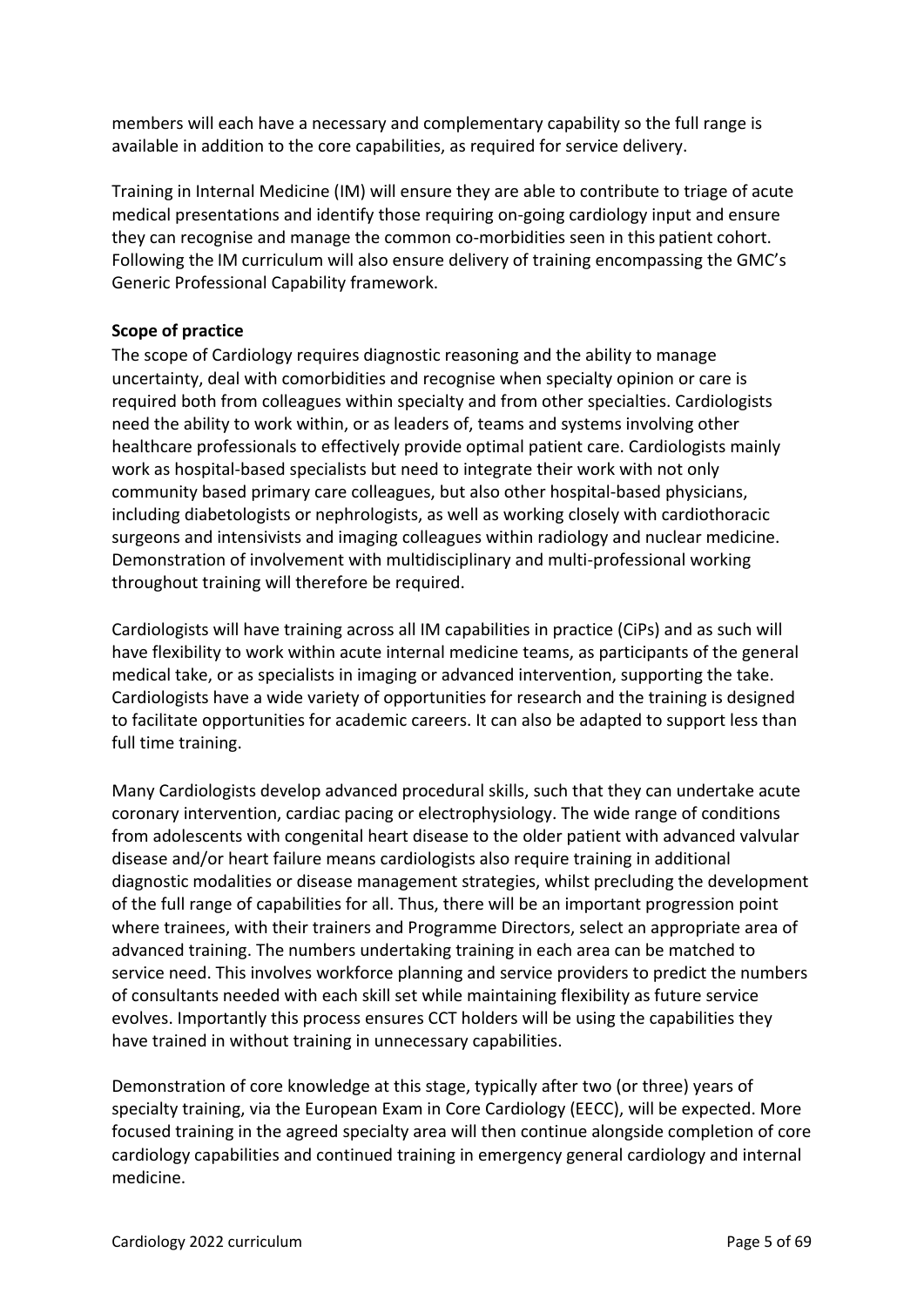members will each have a necessary and complementary capability so the full range is available in addition to the core capabilities, as required for service delivery.

Training in Internal Medicine (IM) will ensure they are able to contribute to triage of acute medical presentations and identify those requiring on-going cardiology input and ensure they can recognise and manage the common co-morbidities seen in this patient cohort. Following the IM curriculum will also ensure delivery of training encompassing the GMC's Generic Professional Capability framework.

**Scope of practice**

The scope of Cardiology requires diagnostic reasoning and the ability to manage uncertainty, deal with comorbidities and recognise when specialty opinion or care is required both from colleagues within specialty and from other specialties. Cardiologists need the ability to work within, or as leaders of, teams and systems involving other healthcare professionals to effectively provide optimal patient care. Cardiologists mainly work as hospital-based specialists but need to integrate their work with not only community based primary care colleagues, but also other hospital-based physicians, including diabetologists or nephrologists, as well as working closely with cardiothoracic surgeons and intensivists and imaging colleagues within radiology and nuclear medicine. Demonstration of involvement with multidisciplinary and multi-professional working throughout training will therefore be required.

Cardiologists will have training across all IM capabilities in practice (CiPs) and as such will have flexibility to work within acute internal medicine teams, as participants of the general medical take, or as specialists in imaging or advanced intervention, supporting the take. Cardiologists have a wide variety of opportunities for research and the training is designed to facilitate opportunities for academic careers. It can also be adapted to support less than full time training.

Many Cardiologists develop advanced procedural skills, such that they can undertake acute coronary intervention, cardiac pacing or electrophysiology. The wide range of conditions from adolescents with congenital heart disease to the older patient with advanced valvular disease and/or heart failure means cardiologists also require training in additional diagnostic modalities or disease management strategies, whilst precluding the development of the full range of capabilities for all. Thus, there will be an important progression point where trainees, with their trainers and Programme Directors, select an appropriate area of advanced training. The numbers undertaking training in each area can be matched to service need. This involves workforce planning and service providers to predict the numbers of consultants needed with each skill set while maintaining flexibility as future service evolves. Importantly this process ensures CCT holders will be using the capabilities they have trained in without training in unnecessary capabilities.

Demonstration of core knowledge at this stage, typically after two (or three) years of specialty training, via the European Exam in Core Cardiology (EECC), will be expected. More focused training in the agreed specialty area will then continue alongside completion of core cardiology capabilities and continued training in emergency general cardiology and internal medicine.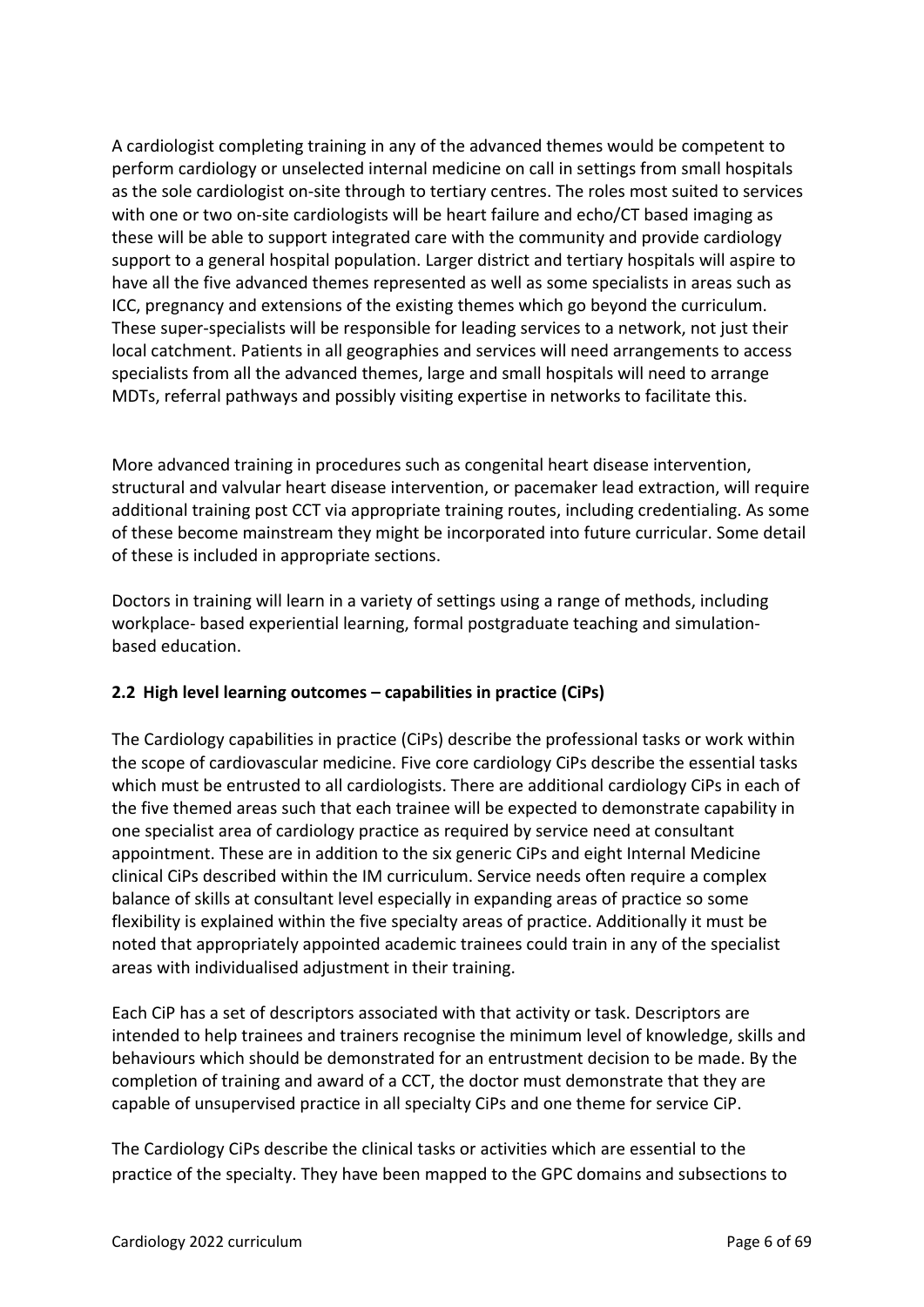A cardiologist completing training in any of the advanced themes would be competent to perform cardiology or unselected internal medicine on call in settings from small hospitals as the sole cardiologist on-site through to tertiary centres. The roles most suited to services with one or two on-site cardiologists will be heart failure and echo/CT based imaging as these will be able to support integrated care with the community and provide cardiology support to a general hospital population. Larger district and tertiary hospitals will aspire to have all the five advanced themes represented as well as some specialists in areas such as ICC, pregnancy and extensions of the existing themes which go beyond the curriculum. These super-specialists will be responsible for leading services to a network, not just their local catchment. Patients in all geographies and services will need arrangements to access specialists from all the advanced themes, large and small hospitals will need to arrange MDTs, referral pathways and possibly visiting expertise in networks to facilitate this.

More advanced training in procedures such as congenital heart disease intervention, structural and valvular heart disease intervention, or pacemaker lead extraction, will require additional training post CCT via appropriate training routes, including credentialing. As some of these become mainstream they might be incorporated into future curricular. Some detail of these is included in appropriate sections.

Doctors in training will learn in a variety of settings using a range of methods, including workplace- based experiential learning, formal postgraduate teaching and simulation-based education.

## 2.2 High level learning outcomes – capabilities in practice (CiPs)

The Cardiology capabilities in practice (CiPs) describe the professional tasks or work within the scope of cardiovascular medicine. Five core cardiology CiPs describe the essential tasks which must be entrusted to all cardiologists. There are additional cardiology CiPs in each of the five themed areas such that each trainee will be expected to demonstrate capability in one specialist area of cardiology practice as required by service need at consultant appointment. These are in addition to the six generic CiPs and eight Internal Medicine clinical CiPs described within the IM curriculum. Service needs often require a complex balance of skills at consultant level especially in expanding areas of practice so some flexibility is explained within the five specialty areas of practice. Additionally it must be noted that appropriately appointed academic trainees could train in any of the specialist areas with individualised adjustment in their training.

Each CiP has a set of descriptors associated with that activity or task. Descriptors are intended to help trainees and trainers recognise the minimum level of knowledge, skills and behaviours which should be demonstrated for an entrustment decision to be made. By the completion of training and award of a CCT, the doctor must demonstrate that they are capable of unsupervised practice in all specialty CiPs and one theme for service CiP.

The Cardiology CiPs describe the clinical tasks or activities which are essential to the practice of the specialty. They have been mapped to the GPC domains and subsections to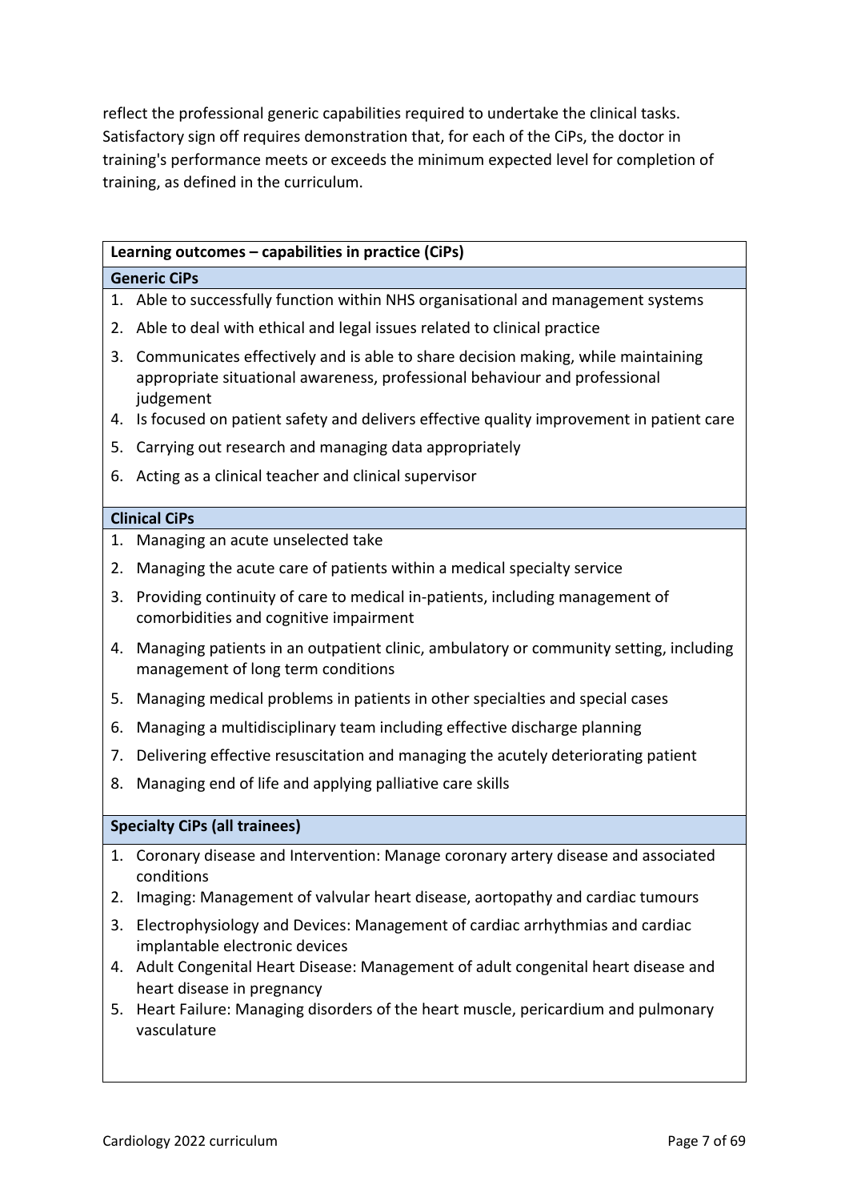reflect the professional generic capabilities required to undertake the clinical tasks. Satisfactory sign off requires demonstration that, for each of the CiPs, the doctor in training's performance meets or exceeds the minimum expected level for completion of training, as defined in the curriculum.

| **Learning outcomes – capabilities in practice (CiPs)** |
|---|
| **Generic CiPs** |
| 1. Able to successfully function within NHS organisational and management systems<br>2. Able to deal with ethical and legal issues related to clinical practice<br>3. Communicates effectively and is able to share decision making, while maintaining appropriate situational awareness, professional behaviour and professional judgement<br>4. Is focused on patient safety and delivers effective quality improvement in patient care<br>5. Carrying out research and managing data appropriately<br>6. Acting as a clinical teacher and clinical supervisor |
| **Clinical CiPs** |
| 1. Managing an acute unselected take<br>2. Managing the acute care of patients within a medical specialty service<br>3. Providing continuity of care to medical in-patients, including management of comorbidities and cognitive impairment<br>4. Managing patients in an outpatient clinic, ambulatory or community setting, including management of long term conditions<br>5. Managing medical problems in patients in other specialties and special cases<br>6. Managing a multidisciplinary team including effective discharge planning<br>7. Delivering effective resuscitation and managing the acutely deteriorating patient<br>8. Managing end of life and applying palliative care skills |
| **Specialty CiPs (all trainees)** |
| 1. Coronary disease and Intervention: Manage coronary artery disease and associated conditions<br>2. Imaging: Management of valvular heart disease, aortopathy and cardiac tumours<br>3. Electrophysiology and Devices: Management of cardiac arrhythmias and cardiac implantable electronic devices<br>4. Adult Congenital Heart Disease: Management of adult congenital heart disease and heart disease in pregnancy<br>5. Heart Failure: Managing disorders of the heart muscle, pericardium and pulmonary vasculature |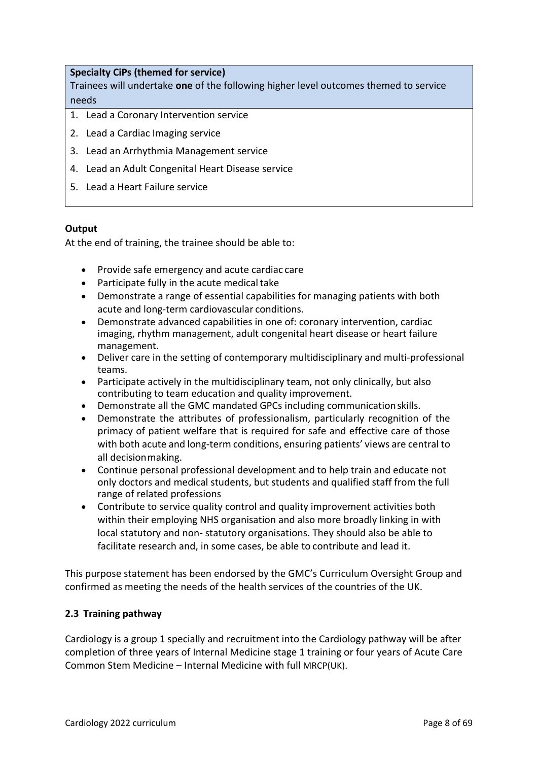| **Specialty CiPs (themed for service)**<br>Trainees will undertake **one** of the following higher level outcomes themed to service needs |
|---|
| 1. Lead a Coronary Intervention service<br>2. Lead a Cardiac Imaging service<br>3. Lead an Arrhythmia Management service<br>4. Lead an Adult Congenital Heart Disease service<br>5. Lead a Heart Failure service |

**Output**

At the end of training, the trainee should be able to:

- Provide safe emergency and acute cardiac care
- Participate fully in the acute medical take
- Demonstrate a range of essential capabilities for managing patients with both acute and long-term cardiovascular conditions.
- Demonstrate advanced capabilities in one of: coronary intervention, cardiac imaging, rhythm management, adult congenital heart disease or heart failure management.
- Deliver care in the setting of contemporary multidisciplinary and multi-professional teams.
- Participate actively in the multidisciplinary team, not only clinically, but also contributing to team education and quality improvement.
- Demonstrate all the GMC mandated GPCs including communication skills.
- Demonstrate the attributes of professionalism, particularly recognition of the primacy of patient welfare that is required for safe and effective care of those with both acute and long-term conditions, ensuring patients' views are central to all decision making.
- Continue personal professional development and to help train and educate not only doctors and medical students, but students and qualified staff from the full range of related professions
- Contribute to service quality control and quality improvement activities both within their employing NHS organisation and also more broadly linking in with local statutory and non- statutory organisations. They should also be able to facilitate research and, in some cases, be able to contribute and lead it.

This purpose statement has been endorsed by the GMC's Curriculum Oversight Group and confirmed as meeting the needs of the health services of the countries of the UK.

### 2.3 Training pathway

Cardiology is a group 1 specially and recruitment into the Cardiology pathway will be after completion of three years of Internal Medicine stage 1 training or four years of Acute Care Common Stem Medicine – Internal Medicine with full MRCP(UK).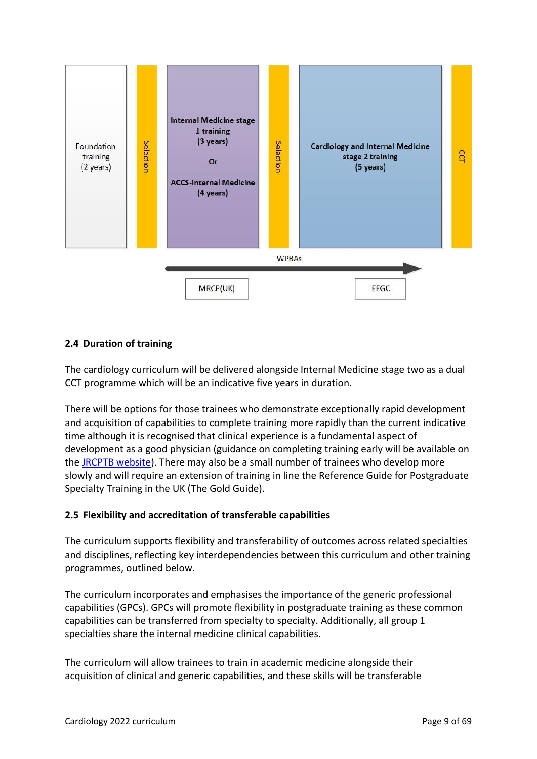| Foundation training (2 years) | Selection | Internal Medicine stage 1 training (3 years) Or ACCS-Internal Medicine (4 years) | Selection | Cardiology and Internal Medicine stage 2 training (5 years) | CCT |
|---|---|---|---|---|---|

WPBAs

MRCP(UK)

EEGC

### 2.4 Duration of training

The cardiology curriculum will be delivered alongside Internal Medicine stage two as a dual CCT programme which will be an indicative five years in duration.

There will be options for those trainees who demonstrate exceptionally rapid development and acquisition of capabilities to complete training more rapidly than the current indicative time although it is recognised that clinical experience is a fundamental aspect of development as a good physician (guidance on completing training early will be available on the JRCPTB website). There may also be a small number of trainees who develop more slowly and will require an extension of training in line the Reference Guide for Postgraduate Specialty Training in the UK (The Gold Guide).

### 2.5 Flexibility and accreditation of transferable capabilities

The curriculum supports flexibility and transferability of outcomes across related specialties and disciplines, reflecting key interdependencies between this curriculum and other training programmes, outlined below.

The curriculum incorporates and emphasises the importance of the generic professional capabilities (GPCs). GPCs will promote flexibility in postgraduate training as these common capabilities can be transferred from specialty to specialty. Additionally, all group 1 specialties share the internal medicine clinical capabilities.

The curriculum will allow trainees to train in academic medicine alongside their acquisition of clinical and generic capabilities, and these skills will be transferable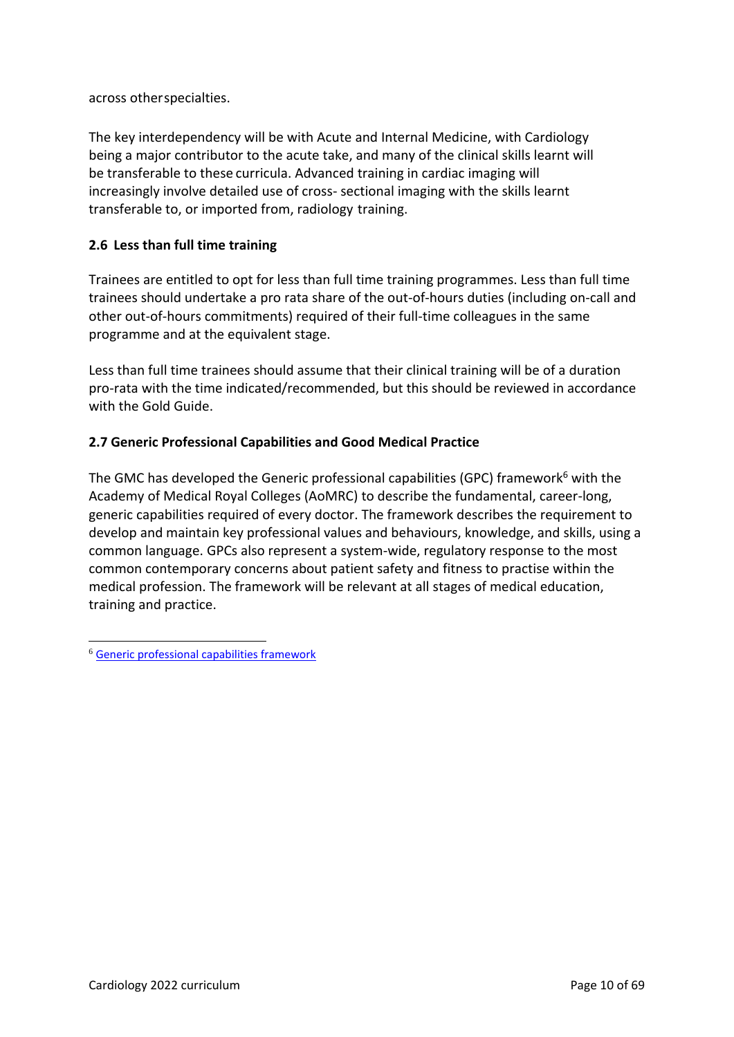across other specialties.

The key interdependency will be with Acute and Internal Medicine, with Cardiology being a major contributor to the acute take, and many of the clinical skills learnt will be transferable to these curricula. Advanced training in cardiac imaging will increasingly involve detailed use of cross- sectional imaging with the skills learnt transferable to, or imported from, radiology training.

### 2.6 Less than full time training

Trainees are entitled to opt for less than full time training programmes. Less than full time trainees should undertake a pro rata share of the out-of-hours duties (including on-call and other out-of-hours commitments) required of their full-time colleagues in the same programme and at the equivalent stage.

Less than full time trainees should assume that their clinical training will be of a duration pro-rata with the time indicated/recommended, but this should be reviewed in accordance with the Gold Guide.

### 2.7 Generic Professional Capabilities and Good Medical Practice

The GMC has developed the Generic professional capabilities (GPC) framework[6] with the Academy of Medical Royal Colleges (AoMRC) to describe the fundamental, career-long, generic capabilities required of every doctor. The framework describes the requirement to develop and maintain key professional values and behaviours, knowledge, and skills, using a common language. GPCs also represent a system-wide, regulatory response to the most common contemporary concerns about patient safety and fitness to practise within the medical profession. The framework will be relevant at all stages of medical education, training and practice.

[6] Generic professional capabilities framework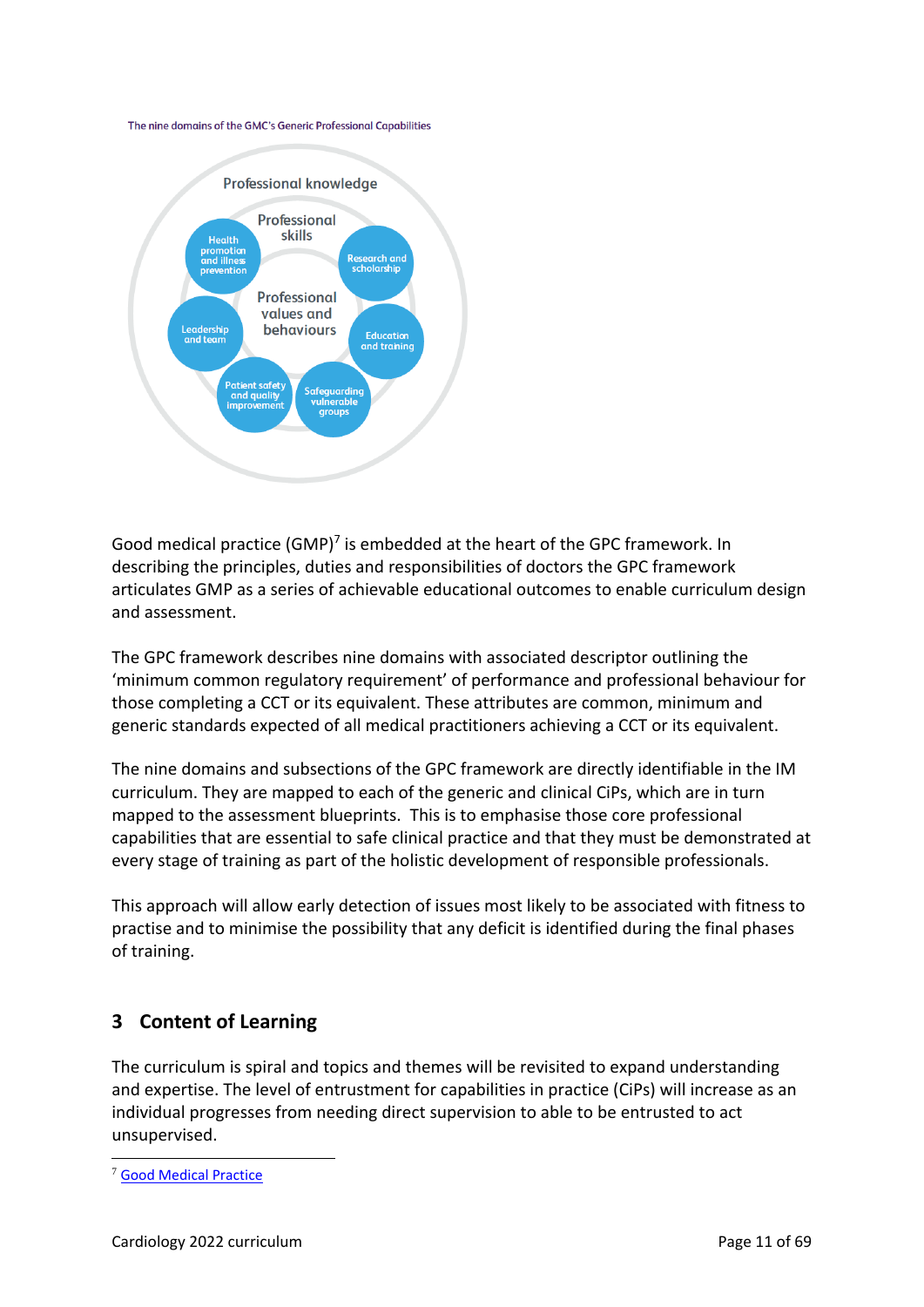The nine domains of the GMC's Generic Professional Capabilities

Good medical practice (GMP)[7] is embedded at the heart of the GPC framework. In describing the principles, duties and responsibilities of doctors the GPC framework articulates GMP as a series of achievable educational outcomes to enable curriculum design and assessment.

The GPC framework describes nine domains with associated descriptor outlining the 'minimum common regulatory requirement' of performance and professional behaviour for those completing a CCT or its equivalent. These attributes are common, minimum and generic standards expected of all medical practitioners achieving a CCT or its equivalent.

The nine domains and subsections of the GPC framework are directly identifiable in the IM curriculum. They are mapped to each of the generic and clinical CiPs, which are in turn mapped to the assessment blueprints. This is to emphasise those core professional capabilities that are essential to safe clinical practice and that they must be demonstrated at every stage of training as part of the holistic development of responsible professionals.

This approach will allow early detection of issues most likely to be associated with fitness to practise and to minimise the possibility that any deficit is identified during the final phases of training.

## 3 Content of Learning

The curriculum is spiral and topics and themes will be revisited to expand understanding and expertise. The level of entrustment for capabilities in practice (CiPs) will increase as an individual progresses from needing direct supervision to able to be entrusted to act unsupervised.

[7] Good Medical Practice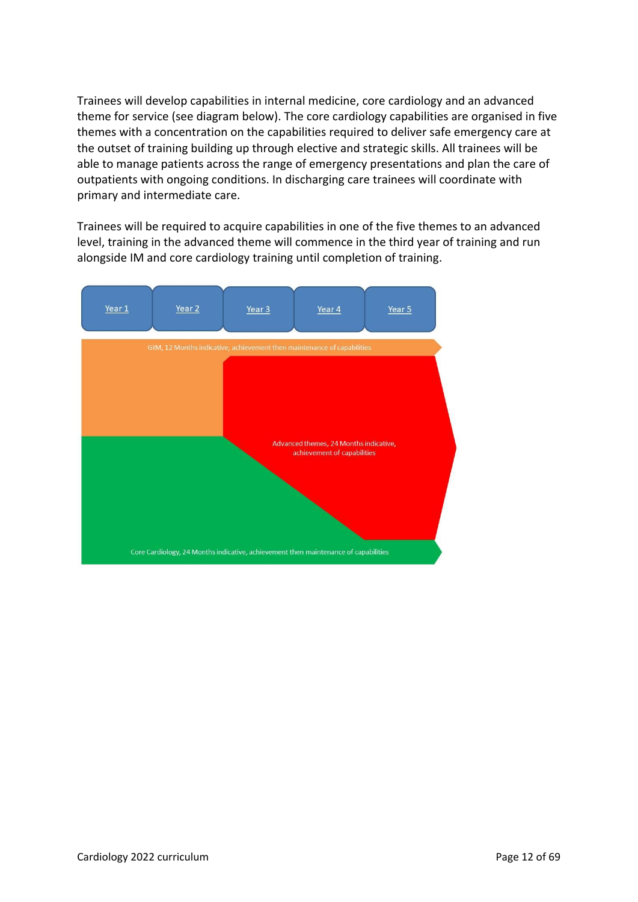Trainees will develop capabilities in internal medicine, core cardiology and an advanced theme for service (see diagram below). The core cardiology capabilities are organised in five themes with a concentration on the capabilities required to deliver safe emergency care at the outset of training building up through elective and strategic skills. All trainees will be able to manage patients across the range of emergency presentations and plan the care of outpatients with ongoing conditions. In discharging care trainees will coordinate with primary and intermediate care.

Trainees will be required to acquire capabilities in one of the five themes to an advanced level, training in the advanced theme will commence in the third year of training and run alongside IM and core cardiology training until completion of training.

Year 1 | Year 2 | Year 3 | Year 4 | Year 5

GIM, 12 Months indicative, achievement then maintenance of capabilities

Advanced themes, 24 Months indicative, achievement of capabilities

Core Cardiology, 24 Months indicative, achievement then maintenance of capabilities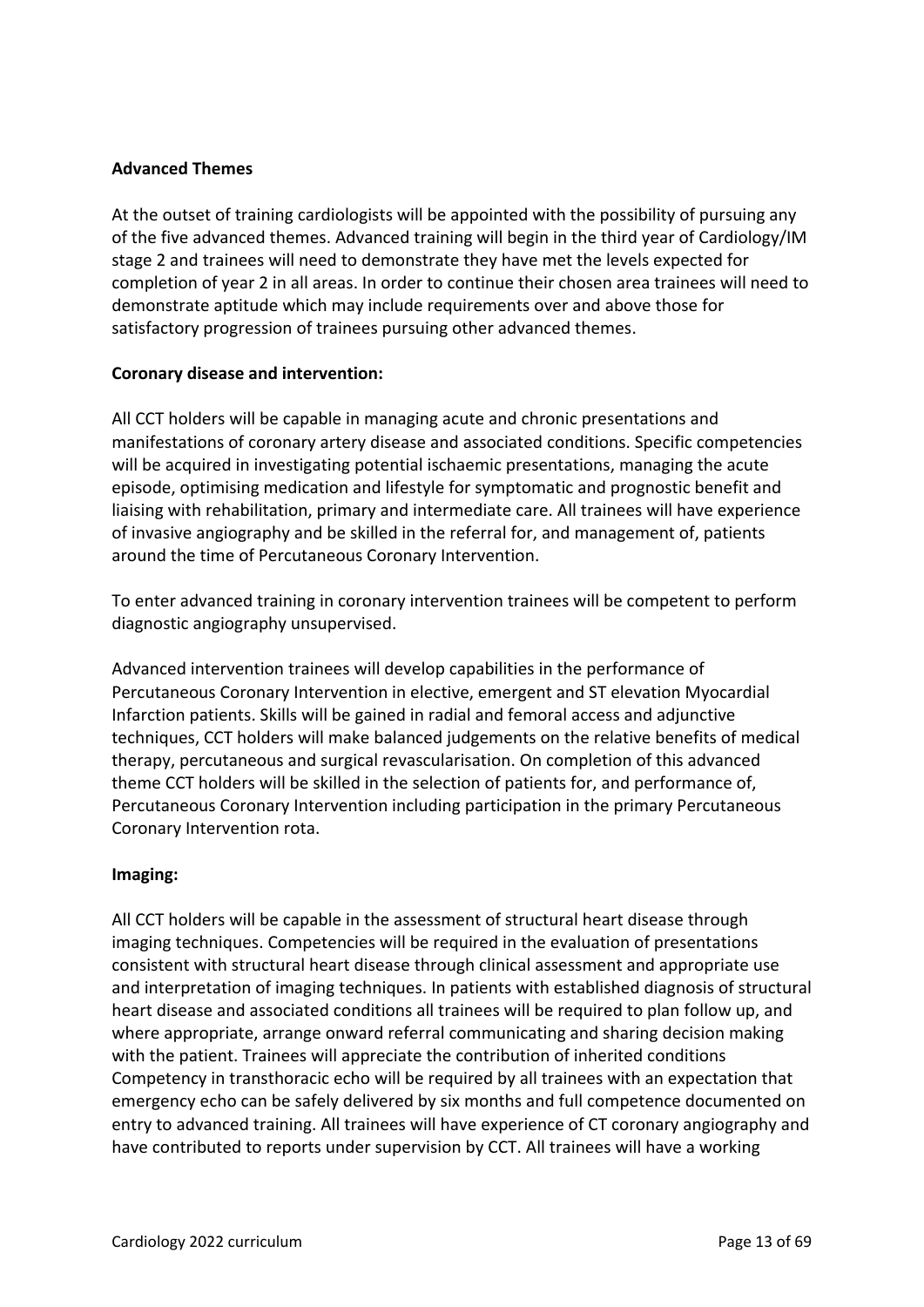**Advanced Themes**

At the outset of training cardiologists will be appointed with the possibility of pursuing any of the five advanced themes. Advanced training will begin in the third year of Cardiology/IM stage 2 and trainees will need to demonstrate they have met the levels expected for completion of year 2 in all areas. In order to continue their chosen area trainees will need to demonstrate aptitude which may include requirements over and above those for satisfactory progression of trainees pursuing other advanced themes.

**Coronary disease and intervention:**

All CCT holders will be capable in managing acute and chronic presentations and manifestations of coronary artery disease and associated conditions. Specific competencies will be acquired in investigating potential ischaemic presentations, managing the acute episode, optimising medication and lifestyle for symptomatic and prognostic benefit and liaising with rehabilitation, primary and intermediate care. All trainees will have experience of invasive angiography and be skilled in the referral for, and management of, patients around the time of Percutaneous Coronary Intervention.

To enter advanced training in coronary intervention trainees will be competent to perform diagnostic angiography unsupervised.

Advanced intervention trainees will develop capabilities in the performance of Percutaneous Coronary Intervention in elective, emergent and ST elevation Myocardial Infarction patients. Skills will be gained in radial and femoral access and adjunctive techniques, CCT holders will make balanced judgements on the relative benefits of medical therapy, percutaneous and surgical revascularisation. On completion of this advanced theme CCT holders will be skilled in the selection of patients for, and performance of, Percutaneous Coronary Intervention including participation in the primary Percutaneous Coronary Intervention rota.

**Imaging:**

All CCT holders will be capable in the assessment of structural heart disease through imaging techniques. Competencies will be required in the evaluation of presentations consistent with structural heart disease through clinical assessment and appropriate use and interpretation of imaging techniques. In patients with established diagnosis of structural heart disease and associated conditions all trainees will be required to plan follow up, and where appropriate, arrange onward referral communicating and sharing decision making with the patient. Trainees will appreciate the contribution of inherited conditions Competency in transthoracic echo will be required by all trainees with an expectation that emergency echo can be safely delivered by six months and full competence documented on entry to advanced training. All trainees will have experience of CT coronary angiography and have contributed to reports under supervision by CCT. All trainees will have a working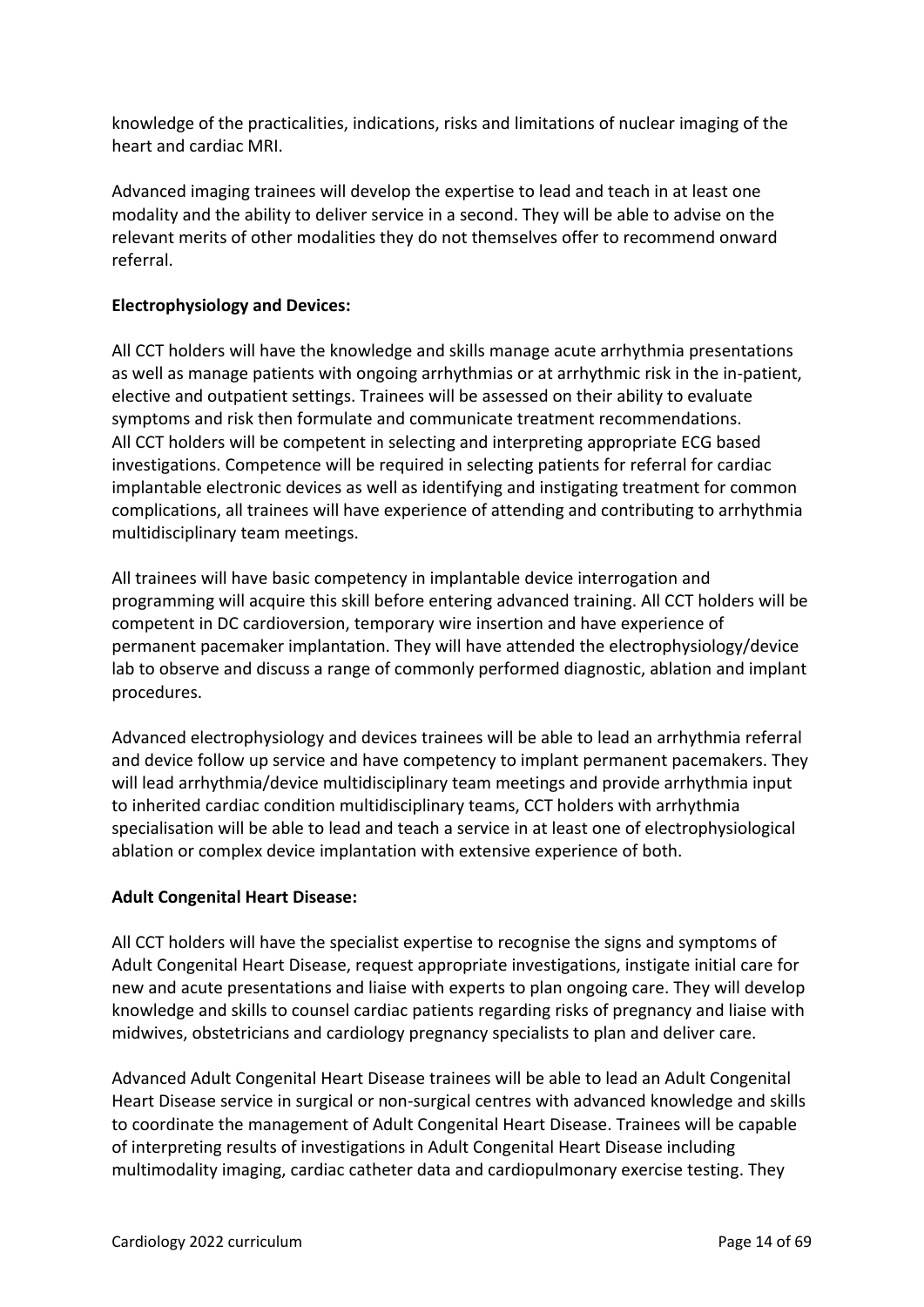knowledge of the practicalities, indications, risks and limitations of nuclear imaging of the heart and cardiac MRI.

Advanced imaging trainees will develop the expertise to lead and teach in at least one modality and the ability to deliver service in a second. They will be able to advise on the relevant merits of other modalities they do not themselves offer to recommend onward referral.

**Electrophysiology and Devices:**

All CCT holders will have the knowledge and skills manage acute arrhythmia presentations as well as manage patients with ongoing arrhythmias or at arrhythmic risk in the in-patient, elective and outpatient settings. Trainees will be assessed on their ability to evaluate symptoms and risk then formulate and communicate treatment recommendations.
All CCT holders will be competent in selecting and interpreting appropriate ECG based investigations. Competence will be required in selecting patients for referral for cardiac implantable electronic devices as well as identifying and instigating treatment for common complications, all trainees will have experience of attending and contributing to arrhythmia multidisciplinary team meetings.

All trainees will have basic competency in implantable device interrogation and programming will acquire this skill before entering advanced training. All CCT holders will be competent in DC cardioversion, temporary wire insertion and have experience of permanent pacemaker implantation. They will have attended the electrophysiology/device lab to observe and discuss a range of commonly performed diagnostic, ablation and implant procedures.

Advanced electrophysiology and devices trainees will be able to lead an arrhythmia referral and device follow up service and have competency to implant permanent pacemakers. They will lead arrhythmia/device multidisciplinary team meetings and provide arrhythmia input to inherited cardiac condition multidisciplinary teams, CCT holders with arrhythmia specialisation will be able to lead and teach a service in at least one of electrophysiological ablation or complex device implantation with extensive experience of both.

**Adult Congenital Heart Disease:**

All CCT holders will have the specialist expertise to recognise the signs and symptoms of Adult Congenital Heart Disease, request appropriate investigations, instigate initial care for new and acute presentations and liaise with experts to plan ongoing care. They will develop knowledge and skills to counsel cardiac patients regarding risks of pregnancy and liaise with midwives, obstetricians and cardiology pregnancy specialists to plan and deliver care.

Advanced Adult Congenital Heart Disease trainees will be able to lead an Adult Congenital Heart Disease service in surgical or non-surgical centres with advanced knowledge and skills to coordinate the management of Adult Congenital Heart Disease. Trainees will be capable of interpreting results of investigations in Adult Congenital Heart Disease including multimodality imaging, cardiac catheter data and cardiopulmonary exercise testing. They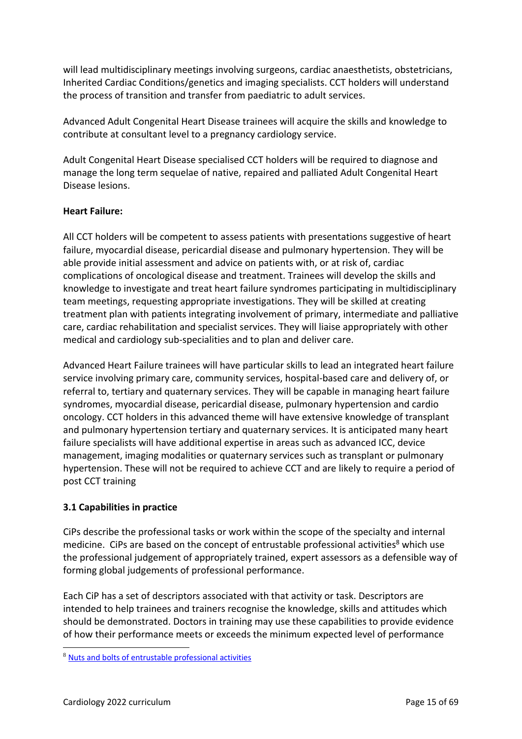will lead multidisciplinary meetings involving surgeons, cardiac anaesthetists, obstetricians, Inherited Cardiac Conditions/genetics and imaging specialists. CCT holders will understand the process of transition and transfer from paediatric to adult services.

Advanced Adult Congenital Heart Disease trainees will acquire the skills and knowledge to contribute at consultant level to a pregnancy cardiology service.

Adult Congenital Heart Disease specialised CCT holders will be required to diagnose and manage the long term sequelae of native, repaired and palliated Adult Congenital Heart Disease lesions.

**Heart Failure:**

All CCT holders will be competent to assess patients with presentations suggestive of heart failure, myocardial disease, pericardial disease and pulmonary hypertension. They will be able provide initial assessment and advice on patients with, or at risk of, cardiac complications of oncological disease and treatment. Trainees will develop the skills and knowledge to investigate and treat heart failure syndromes participating in multidisciplinary team meetings, requesting appropriate investigations. They will be skilled at creating treatment plan with patients integrating involvement of primary, intermediate and palliative care, cardiac rehabilitation and specialist services. They will liaise appropriately with other medical and cardiology sub-specialities and to plan and deliver care.

Advanced Heart Failure trainees will have particular skills to lead an integrated heart failure service involving primary care, community services, hospital-based care and delivery of, or referral to, tertiary and quaternary services. They will be capable in managing heart failure syndromes, myocardial disease, pericardial disease, pulmonary hypertension and cardio oncology. CCT holders in this advanced theme will have extensive knowledge of transplant and pulmonary hypertension tertiary and quaternary services. It is anticipated many heart failure specialists will have additional expertise in areas such as advanced ICC, device management, imaging modalities or quaternary services such as transplant or pulmonary hypertension. These will not be required to achieve CCT and are likely to require a period of post CCT training

### 3.1 Capabilities in practice

CiPs describe the professional tasks or work within the scope of the specialty and internal medicine. CiPs are based on the concept of entrustable professional activities[8] which use the professional judgement of appropriately trained, expert assessors as a defensible way of forming global judgements of professional performance.

Each CiP has a set of descriptors associated with that activity or task. Descriptors are intended to help trainees and trainers recognise the knowledge, skills and attitudes which should be demonstrated. Doctors in training may use these capabilities to provide evidence of how their performance meets or exceeds the minimum expected level of performance

---

[8] Nuts and bolts of entrustable professional activities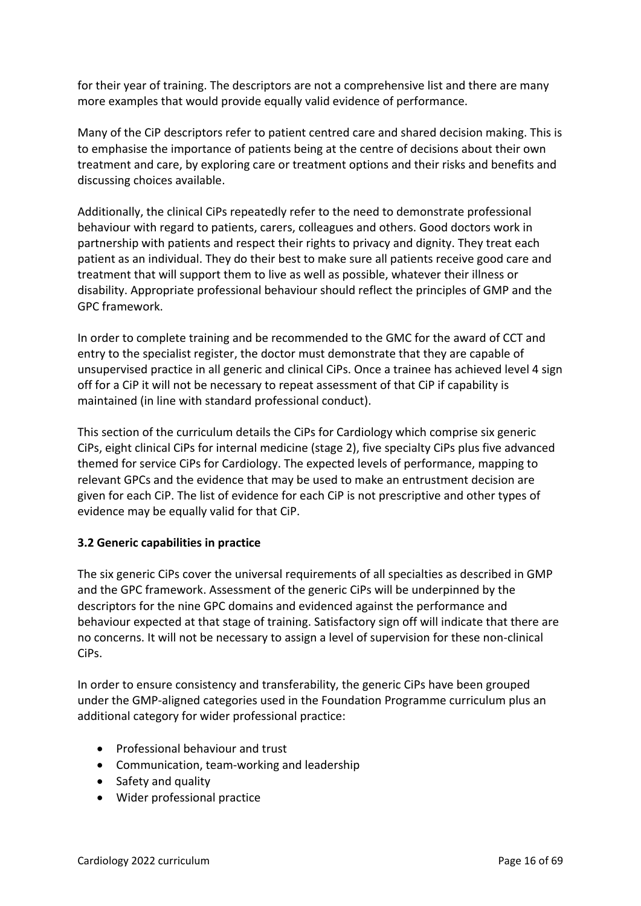for their year of training. The descriptors are not a comprehensive list and there are many more examples that would provide equally valid evidence of performance.

Many of the CiP descriptors refer to patient centred care and shared decision making. This is to emphasise the importance of patients being at the centre of decisions about their own treatment and care, by exploring care or treatment options and their risks and benefits and discussing choices available.

Additionally, the clinical CiPs repeatedly refer to the need to demonstrate professional behaviour with regard to patients, carers, colleagues and others. Good doctors work in partnership with patients and respect their rights to privacy and dignity. They treat each patient as an individual. They do their best to make sure all patients receive good care and treatment that will support them to live as well as possible, whatever their illness or disability. Appropriate professional behaviour should reflect the principles of GMP and the GPC framework.

In order to complete training and be recommended to the GMC for the award of CCT and entry to the specialist register, the doctor must demonstrate that they are capable of unsupervised practice in all generic and clinical CiPs. Once a trainee has achieved level 4 sign off for a CiP it will not be necessary to repeat assessment of that CiP if capability is maintained (in line with standard professional conduct).

This section of the curriculum details the CiPs for Cardiology which comprise six generic CiPs, eight clinical CiPs for internal medicine (stage 2), five specialty CiPs plus five advanced themed for service CiPs for Cardiology. The expected levels of performance, mapping to relevant GPCs and the evidence that may be used to make an entrustment decision are given for each CiP. The list of evidence for each CiP is not prescriptive and other types of evidence may be equally valid for that CiP.

### 3.2 Generic capabilities in practice

The six generic CiPs cover the universal requirements of all specialties as described in GMP and the GPC framework. Assessment of the generic CiPs will be underpinned by the descriptors for the nine GPC domains and evidenced against the performance and behaviour expected at that stage of training. Satisfactory sign off will indicate that there are no concerns. It will not be necessary to assign a level of supervision for these non-clinical CiPs.

In order to ensure consistency and transferability, the generic CiPs have been grouped under the GMP-aligned categories used in the Foundation Programme curriculum plus an additional category for wider professional practice:

- Professional behaviour and trust
- Communication, team-working and leadership
- Safety and quality
- Wider professional practice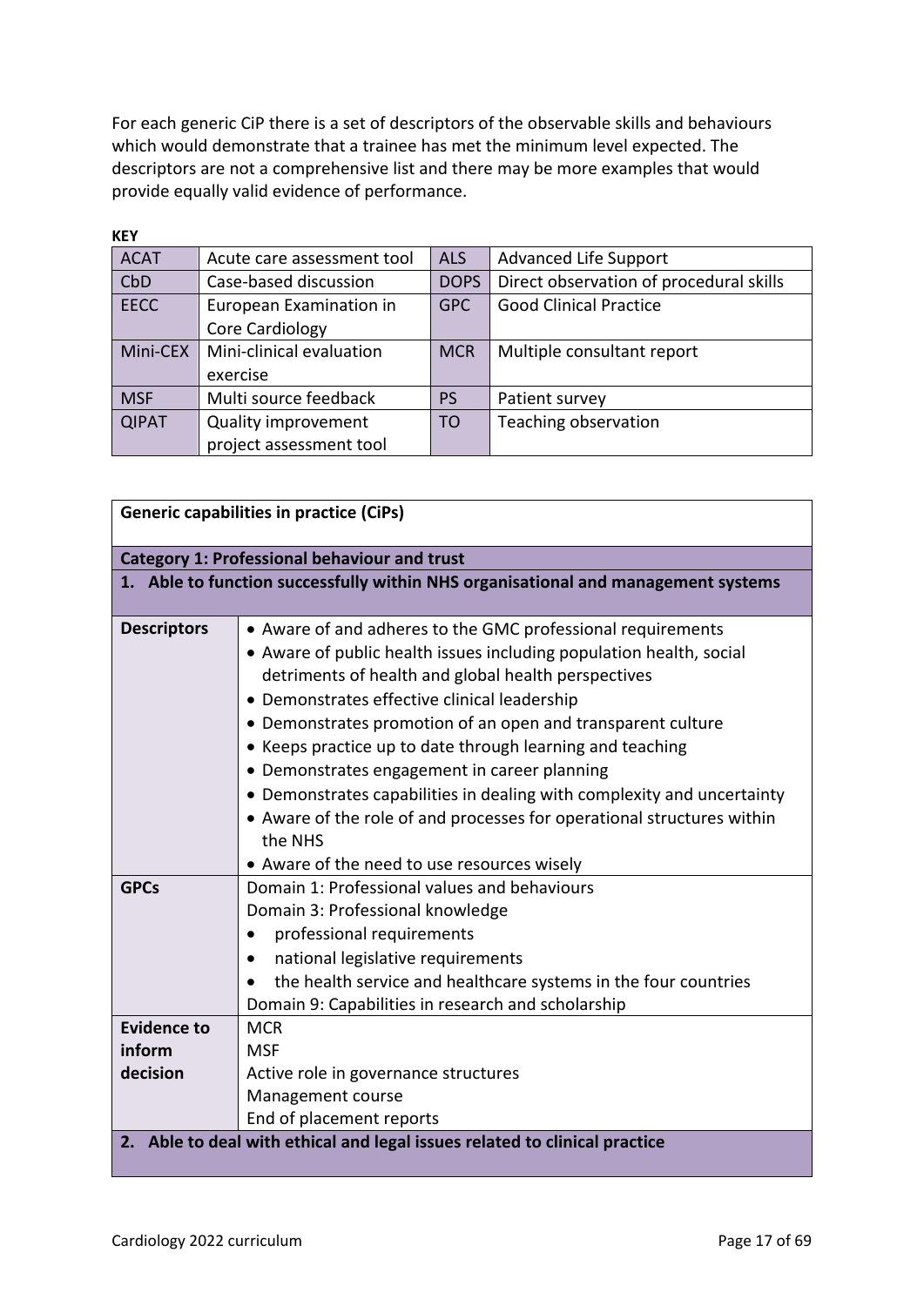For each generic CiP there is a set of descriptors of the observable skills and behaviours which would demonstrate that a trainee has met the minimum level expected. The descriptors are not a comprehensive list and there may be more examples that would provide equally valid evidence of performance.

**KEY**

| ACAT | Acute care assessment tool | ALS | Advanced Life Support |
|---|---|---|---|
| CbD | Case-based discussion | DOPS | Direct observation of procedural skills |
| EECC | European Examination in Core Cardiology | GPC | Good Clinical Practice |
| Mini-CEX | Mini-clinical evaluation exercise | MCR | Multiple consultant report |
| MSF | Multi source feedback | PS | Patient survey |
| QIPAT | Quality improvement project assessment tool | TO | Teaching observation |

| **Generic capabilities in practice (CiPs)** | |
|---|---|
| **Category 1: Professional behaviour and trust** | |
| **1. Able to function successfully within NHS organisational and management systems** | |
| **Descriptors** | • Aware of and adheres to the GMC professional requirements<br>• Aware of public health issues including population health, social detriments of health and global health perspectives<br>• Demonstrates effective clinical leadership<br>• Demonstrates promotion of an open and transparent culture<br>• Keeps practice up to date through learning and teaching<br>• Demonstrates engagement in career planning<br>• Demonstrates capabilities in dealing with complexity and uncertainty<br>• Aware of the role of and processes for operational structures within the NHS<br>• Aware of the need to use resources wisely |
| **GPCs** | Domain 1: Professional values and behaviours<br>Domain 3: Professional knowledge<br>• professional requirements<br>• national legislative requirements<br>• the health service and healthcare systems in the four countries<br>Domain 9: Capabilities in research and scholarship |
| **Evidence to inform decision** | MCR<br>MSF<br>Active role in governance structures<br>Management course<br>End of placement reports |
| **2. Able to deal with ethical and legal issues related to clinical practice** | |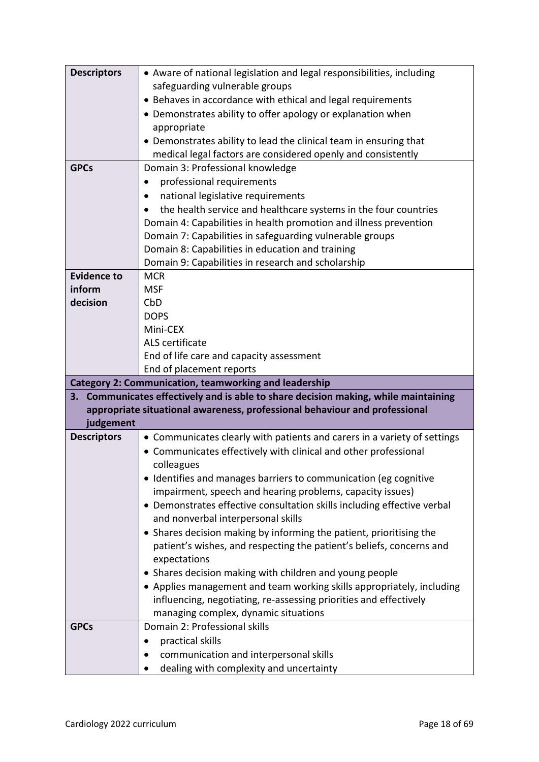| | |
|---|---|
| **Descriptors** | • Aware of national legislation and legal responsibilities, including safeguarding vulnerable groups<br>• Behaves in accordance with ethical and legal requirements<br>• Demonstrates ability to offer apology or explanation when appropriate<br>• Demonstrates ability to lead the clinical team in ensuring that medical legal factors are considered openly and consistently |
| **GPCs** | Domain 3: Professional knowledge<br>• professional requirements<br>• national legislative requirements<br>• the health service and healthcare systems in the four countries<br>Domain 4: Capabilities in health promotion and illness prevention<br>Domain 7: Capabilities in safeguarding vulnerable groups<br>Domain 8: Capabilities in education and training<br>Domain 9: Capabilities in research and scholarship |
| **Evidence to inform decision** | MCR<br>MSF<br>CbD<br>DOPS<br>Mini-CEX<br>ALS certificate<br>End of life care and capacity assessment<br>End of placement reports |
| **Category 2: Communication, teamworking and leadership** | |
| **3. Communicates effectively and is able to share decision making, while maintaining appropriate situational awareness, professional behaviour and professional judgement** | |
| **Descriptors** | • Communicates clearly with patients and carers in a variety of settings<br>• Communicates effectively with clinical and other professional colleagues<br>• Identifies and manages barriers to communication (eg cognitive impairment, speech and hearing problems, capacity issues)<br>• Demonstrates effective consultation skills including effective verbal and nonverbal interpersonal skills<br>• Shares decision making by informing the patient, prioritising the patient's wishes, and respecting the patient's beliefs, concerns and expectations<br>• Shares decision making with children and young people<br>• Applies management and team working skills appropriately, including influencing, negotiating, re-assessing priorities and effectively managing complex, dynamic situations |
| **GPCs** | Domain 2: Professional skills<br>• practical skills<br>• communication and interpersonal skills<br>• dealing with complexity and uncertainty |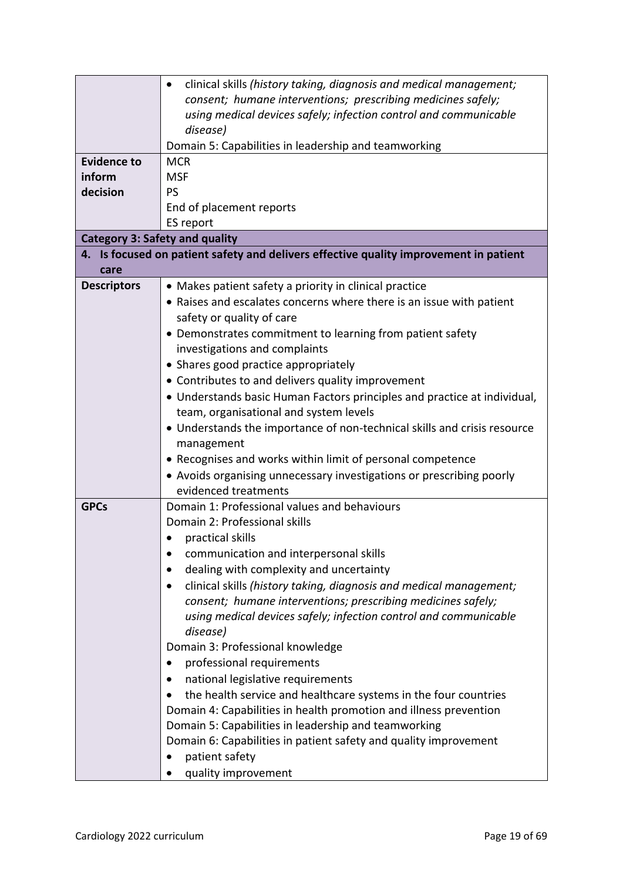| | |
|---|---|
| | • clinical skills *(history taking, diagnosis and medical management; consent; humane interventions; prescribing medicines safely; using medical devices safely; infection control and communicable disease)*<br>Domain 5: Capabilities in leadership and teamworking |
| **Evidence to inform decision** | MCR<br>MSF<br>PS<br>End of placement reports<br>ES report |
| **Category 3: Safety and quality** | |
| **4. Is focused on patient safety and delivers effective quality improvement in patient care** | |
| **Descriptors** | • Makes patient safety a priority in clinical practice<br>• Raises and escalates concerns where there is an issue with patient safety or quality of care<br>• Demonstrates commitment to learning from patient safety investigations and complaints<br>• Shares good practice appropriately<br>• Contributes to and delivers quality improvement<br>• Understands basic Human Factors principles and practice at individual, team, organisational and system levels<br>• Understands the importance of non-technical skills and crisis resource management<br>• Recognises and works within limit of personal competence<br>• Avoids organising unnecessary investigations or prescribing poorly evidenced treatments |
| **GPCs** | Domain 1: Professional values and behaviours<br>Domain 2: Professional skills<br>• practical skills<br>• communication and interpersonal skills<br>• dealing with complexity and uncertainty<br>• clinical skills *(history taking, diagnosis and medical management; consent; humane interventions; prescribing medicines safely; using medical devices safely; infection control and communicable disease)*<br>Domain 3: Professional knowledge<br>• professional requirements<br>• national legislative requirements<br>• the health service and healthcare systems in the four countries<br>Domain 4: Capabilities in health promotion and illness prevention<br>Domain 5: Capabilities in leadership and teamworking<br>Domain 6: Capabilities in patient safety and quality improvement<br>• patient safety<br>• quality improvement |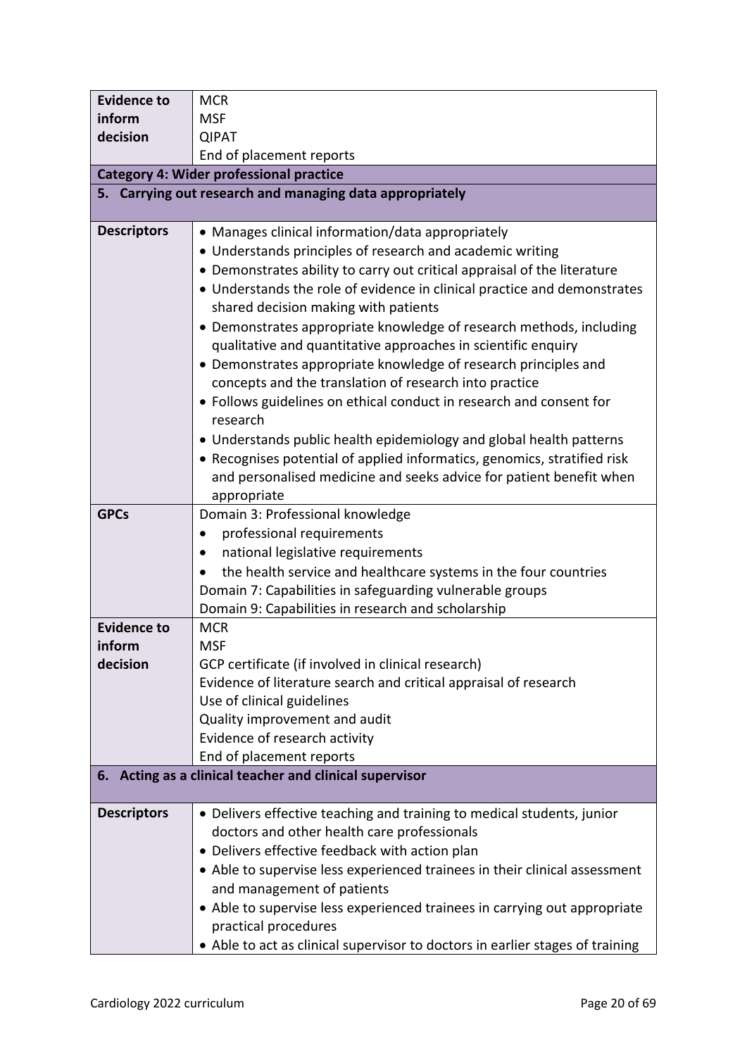| | |
|---|---|
| **Evidence to inform decision** | MCR<br>MSF<br>QIPAT<br>End of placement reports |
| **Category 4: Wider professional practice** | |
| **5. Carrying out research and managing data appropriately** | |
| **Descriptors** | • Manages clinical information/data appropriately<br>• Understands principles of research and academic writing<br>• Demonstrates ability to carry out critical appraisal of the literature<br>• Understands the role of evidence in clinical practice and demonstrates shared decision making with patients<br>• Demonstrates appropriate knowledge of research methods, including qualitative and quantitative approaches in scientific enquiry<br>• Demonstrates appropriate knowledge of research principles and concepts and the translation of research into practice<br>• Follows guidelines on ethical conduct in research and consent for research<br>• Understands public health epidemiology and global health patterns<br>• Recognises potential of applied informatics, genomics, stratified risk and personalised medicine and seeks advice for patient benefit when appropriate |
| **GPCs** | Domain 3: Professional knowledge<br>• professional requirements<br>• national legislative requirements<br>• the health service and healthcare systems in the four countries<br>Domain 7: Capabilities in safeguarding vulnerable groups<br>Domain 9: Capabilities in research and scholarship |
| **Evidence to inform decision** | MCR<br>MSF<br>GCP certificate (if involved in clinical research)<br>Evidence of literature search and critical appraisal of research<br>Use of clinical guidelines<br>Quality improvement and audit<br>Evidence of research activity<br>End of placement reports |
| **6. Acting as a clinical teacher and clinical supervisor** | |
| **Descriptors** | • Delivers effective teaching and training to medical students, junior doctors and other health care professionals<br>• Delivers effective feedback with action plan<br>• Able to supervise less experienced trainees in their clinical assessment and management of patients<br>• Able to supervise less experienced trainees in carrying out appropriate practical procedures<br>• Able to act as clinical supervisor to doctors in earlier stages of training |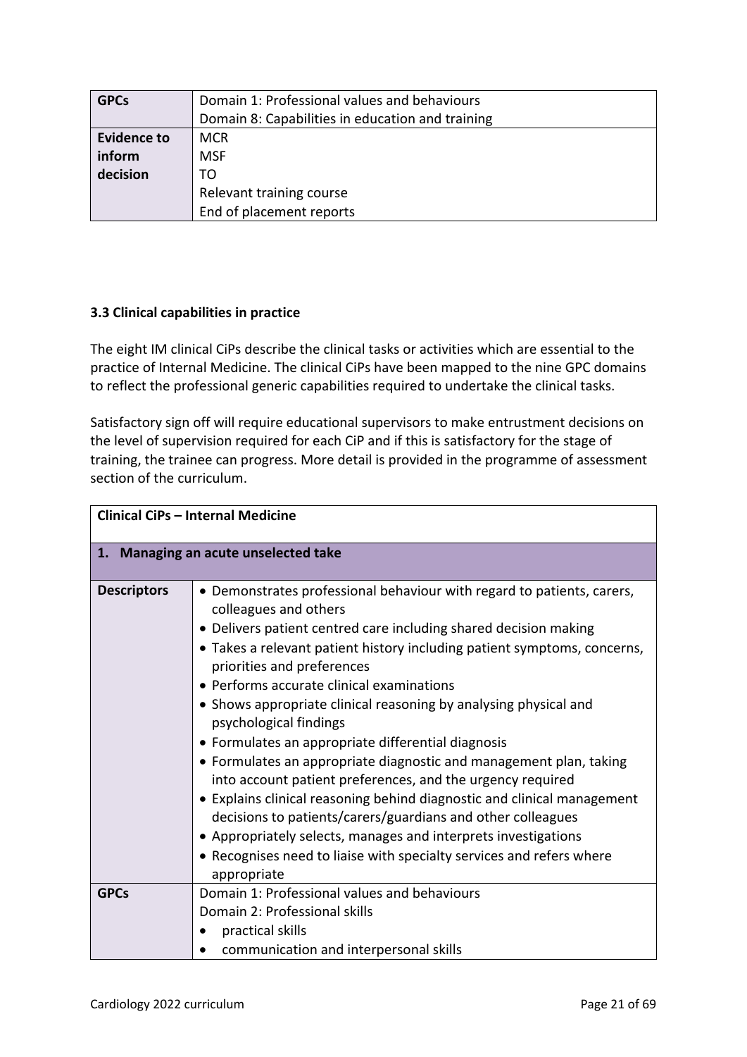| GPCs | Domain 1: Professional values and behaviours<br>Domain 8: Capabilities in education and training |
|---|---|
| **Evidence to inform decision** | MCR<br>MSF<br>TO<br>Relevant training course<br>End of placement reports |

### 3.3 Clinical capabilities in practice

The eight IM clinical CiPs describe the clinical tasks or activities which are essential to the practice of Internal Medicine. The clinical CiPs have been mapped to the nine GPC domains to reflect the professional generic capabilities required to undertake the clinical tasks.

Satisfactory sign off will require educational supervisors to make entrustment decisions on the level of supervision required for each CiP and if this is satisfactory for the stage of training, the trainee can progress. More detail is provided in the programme of assessment section of the curriculum.

| **Clinical CiPs – Internal Medicine** | |
|---|---|
| **1. Managing an acute unselected take** | |
| **Descriptors** | • Demonstrates professional behaviour with regard to patients, carers, colleagues and others<br>• Delivers patient centred care including shared decision making<br>• Takes a relevant patient history including patient symptoms, concerns, priorities and preferences<br>• Performs accurate clinical examinations<br>• Shows appropriate clinical reasoning by analysing physical and psychological findings<br>• Formulates an appropriate differential diagnosis<br>• Formulates an appropriate diagnostic and management plan, taking into account patient preferences, and the urgency required<br>• Explains clinical reasoning behind diagnostic and clinical management decisions to patients/carers/guardians and other colleagues<br>• Appropriately selects, manages and interprets investigations<br>• Recognises need to liaise with specialty services and refers where appropriate |
| **GPCs** | Domain 1: Professional values and behaviours<br>Domain 2: Professional skills<br>• practical skills<br>• communication and interpersonal skills |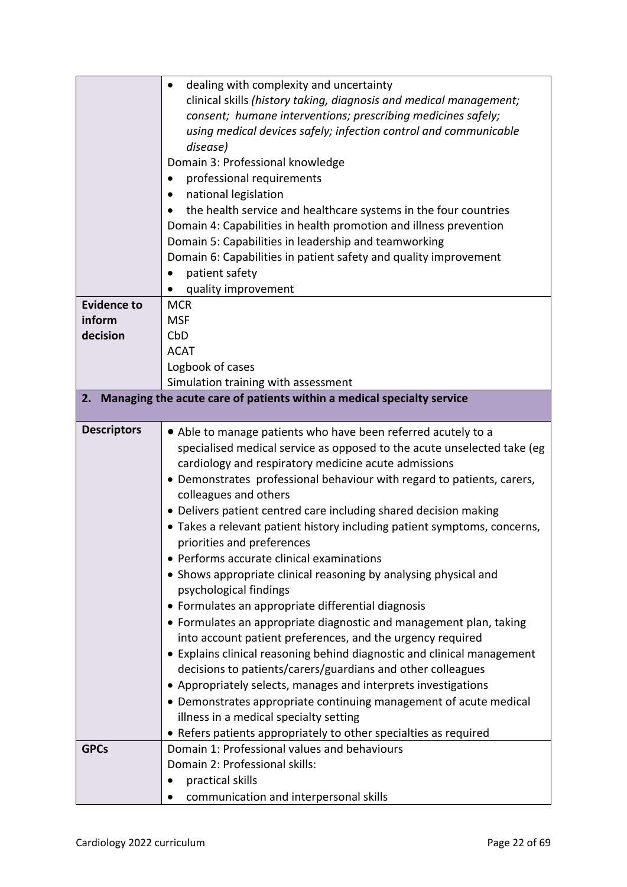| | |
|---|---|
| | • dealing with complexity and uncertainty<br>clinical skills *(history taking, diagnosis and medical management; consent; humane interventions; prescribing medicines safely; using medical devices safely; infection control and communicable disease)*<br>Domain 3: Professional knowledge<br>• professional requirements<br>• national legislation<br>• the health service and healthcare systems in the four countries<br>Domain 4: Capabilities in health promotion and illness prevention<br>Domain 5: Capabilities in leadership and teamworking<br>Domain 6: Capabilities in patient safety and quality improvement<br>• patient safety<br>• quality improvement |
| **Evidence to inform decision** | MCR<br>MSF<br>CbD<br>ACAT<br>Logbook of cases<br>Simulation training with assessment |
| **2. Managing the acute care of patients within a medical specialty service** | |
| **Descriptors** | • Able to manage patients who have been referred acutely to a specialised medical service as opposed to the acute unselected take (eg cardiology and respiratory medicine acute admissions<br>• Demonstrates professional behaviour with regard to patients, carers, colleagues and others<br>• Delivers patient centred care including shared decision making<br>• Takes a relevant patient history including patient symptoms, concerns, priorities and preferences<br>• Performs accurate clinical examinations<br>• Shows appropriate clinical reasoning by analysing physical and psychological findings<br>• Formulates an appropriate differential diagnosis<br>• Formulates an appropriate diagnostic and management plan, taking into account patient preferences, and the urgency required<br>• Explains clinical reasoning behind diagnostic and clinical management decisions to patients/carers/guardians and other colleagues<br>• Appropriately selects, manages and interprets investigations<br>• Demonstrates appropriate continuing management of acute medical illness in a medical specialty setting<br>• Refers patients appropriately to other specialties as required |
| **GPCs** | Domain 1: Professional values and behaviours<br>Domain 2: Professional skills:<br>• practical skills<br>• communication and interpersonal skills |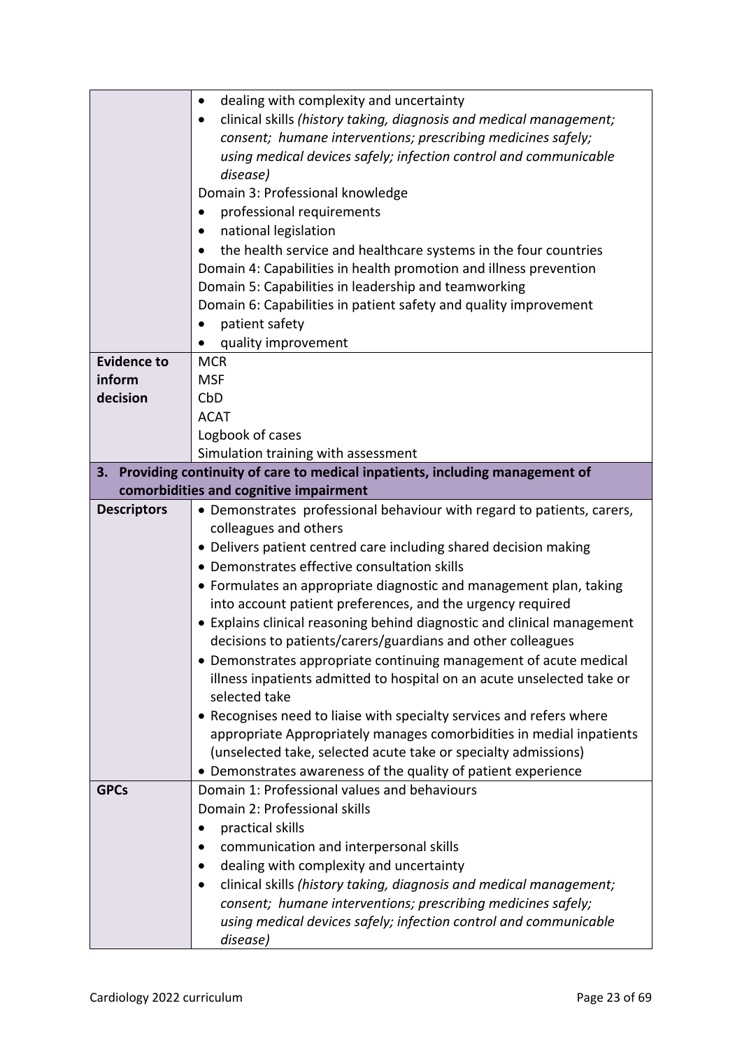|  |  |
|---|---|
|  | • dealing with complexity and uncertainty<br>• clinical skills *(history taking, diagnosis and medical management; consent; humane interventions; prescribing medicines safely; using medical devices safely; infection control and communicable disease)*<br>Domain 3: Professional knowledge<br>• professional requirements<br>• national legislation<br>• the health service and healthcare systems in the four countries<br>Domain 4: Capabilities in health promotion and illness prevention<br>Domain 5: Capabilities in leadership and teamworking<br>Domain 6: Capabilities in patient safety and quality improvement<br>• patient safety<br>• quality improvement |
| **Evidence to inform decision** | MCR<br>MSF<br>CbD<br>ACAT<br>Logbook of cases<br>Simulation training with assessment |
| **3. Providing continuity of care to medical inpatients, including management of comorbidities and cognitive impairment** | |
| **Descriptors** | • Demonstrates professional behaviour with regard to patients, carers, colleagues and others<br>• Delivers patient centred care including shared decision making<br>• Demonstrates effective consultation skills<br>• Formulates an appropriate diagnostic and management plan, taking into account patient preferences, and the urgency required<br>• Explains clinical reasoning behind diagnostic and clinical management decisions to patients/carers/guardians and other colleagues<br>• Demonstrates appropriate continuing management of acute medical illness inpatients admitted to hospital on an acute unselected take or selected take<br>• Recognises need to liaise with specialty services and refers where appropriate Appropriately manages comorbidities in medial inpatients (unselected take, selected acute take or specialty admissions)<br>• Demonstrates awareness of the quality of patient experience |
| **GPCs** | Domain 1: Professional values and behaviours<br>Domain 2: Professional skills<br>• practical skills<br>• communication and interpersonal skills<br>• dealing with complexity and uncertainty<br>• clinical skills *(history taking, diagnosis and medical management; consent; humane interventions; prescribing medicines safely; using medical devices safely; infection control and communicable disease)* |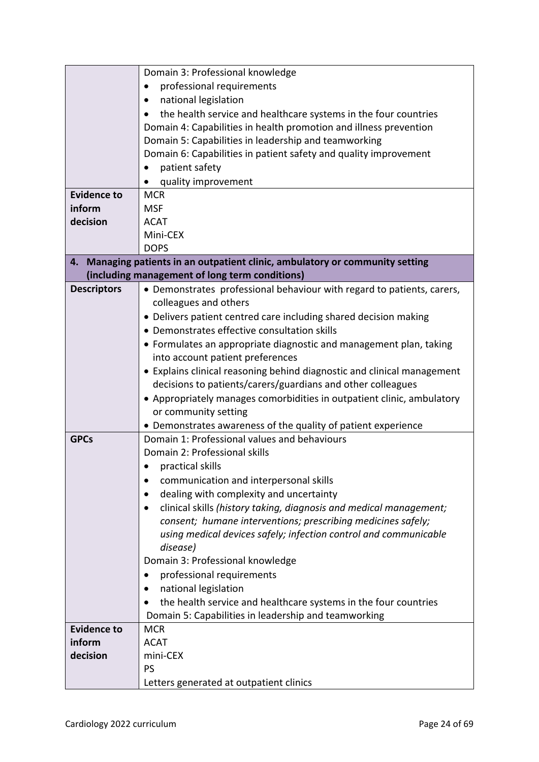| | |
|---|---|
| | Domain 3: Professional knowledge<br>• professional requirements<br>• national legislation<br>• the health service and healthcare systems in the four countries<br>Domain 4: Capabilities in health promotion and illness prevention<br>Domain 5: Capabilities in leadership and teamworking<br>Domain 6: Capabilities in patient safety and quality improvement<br>• patient safety<br>• quality improvement |
| **Evidence to inform decision** | MCR<br>MSF<br>ACAT<br>Mini-CEX<br>DOPS |
| **4. Managing patients in an outpatient clinic, ambulatory or community setting (including management of long term conditions)** | |
| **Descriptors** | • Demonstrates professional behaviour with regard to patients, carers, colleagues and others<br>• Delivers patient centred care including shared decision making<br>• Demonstrates effective consultation skills<br>• Formulates an appropriate diagnostic and management plan, taking into account patient preferences<br>• Explains clinical reasoning behind diagnostic and clinical management decisions to patients/carers/guardians and other colleagues<br>• Appropriately manages comorbidities in outpatient clinic, ambulatory or community setting<br>• Demonstrates awareness of the quality of patient experience |
| **GPCs** | Domain 1: Professional values and behaviours<br>Domain 2: Professional skills<br>• practical skills<br>• communication and interpersonal skills<br>• dealing with complexity and uncertainty<br>• clinical skills *(history taking, diagnosis and medical management; consent; humane interventions; prescribing medicines safely; using medical devices safely; infection control and communicable disease)*<br>Domain 3: Professional knowledge<br>• professional requirements<br>• national legislation<br>• the health service and healthcare systems in the four countries<br>Domain 5: Capabilities in leadership and teamworking |
| **Evidence to inform decision** | MCR<br>ACAT<br>mini-CEX<br>PS<br>Letters generated at outpatient clinics |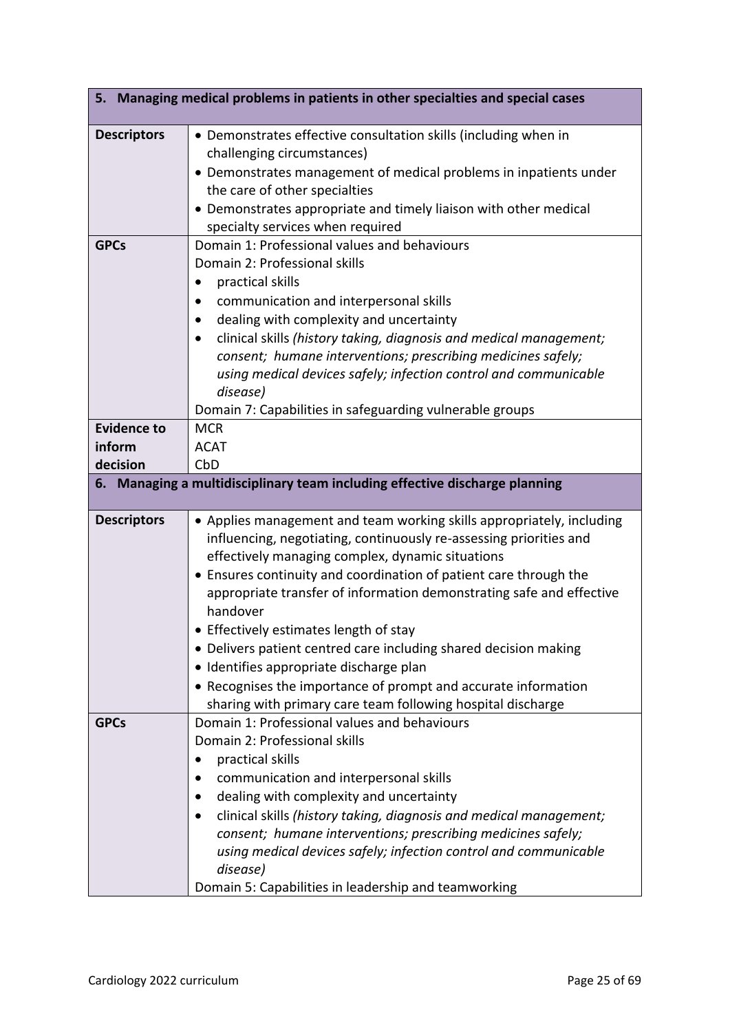| 5. Managing medical problems in patients in other specialties and special cases | |
|---|---|
| **Descriptors** | • Demonstrates effective consultation skills (including when in challenging circumstances)<br>• Demonstrates management of medical problems in inpatients under the care of other specialties<br>• Demonstrates appropriate and timely liaison with other medical specialty services when required |
| **GPCs** | Domain 1: Professional values and behaviours<br>Domain 2: Professional skills<br>• practical skills<br>• communication and interpersonal skills<br>• dealing with complexity and uncertainty<br>• clinical skills *(history taking, diagnosis and medical management; consent; humane interventions; prescribing medicines safely; using medical devices safely; infection control and communicable disease)*<br>Domain 7: Capabilities in safeguarding vulnerable groups |
| **Evidence to inform decision** | MCR<br>ACAT<br>CbD |

| 6. Managing a multidisciplinary team including effective discharge planning | |
|---|---|
| **Descriptors** | • Applies management and team working skills appropriately, including influencing, negotiating, continuously re-assessing priorities and effectively managing complex, dynamic situations<br>• Ensures continuity and coordination of patient care through the appropriate transfer of information demonstrating safe and effective handover<br>• Effectively estimates length of stay<br>• Delivers patient centred care including shared decision making<br>• Identifies appropriate discharge plan<br>• Recognises the importance of prompt and accurate information sharing with primary care team following hospital discharge |
| **GPCs** | Domain 1: Professional values and behaviours<br>Domain 2: Professional skills<br>• practical skills<br>• communication and interpersonal skills<br>• dealing with complexity and uncertainty<br>• clinical skills *(history taking, diagnosis and medical management; consent; humane interventions; prescribing medicines safely; using medical devices safely; infection control and communicable disease)*<br>Domain 5: Capabilities in leadership and teamworking |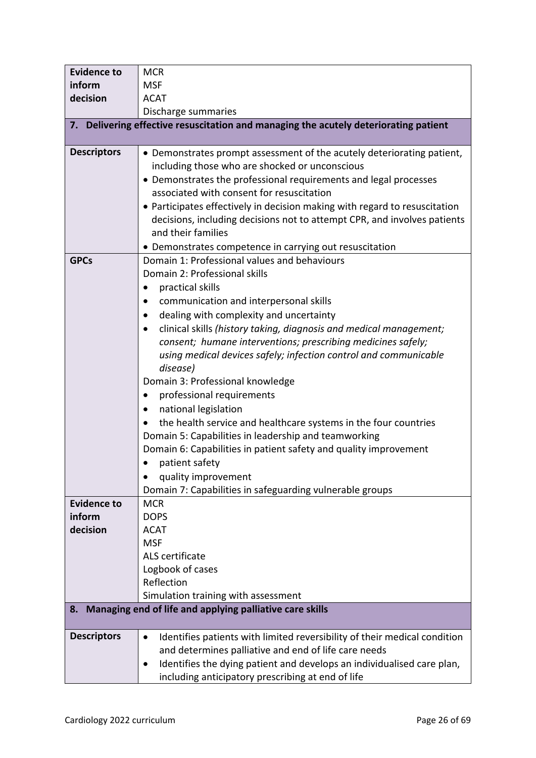| | |
|---|---|
| **Evidence to inform decision** | MCR<br>MSF<br>ACAT<br>Discharge summaries |
| **7. Delivering effective resuscitation and managing the acutely deteriorating patient** | |
| **Descriptors** | • Demonstrates prompt assessment of the acutely deteriorating patient, including those who are shocked or unconscious<br>• Demonstrates the professional requirements and legal processes associated with consent for resuscitation<br>• Participates effectively in decision making with regard to resuscitation decisions, including decisions not to attempt CPR, and involves patients and their families<br>• Demonstrates competence in carrying out resuscitation |
| **GPCs** | Domain 1: Professional values and behaviours<br>Domain 2: Professional skills<br>• practical skills<br>• communication and interpersonal skills<br>• dealing with complexity and uncertainty<br>• clinical skills *(history taking, diagnosis and medical management; consent; humane interventions; prescribing medicines safely; using medical devices safely; infection control and communicable disease)*<br>Domain 3: Professional knowledge<br>• professional requirements<br>• national legislation<br>• the health service and healthcare systems in the four countries<br>Domain 5: Capabilities in leadership and teamworking<br>Domain 6: Capabilities in patient safety and quality improvement<br>• patient safety<br>• quality improvement<br>Domain 7: Capabilities in safeguarding vulnerable groups |
| **Evidence to inform decision** | MCR<br>DOPS<br>ACAT<br>MSF<br>ALS certificate<br>Logbook of cases<br>Reflection<br>Simulation training with assessment |
| **8. Managing end of life and applying palliative care skills** | |
| **Descriptors** | • Identifies patients with limited reversibility of their medical condition and determines palliative and end of life care needs<br>• Identifies the dying patient and develops an individualised care plan, including anticipatory prescribing at end of life |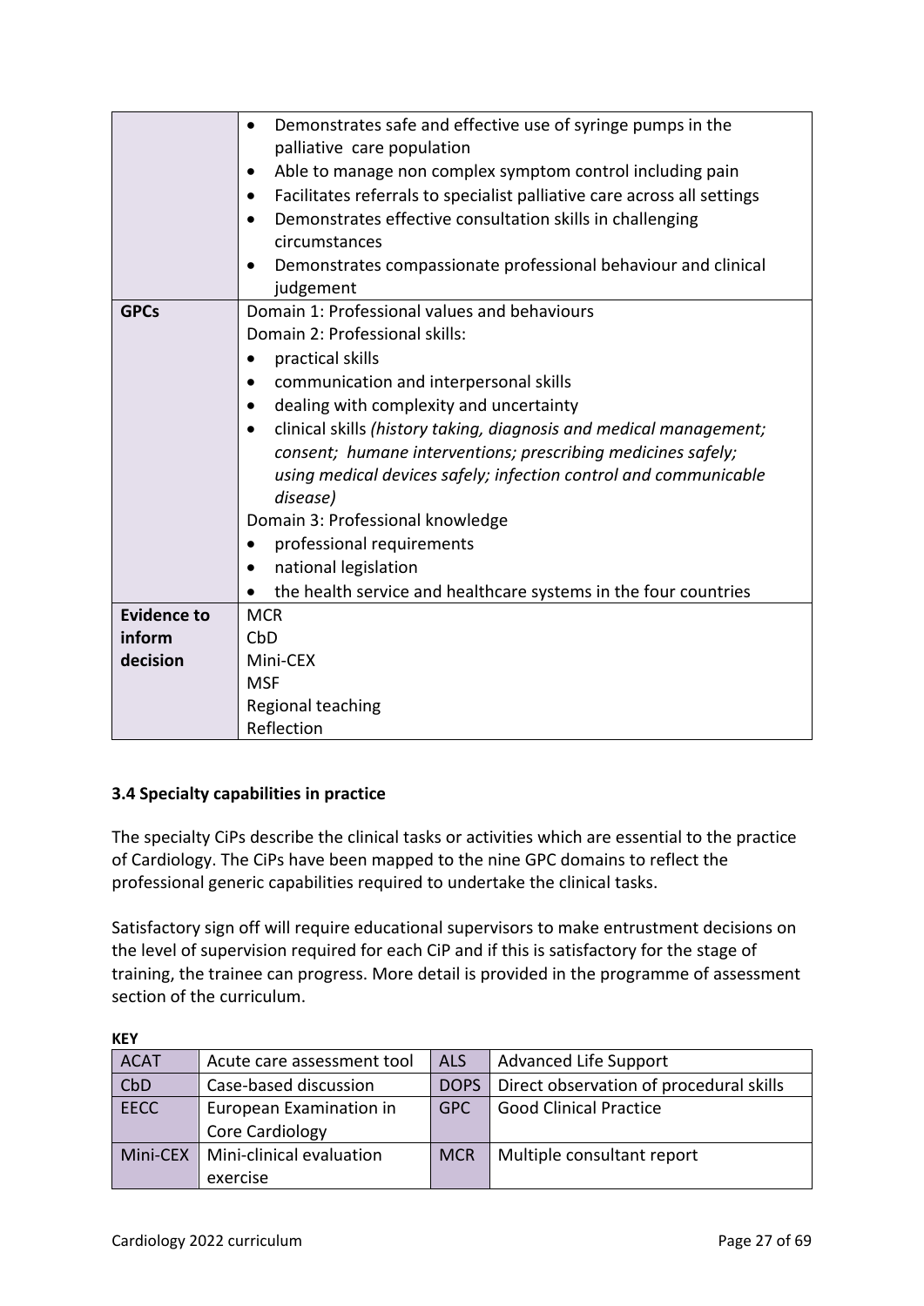| | |
|---|---|
| | • Demonstrates safe and effective use of syringe pumps in the palliative care population<br>• Able to manage non complex symptom control including pain<br>• Facilitates referrals to specialist palliative care across all settings<br>• Demonstrates effective consultation skills in challenging circumstances<br>• Demonstrates compassionate professional behaviour and clinical judgement |
| **GPCs** | Domain 1: Professional values and behaviours<br>Domain 2: Professional skills:<br>• practical skills<br>• communication and interpersonal skills<br>• dealing with complexity and uncertainty<br>• clinical skills *(history taking, diagnosis and medical management; consent; humane interventions; prescribing medicines safely; using medical devices safely; infection control and communicable disease)*<br>Domain 3: Professional knowledge<br>• professional requirements<br>• national legislation<br>• the health service and healthcare systems in the four countries |
| **Evidence to inform decision** | MCR<br>CbD<br>Mini-CEX<br>MSF<br>Regional teaching<br>Reflection |

### 3.4 Specialty capabilities in practice

The specialty CiPs describe the clinical tasks or activities which are essential to the practice of Cardiology. The CiPs have been mapped to the nine GPC domains to reflect the professional generic capabilities required to undertake the clinical tasks.

Satisfactory sign off will require educational supervisors to make entrustment decisions on the level of supervision required for each CiP and if this is satisfactory for the stage of training, the trainee can progress. More detail is provided in the programme of assessment section of the curriculum.

**KEY**

| | | | |
|---|---|---|---|
| ACAT | Acute care assessment tool | ALS | Advanced Life Support |
| CbD | Case-based discussion | DOPS | Direct observation of procedural skills |
| EECC | European Examination in Core Cardiology | GPC | Good Clinical Practice |
| Mini-CEX | Mini-clinical evaluation exercise | MCR | Multiple consultant report |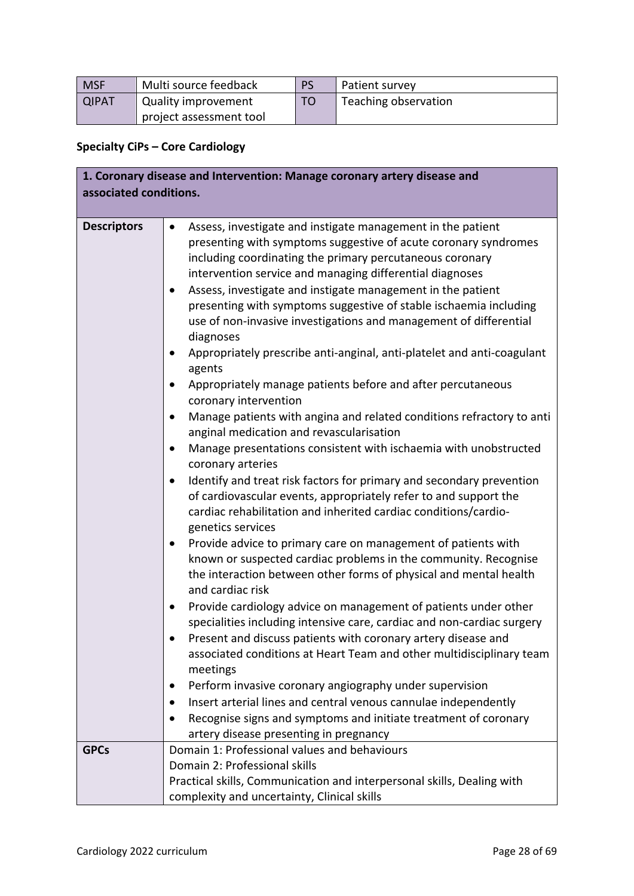| MSF | Multi source feedback | PS | Patient survey |
|---|---|---|---|
| QIPAT | Quality improvement project assessment tool | TO | Teaching observation |

**Specialty CiPs – Core Cardiology**

| **1. Coronary disease and Intervention: Manage coronary artery disease and associated conditions.** | |
|---|---|
| **Descriptors** | • Assess, investigate and instigate management in the patient presenting with symptoms suggestive of acute coronary syndromes including coordinating the primary percutaneous coronary intervention service and managing differential diagnoses<br>• Assess, investigate and instigate management in the patient presenting with symptoms suggestive of stable ischaemia including use of non-invasive investigations and management of differential diagnoses<br>• Appropriately prescribe anti-anginal, anti-platelet and anti-coagulant agents<br>• Appropriately manage patients before and after percutaneous coronary intervention<br>• Manage patients with angina and related conditions refractory to anti anginal medication and revascularisation<br>• Manage presentations consistent with ischaemia with unobstructed coronary arteries<br>• Identify and treat risk factors for primary and secondary prevention of cardiovascular events, appropriately refer to and support the cardiac rehabilitation and inherited cardiac conditions/cardio-genetics services<br>• Provide advice to primary care on management of patients with known or suspected cardiac problems in the community. Recognise the interaction between other forms of physical and mental health and cardiac risk<br>• Provide cardiology advice on management of patients under other specialities including intensive care, cardiac and non-cardiac surgery<br>• Present and discuss patients with coronary artery disease and associated conditions at Heart Team and other multidisciplinary team meetings<br>• Perform invasive coronary angiography under supervision<br>• Insert arterial lines and central venous cannulae independently<br>• Recognise signs and symptoms and initiate treatment of coronary artery disease presenting in pregnancy |
| **GPCs** | Domain 1: Professional values and behaviours<br>Domain 2: Professional skills<br>Practical skills, Communication and interpersonal skills, Dealing with complexity and uncertainty, Clinical skills |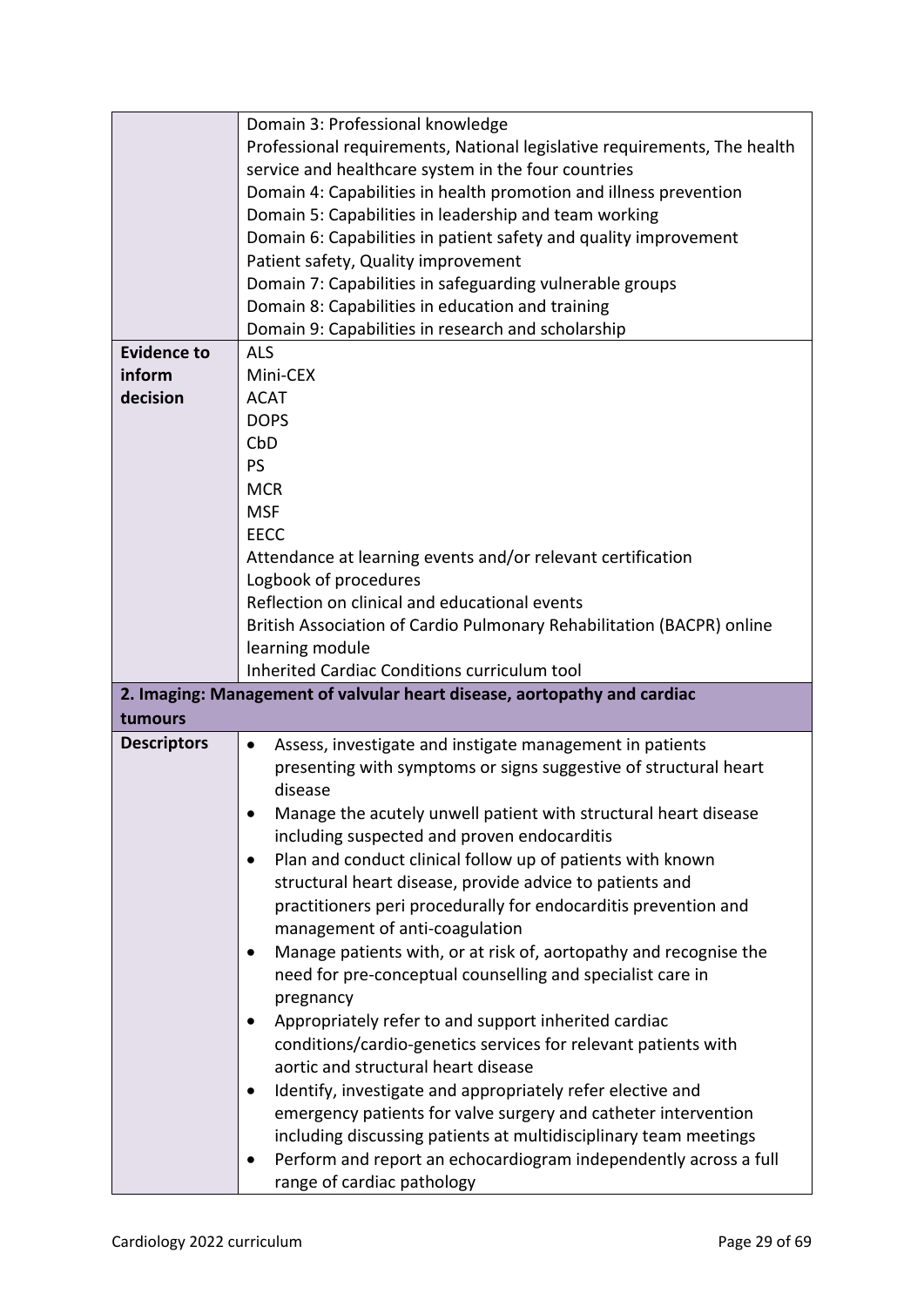| | |
|---|---|
| | Domain 3: Professional knowledge<br>Professional requirements, National legislative requirements, The health service and healthcare system in the four countries<br>Domain 4: Capabilities in health promotion and illness prevention<br>Domain 5: Capabilities in leadership and team working<br>Domain 6: Capabilities in patient safety and quality improvement<br>Patient safety, Quality improvement<br>Domain 7: Capabilities in safeguarding vulnerable groups<br>Domain 8: Capabilities in education and training<br>Domain 9: Capabilities in research and scholarship |
| **Evidence to inform decision** | ALS<br>Mini-CEX<br>ACAT<br>DOPS<br>CbD<br>PS<br>MCR<br>MSF<br>EECC<br>Attendance at learning events and/or relevant certification<br>Logbook of procedures<br>Reflection on clinical and educational events<br>British Association of Cardio Pulmonary Rehabilitation (BACPR) online learning module<br>Inherited Cardiac Conditions curriculum tool |
| **2. Imaging: Management of valvular heart disease, aortopathy and cardiac tumours** | |
| **Descriptors** | • Assess, investigate and instigate management in patients presenting with symptoms or signs suggestive of structural heart disease<br>• Manage the acutely unwell patient with structural heart disease including suspected and proven endocarditis<br>• Plan and conduct clinical follow up of patients with known structural heart disease, provide advice to patients and practitioners peri procedurally for endocarditis prevention and management of anti-coagulation<br>• Manage patients with, or at risk of, aortopathy and recognise the need for pre-conceptual counselling and specialist care in pregnancy<br>• Appropriately refer to and support inherited cardiac conditions/cardio-genetics services for relevant patients with aortic and structural heart disease<br>• Identify, investigate and appropriately refer elective and emergency patients for valve surgery and catheter intervention including discussing patients at multidisciplinary team meetings<br>• Perform and report an echocardiogram independently across a full range of cardiac pathology |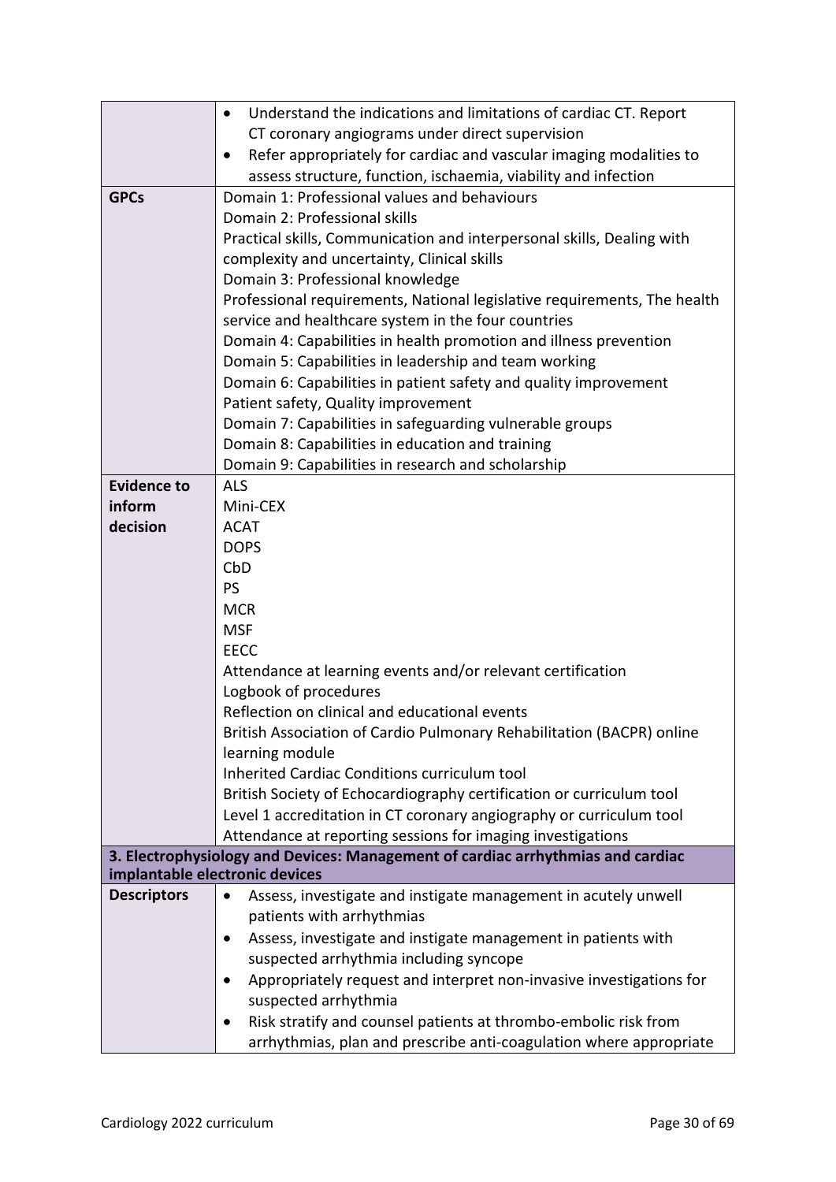| | |
|---|---|
| | • Understand the indications and limitations of cardiac CT. Report CT coronary angiograms under direct supervision<br>• Refer appropriately for cardiac and vascular imaging modalities to assess structure, function, ischaemia, viability and infection |
| **GPCs** | Domain 1: Professional values and behaviours<br>Domain 2: Professional skills<br>Practical skills, Communication and interpersonal skills, Dealing with complexity and uncertainty, Clinical skills<br>Domain 3: Professional knowledge<br>Professional requirements, National legislative requirements, The health service and healthcare system in the four countries<br>Domain 4: Capabilities in health promotion and illness prevention<br>Domain 5: Capabilities in leadership and team working<br>Domain 6: Capabilities in patient safety and quality improvement<br>Patient safety, Quality improvement<br>Domain 7: Capabilities in safeguarding vulnerable groups<br>Domain 8: Capabilities in education and training<br>Domain 9: Capabilities in research and scholarship |
| **Evidence to inform decision** | ALS<br>Mini-CEX<br>ACAT<br>DOPS<br>CbD<br>PS<br>MCR<br>MSF<br>EECC<br>Attendance at learning events and/or relevant certification<br>Logbook of procedures<br>Reflection on clinical and educational events<br>British Association of Cardio Pulmonary Rehabilitation (BACPR) online learning module<br>Inherited Cardiac Conditions curriculum tool<br>British Society of Echocardiography certification or curriculum tool<br>Level 1 accreditation in CT coronary angiography or curriculum tool<br>Attendance at reporting sessions for imaging investigations |
| **3. Electrophysiology and Devices: Management of cardiac arrhythmias and cardiac implantable electronic devices** | |
| **Descriptors** | • Assess, investigate and instigate management in acutely unwell patients with arrhythmias<br>• Assess, investigate and instigate management in patients with suspected arrhythmia including syncope<br>• Appropriately request and interpret non-invasive investigations for suspected arrhythmia<br>• Risk stratify and counsel patients at thrombo-embolic risk from arrhythmias, plan and prescribe anti-coagulation where appropriate |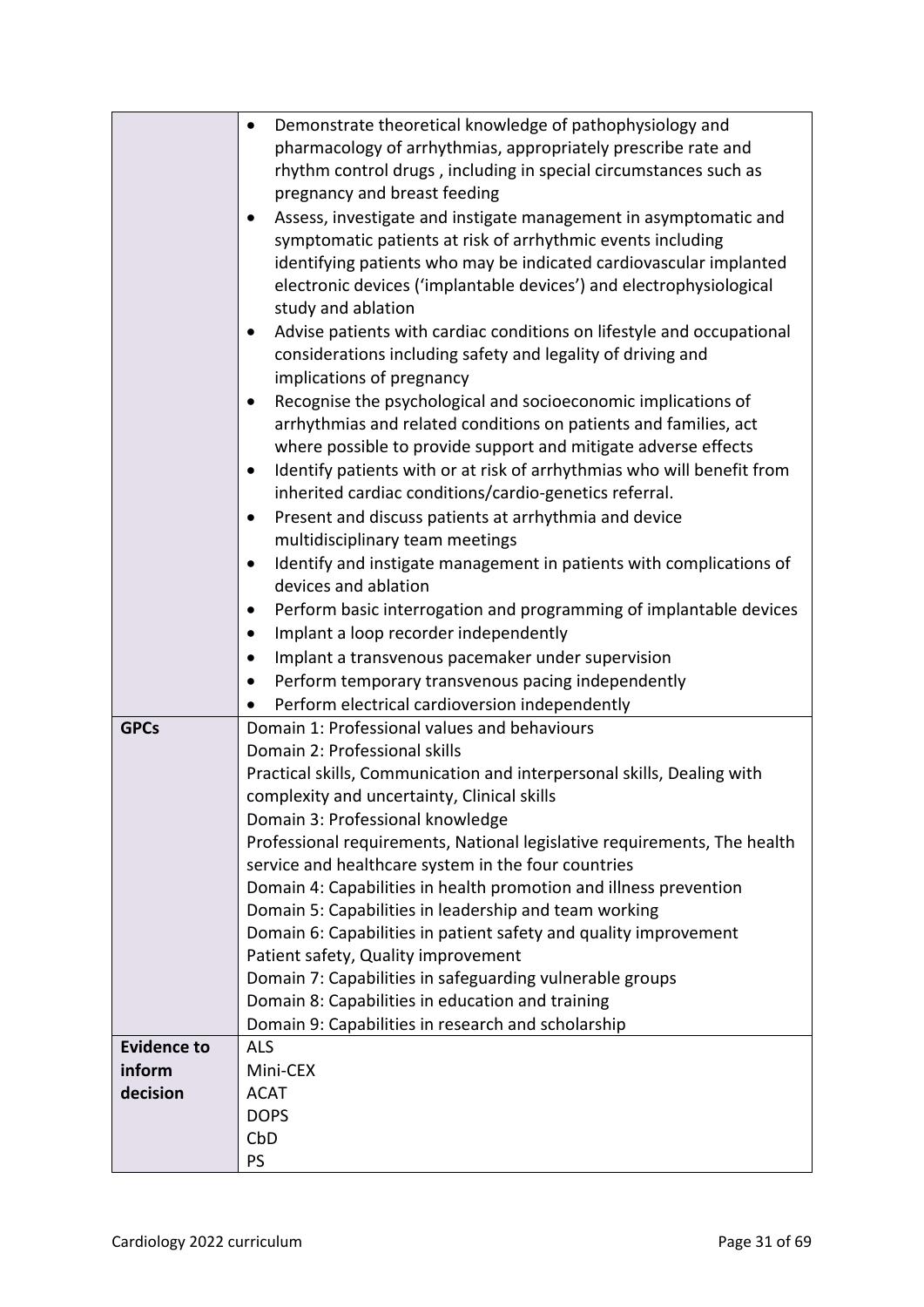| | |
|---|---|
| | • Demonstrate theoretical knowledge of pathophysiology and pharmacology of arrhythmias, appropriately prescribe rate and rhythm control drugs , including in special circumstances such as pregnancy and breast feeding<br>• Assess, investigate and instigate management in asymptomatic and symptomatic patients at risk of arrhythmic events including identifying patients who may be indicated cardiovascular implanted electronic devices ('implantable devices') and electrophysiological study and ablation<br>• Advise patients with cardiac conditions on lifestyle and occupational considerations including safety and legality of driving and implications of pregnancy<br>• Recognise the psychological and socioeconomic implications of arrhythmias and related conditions on patients and families, act where possible to provide support and mitigate adverse effects<br>• Identify patients with or at risk of arrhythmias who will benefit from inherited cardiac conditions/cardio-genetics referral.<br>• Present and discuss patients at arrhythmia and device multidisciplinary team meetings<br>• Identify and instigate management in patients with complications of devices and ablation<br>• Perform basic interrogation and programming of implantable devices<br>• Implant a loop recorder independently<br>• Implant a transvenous pacemaker under supervision<br>• Perform temporary transvenous pacing independently<br>• Perform electrical cardioversion independently |
| **GPCs** | Domain 1: Professional values and behaviours<br>Domain 2: Professional skills<br>Practical skills, Communication and interpersonal skills, Dealing with complexity and uncertainty, Clinical skills<br>Domain 3: Professional knowledge<br>Professional requirements, National legislative requirements, The health service and healthcare system in the four countries<br>Domain 4: Capabilities in health promotion and illness prevention<br>Domain 5: Capabilities in leadership and team working<br>Domain 6: Capabilities in patient safety and quality improvement<br>Patient safety, Quality improvement<br>Domain 7: Capabilities in safeguarding vulnerable groups<br>Domain 8: Capabilities in education and training<br>Domain 9: Capabilities in research and scholarship |
| **Evidence to inform decision** | ALS<br>Mini-CEX<br>ACAT<br>DOPS<br>CbD<br>PS |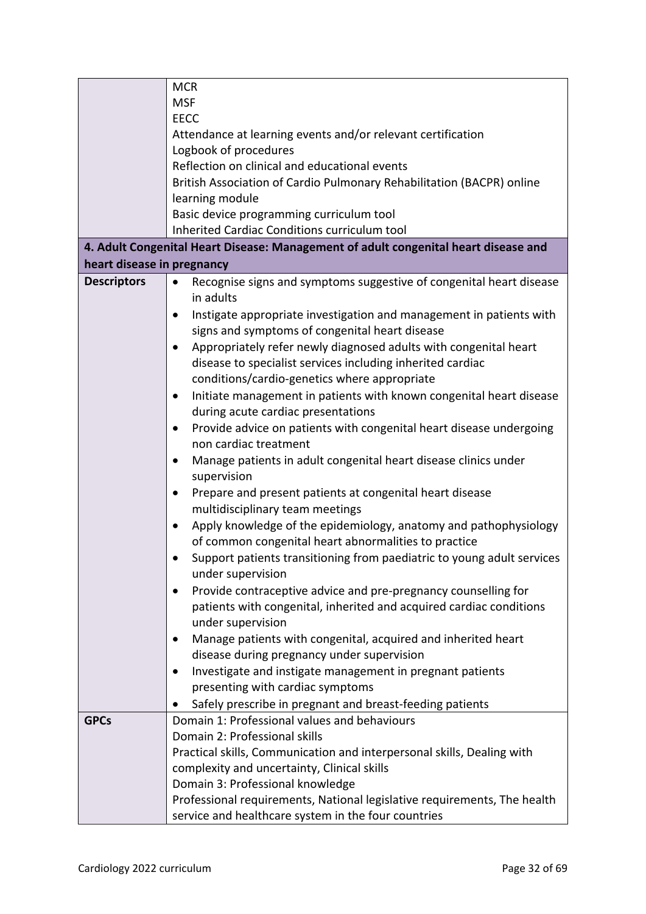| | |
|---|---|
| | MCR<br>MSF<br>EECC<br>Attendance at learning events and/or relevant certification<br>Logbook of procedures<br>Reflection on clinical and educational events<br>British Association of Cardio Pulmonary Rehabilitation (BACPR) online learning module<br>Basic device programming curriculum tool<br>Inherited Cardiac Conditions curriculum tool |
| **4. Adult Congenital Heart Disease: Management of adult congenital heart disease and heart disease in pregnancy** | |
| **Descriptors** | • Recognise signs and symptoms suggestive of congenital heart disease in adults<br>• Instigate appropriate investigation and management in patients with signs and symptoms of congenital heart disease<br>• Appropriately refer newly diagnosed adults with congenital heart disease to specialist services including inherited cardiac conditions/cardio-genetics where appropriate<br>• Initiate management in patients with known congenital heart disease during acute cardiac presentations<br>• Provide advice on patients with congenital heart disease undergoing non cardiac treatment<br>• Manage patients in adult congenital heart disease clinics under supervision<br>• Prepare and present patients at congenital heart disease multidisciplinary team meetings<br>• Apply knowledge of the epidemiology, anatomy and pathophysiology of common congenital heart abnormalities to practice<br>• Support patients transitioning from paediatric to young adult services under supervision<br>• Provide contraceptive advice and pre-pregnancy counselling for patients with congenital, inherited and acquired cardiac conditions under supervision<br>• Manage patients with congenital, acquired and inherited heart disease during pregnancy under supervision<br>• Investigate and instigate management in pregnant patients presenting with cardiac symptoms<br>• Safely prescribe in pregnant and breast-feeding patients |
| **GPCs** | Domain 1: Professional values and behaviours<br>Domain 2: Professional skills<br>Practical skills, Communication and interpersonal skills, Dealing with complexity and uncertainty, Clinical skills<br>Domain 3: Professional knowledge<br>Professional requirements, National legislative requirements, The health service and healthcare system in the four countries |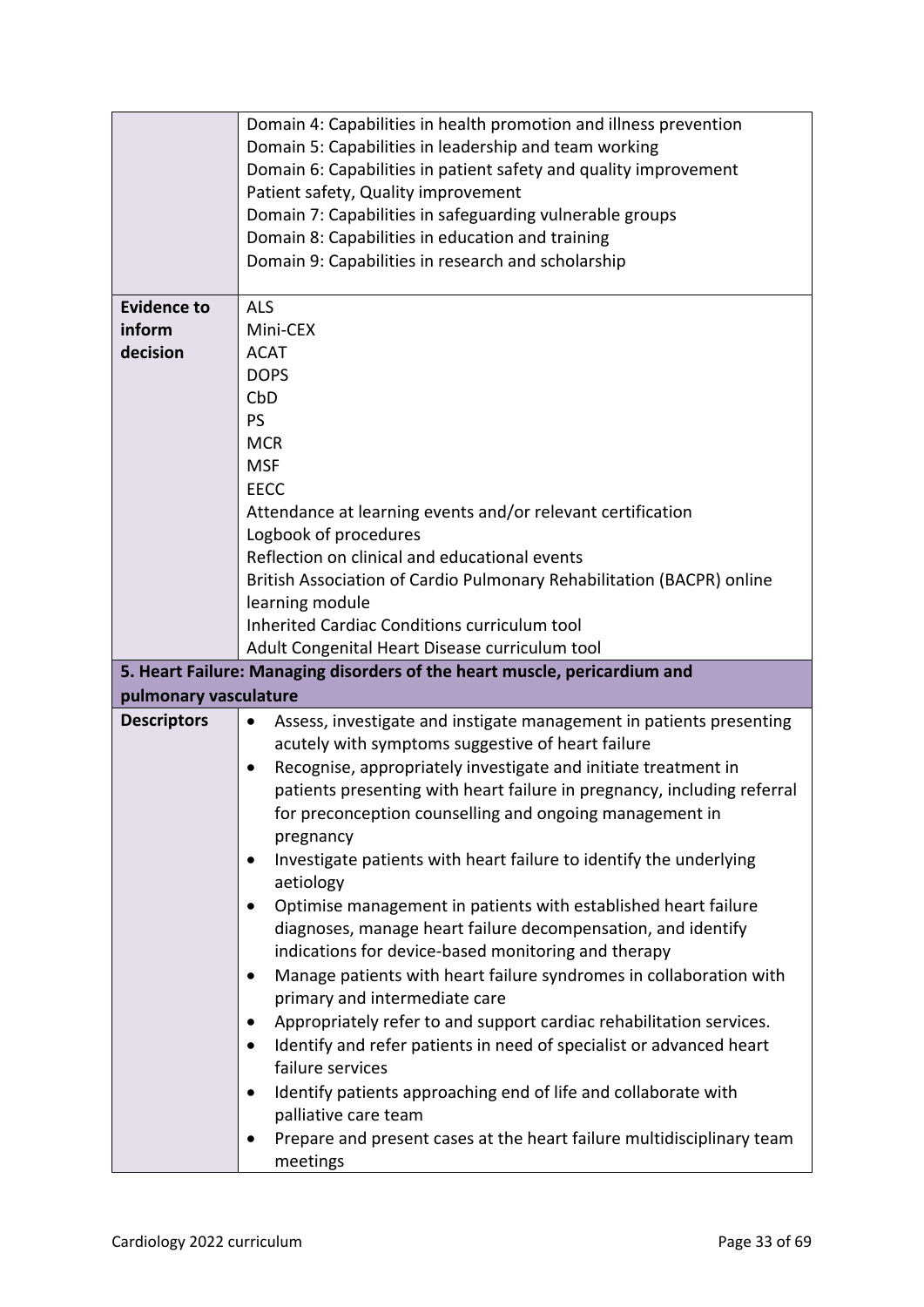| | |
|---|---|
| | Domain 4: Capabilities in health promotion and illness prevention<br>Domain 5: Capabilities in leadership and team working<br>Domain 6: Capabilities in patient safety and quality improvement<br>Patient safety, Quality improvement<br>Domain 7: Capabilities in safeguarding vulnerable groups<br>Domain 8: Capabilities in education and training<br>Domain 9: Capabilities in research and scholarship |
| **Evidence to inform decision** | ALS<br>Mini-CEX<br>ACAT<br>DOPS<br>CbD<br>PS<br>MCR<br>MSF<br>EECC<br>Attendance at learning events and/or relevant certification<br>Logbook of procedures<br>Reflection on clinical and educational events<br>British Association of Cardio Pulmonary Rehabilitation (BACPR) online learning module<br>Inherited Cardiac Conditions curriculum tool<br>Adult Congenital Heart Disease curriculum tool |
| **5. Heart Failure: Managing disorders of the heart muscle, pericardium and pulmonary vasculature** | |
| **Descriptors** | • Assess, investigate and instigate management in patients presenting acutely with symptoms suggestive of heart failure<br>• Recognise, appropriately investigate and initiate treatment in patients presenting with heart failure in pregnancy, including referral for preconception counselling and ongoing management in pregnancy<br>• Investigate patients with heart failure to identify the underlying aetiology<br>• Optimise management in patients with established heart failure diagnoses, manage heart failure decompensation, and identify indications for device-based monitoring and therapy<br>• Manage patients with heart failure syndromes in collaboration with primary and intermediate care<br>• Appropriately refer to and support cardiac rehabilitation services.<br>• Identify and refer patients in need of specialist or advanced heart failure services<br>• Identify patients approaching end of life and collaborate with palliative care team<br>• Prepare and present cases at the heart failure multidisciplinary team meetings |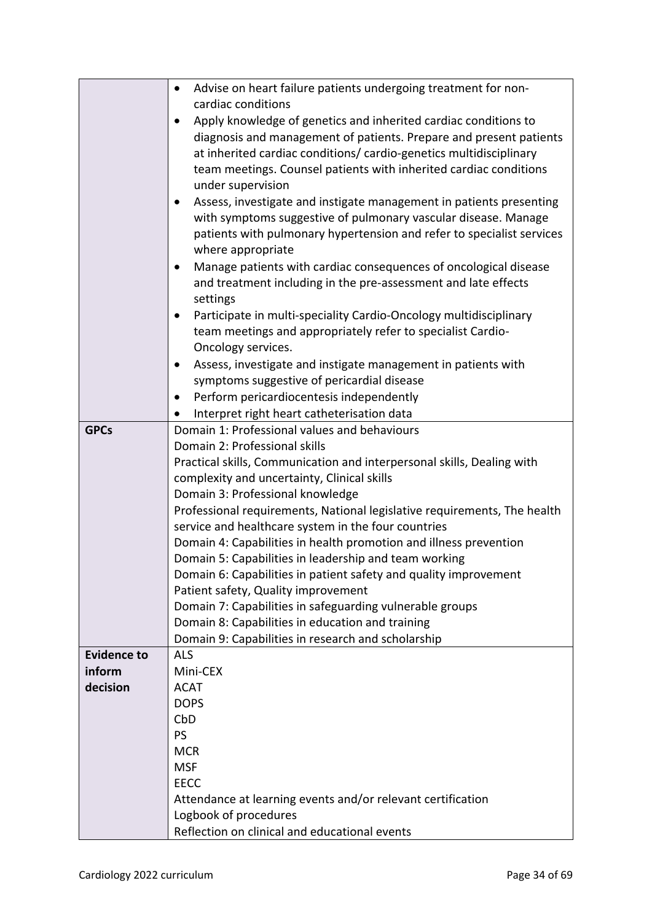| | |
|---|---|
| | • Advise on heart failure patients undergoing treatment for non-cardiac conditions<br>• Apply knowledge of genetics and inherited cardiac conditions to diagnosis and management of patients. Prepare and present patients at inherited cardiac conditions/ cardio-genetics multidisciplinary team meetings. Counsel patients with inherited cardiac conditions under supervision<br>• Assess, investigate and instigate management in patients presenting with symptoms suggestive of pulmonary vascular disease. Manage patients with pulmonary hypertension and refer to specialist services where appropriate<br>• Manage patients with cardiac consequences of oncological disease and treatment including in the pre-assessment and late effects settings<br>• Participate in multi-speciality Cardio-Oncology multidisciplinary team meetings and appropriately refer to specialist Cardio-Oncology services.<br>• Assess, investigate and instigate management in patients with symptoms suggestive of pericardial disease<br>• Perform pericardiocentesis independently<br>• Interpret right heart catheterisation data |
| **GPCs** | Domain 1: Professional values and behaviours<br>Domain 2: Professional skills<br>Practical skills, Communication and interpersonal skills, Dealing with complexity and uncertainty, Clinical skills<br>Domain 3: Professional knowledge<br>Professional requirements, National legislative requirements, The health service and healthcare system in the four countries<br>Domain 4: Capabilities in health promotion and illness prevention<br>Domain 5: Capabilities in leadership and team working<br>Domain 6: Capabilities in patient safety and quality improvement<br>Patient safety, Quality improvement<br>Domain 7: Capabilities in safeguarding vulnerable groups<br>Domain 8: Capabilities in education and training<br>Domain 9: Capabilities in research and scholarship |
| **Evidence to inform decision** | ALS<br>Mini-CEX<br>ACAT<br>DOPS<br>CbD<br>PS<br>MCR<br>MSF<br>EECC<br>Attendance at learning events and/or relevant certification<br>Logbook of procedures<br>Reflection on clinical and educational events |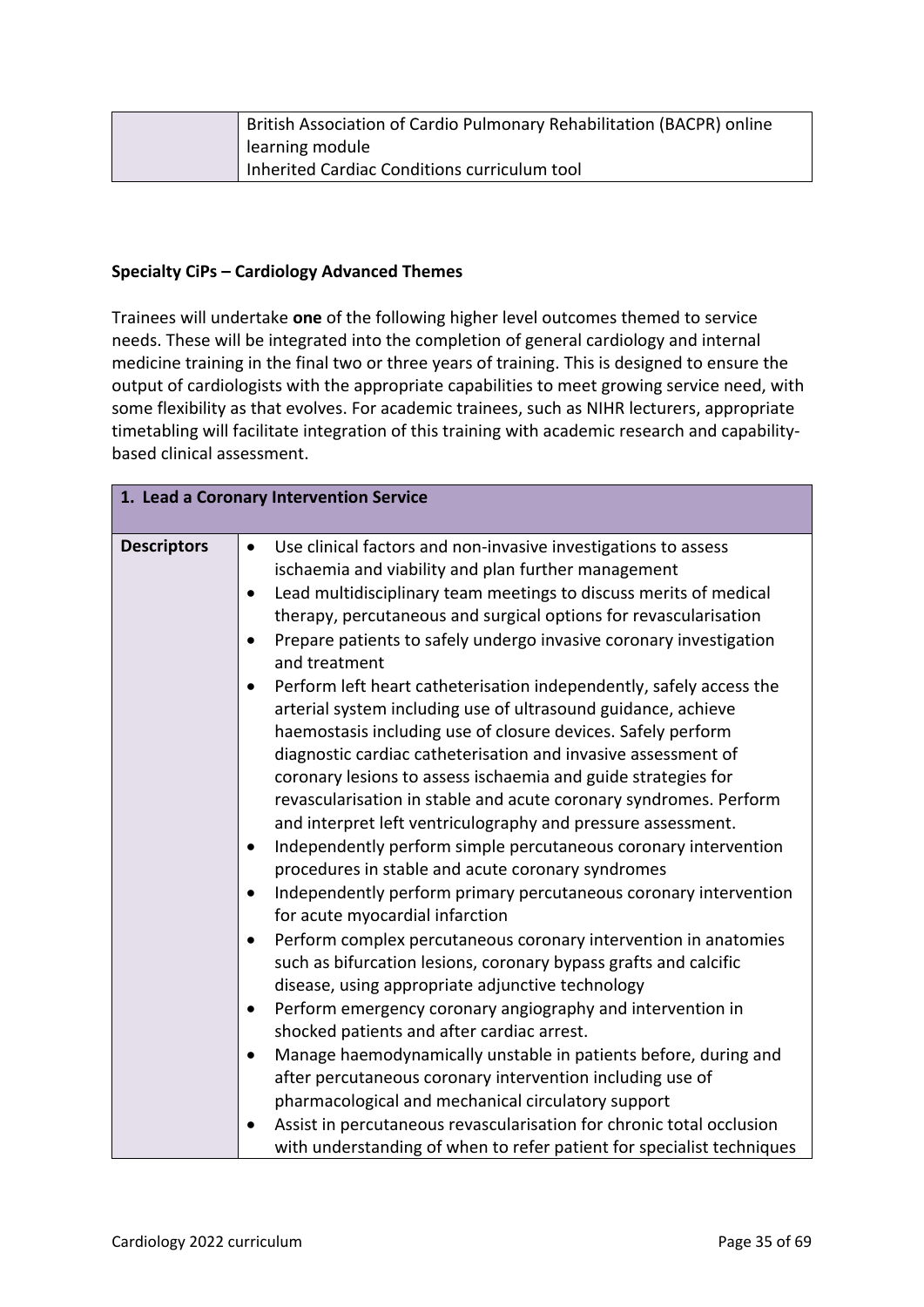| | British Association of Cardio Pulmonary Rehabilitation (BACPR) online learning module<br>Inherited Cardiac Conditions curriculum tool |
|---|---|

**Specialty CiPs – Cardiology Advanced Themes**

Trainees will undertake **one** of the following higher level outcomes themed to service needs. These will be integrated into the completion of general cardiology and internal medicine training in the final two or three years of training. This is designed to ensure the output of cardiologists with the appropriate capabilities to meet growing service need, with some flexibility as that evolves. For academic trainees, such as NIHR lecturers, appropriate timetabling will facilitate integration of this training with academic research and capability-based clinical assessment.

| **1. Lead a Coronary Intervention Service** | |
|---|---|
| **Descriptors** | • Use clinical factors and non-invasive investigations to assess ischaemia and viability and plan further management<br>• Lead multidisciplinary team meetings to discuss merits of medical therapy, percutaneous and surgical options for revascularisation<br>• Prepare patients to safely undergo invasive coronary investigation and treatment<br>• Perform left heart catheterisation independently, safely access the arterial system including use of ultrasound guidance, achieve haemostasis including use of closure devices. Safely perform diagnostic cardiac catheterisation and invasive assessment of coronary lesions to assess ischaemia and guide strategies for revascularisation in stable and acute coronary syndromes. Perform and interpret left ventriculography and pressure assessment.<br>• Independently perform simple percutaneous coronary intervention procedures in stable and acute coronary syndromes<br>• Independently perform primary percutaneous coronary intervention for acute myocardial infarction<br>• Perform complex percutaneous coronary intervention in anatomies such as bifurcation lesions, coronary bypass grafts and calcific disease, using appropriate adjunctive technology<br>• Perform emergency coronary angiography and intervention in shocked patients and after cardiac arrest.<br>• Manage haemodynamically unstable in patients before, during and after percutaneous coronary intervention including use of pharmacological and mechanical circulatory support<br>• Assist in percutaneous revascularisation for chronic total occlusion with understanding of when to refer patient for specialist techniques |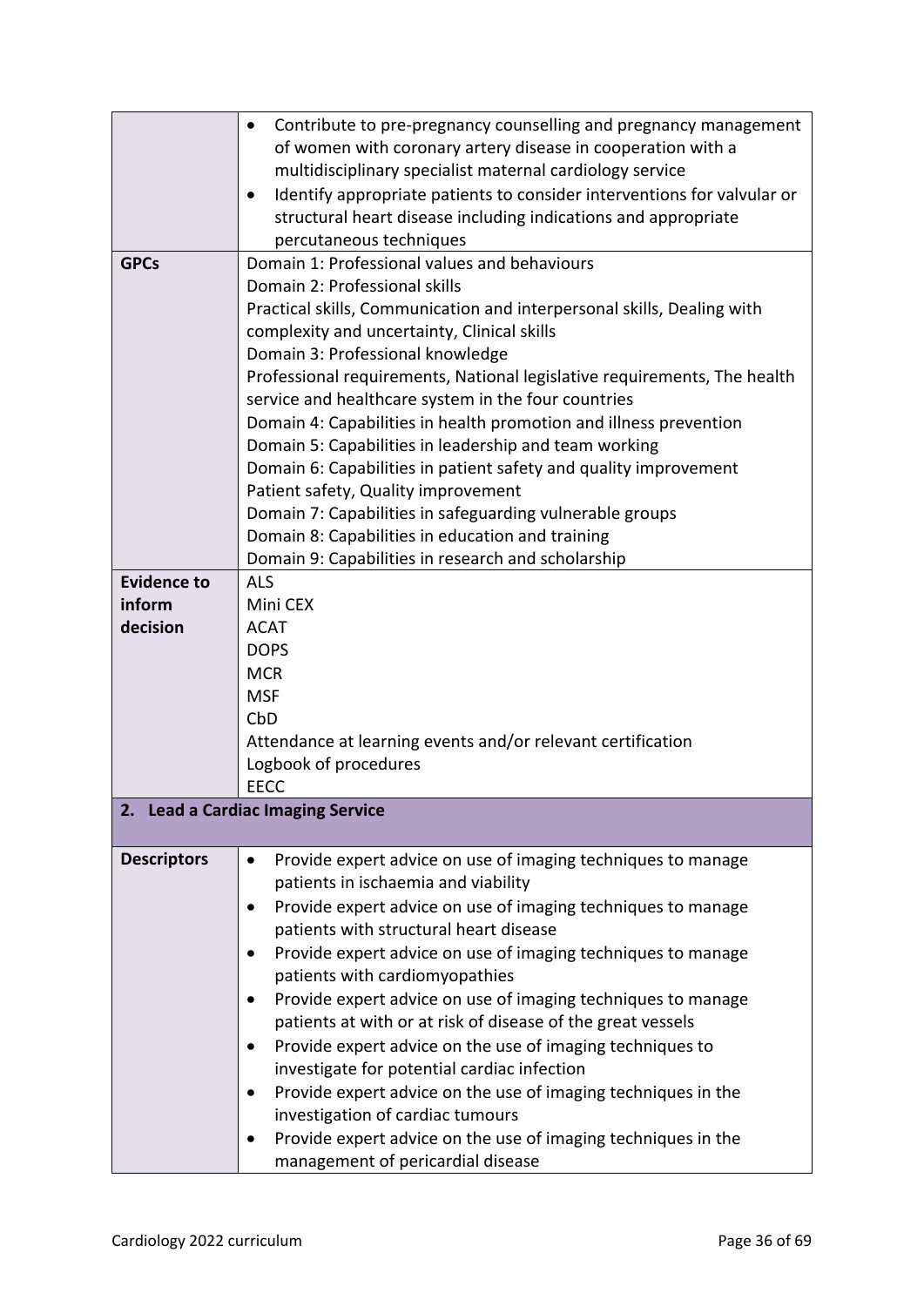| | |
|---|---|
| | • Contribute to pre-pregnancy counselling and pregnancy management of women with coronary artery disease in cooperation with a multidisciplinary specialist maternal cardiology service<br>• Identify appropriate patients to consider interventions for valvular or structural heart disease including indications and appropriate percutaneous techniques |
| **GPCs** | Domain 1: Professional values and behaviours<br>Domain 2: Professional skills<br>Practical skills, Communication and interpersonal skills, Dealing with complexity and uncertainty, Clinical skills<br>Domain 3: Professional knowledge<br>Professional requirements, National legislative requirements, The health service and healthcare system in the four countries<br>Domain 4: Capabilities in health promotion and illness prevention<br>Domain 5: Capabilities in leadership and team working<br>Domain 6: Capabilities in patient safety and quality improvement<br>Patient safety, Quality improvement<br>Domain 7: Capabilities in safeguarding vulnerable groups<br>Domain 8: Capabilities in education and training<br>Domain 9: Capabilities in research and scholarship |
| **Evidence to inform decision** | ALS<br>Mini CEX<br>ACAT<br>DOPS<br>MCR<br>MSF<br>CbD<br>Attendance at learning events and/or relevant certification<br>Logbook of procedures<br>EECC |
| **2. Lead a Cardiac Imaging Service** | |
| **Descriptors** | • Provide expert advice on use of imaging techniques to manage patients in ischaemia and viability<br>• Provide expert advice on use of imaging techniques to manage patients with structural heart disease<br>• Provide expert advice on use of imaging techniques to manage patients with cardiomyopathies<br>• Provide expert advice on use of imaging techniques to manage patients at with or at risk of disease of the great vessels<br>• Provide expert advice on the use of imaging techniques to investigate for potential cardiac infection<br>• Provide expert advice on the use of imaging techniques in the investigation of cardiac tumours<br>• Provide expert advice on the use of imaging techniques in the management of pericardial disease |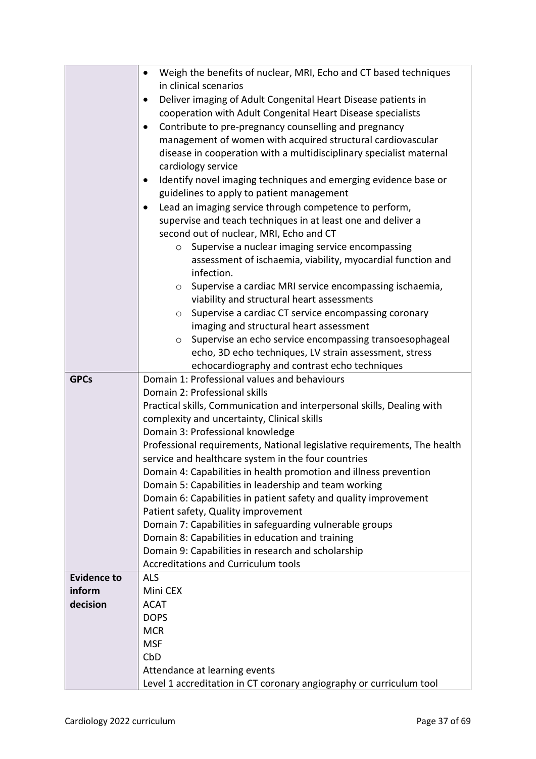| | |
|---|---|
| | • Weigh the benefits of nuclear, MRI, Echo and CT based techniques in clinical scenarios<br>• Deliver imaging of Adult Congenital Heart Disease patients in cooperation with Adult Congenital Heart Disease specialists<br>• Contribute to pre-pregnancy counselling and pregnancy management of women with acquired structural cardiovascular disease in cooperation with a multidisciplinary specialist maternal cardiology service<br>• Identify novel imaging techniques and emerging evidence base or guidelines to apply to patient management<br>• Lead an imaging service through competence to perform, supervise and teach techniques in at least one and deliver a second out of nuclear, MRI, Echo and CT<br>&nbsp;&nbsp;&nbsp;&nbsp;○ Supervise a nuclear imaging service encompassing assessment of ischaemia, viability, myocardial function and infection.<br>&nbsp;&nbsp;&nbsp;&nbsp;○ Supervise a cardiac MRI service encompassing ischaemia, viability and structural heart assessments<br>&nbsp;&nbsp;&nbsp;&nbsp;○ Supervise a cardiac CT service encompassing coronary imaging and structural heart assessment<br>&nbsp;&nbsp;&nbsp;&nbsp;○ Supervise an echo service encompassing transoesophageal echo, 3D echo techniques, LV strain assessment, stress echocardiography and contrast echo techniques |
| **GPCs** | Domain 1: Professional values and behaviours<br>Domain 2: Professional skills<br>Practical skills, Communication and interpersonal skills, Dealing with complexity and uncertainty, Clinical skills<br>Domain 3: Professional knowledge<br>Professional requirements, National legislative requirements, The health service and healthcare system in the four countries<br>Domain 4: Capabilities in health promotion and illness prevention<br>Domain 5: Capabilities in leadership and team working<br>Domain 6: Capabilities in patient safety and quality improvement<br>Patient safety, Quality improvement<br>Domain 7: Capabilities in safeguarding vulnerable groups<br>Domain 8: Capabilities in education and training<br>Domain 9: Capabilities in research and scholarship<br>Accreditations and Curriculum tools |
| **Evidence to inform decision** | ALS<br>Mini CEX<br>ACAT<br>DOPS<br>MCR<br>MSF<br>CbD<br>Attendance at learning events<br>Level 1 accreditation in CT coronary angiography or curriculum tool |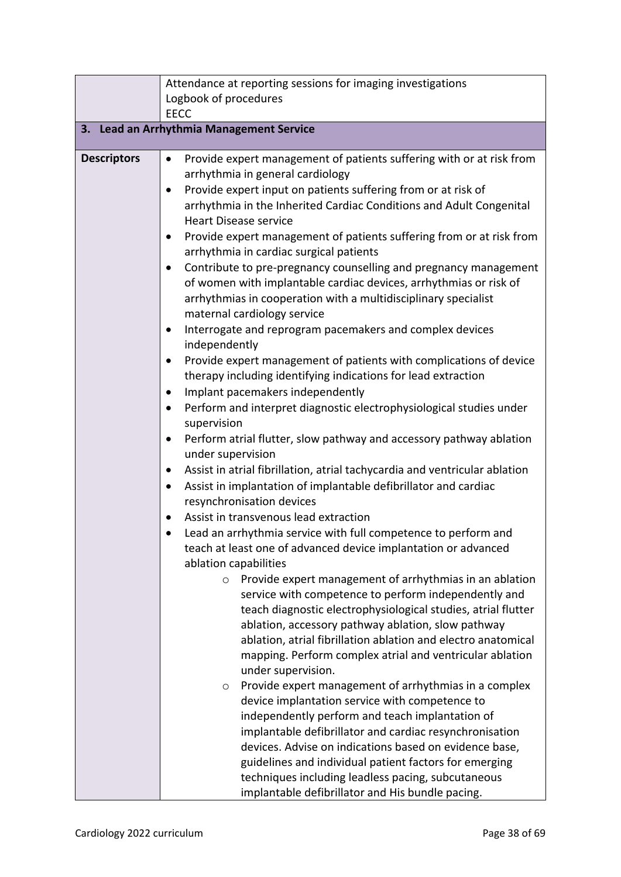| | |
|---|---|
| | Attendance at reporting sessions for imaging investigations<br>Logbook of procedures<br>EECC |
| **3. Lead an Arrhythmia Management Service** | |
| **Descriptors** | • Provide expert management of patients suffering with or at risk from arrhythmia in general cardiology<br>• Provide expert input on patients suffering from or at risk of arrhythmia in the Inherited Cardiac Conditions and Adult Congenital Heart Disease service<br>• Provide expert management of patients suffering from or at risk from arrhythmia in cardiac surgical patients<br>• Contribute to pre-pregnancy counselling and pregnancy management of women with implantable cardiac devices, arrhythmias or risk of arrhythmias in cooperation with a multidisciplinary specialist maternal cardiology service<br>• Interrogate and reprogram pacemakers and complex devices independently<br>• Provide expert management of patients with complications of device therapy including identifying indications for lead extraction<br>• Implant pacemakers independently<br>• Perform and interpret diagnostic electrophysiological studies under supervision<br>• Perform atrial flutter, slow pathway and accessory pathway ablation under supervision<br>• Assist in atrial fibrillation, atrial tachycardia and ventricular ablation<br>• Assist in implantation of implantable defibrillator and cardiac resynchronisation devices<br>• Assist in transvenous lead extraction<br>• Lead an arrhythmia service with full competence to perform and teach at least one of advanced device implantation or advanced ablation capabilities<br>&nbsp;&nbsp;&nbsp;&nbsp;○ Provide expert management of arrhythmias in an ablation service with competence to perform independently and teach diagnostic electrophysiological studies, atrial flutter ablation, accessory pathway ablation, slow pathway ablation, atrial fibrillation ablation and electro anatomical mapping. Perform complex atrial and ventricular ablation under supervision.<br>&nbsp;&nbsp;&nbsp;&nbsp;○ Provide expert management of arrhythmias in a complex device implantation service with competence to independently perform and teach implantation of implantable defibrillator and cardiac resynchronisation devices. Advise on indications based on evidence base, guidelines and individual patient factors for emerging techniques including leadless pacing, subcutaneous implantable defibrillator and His bundle pacing. |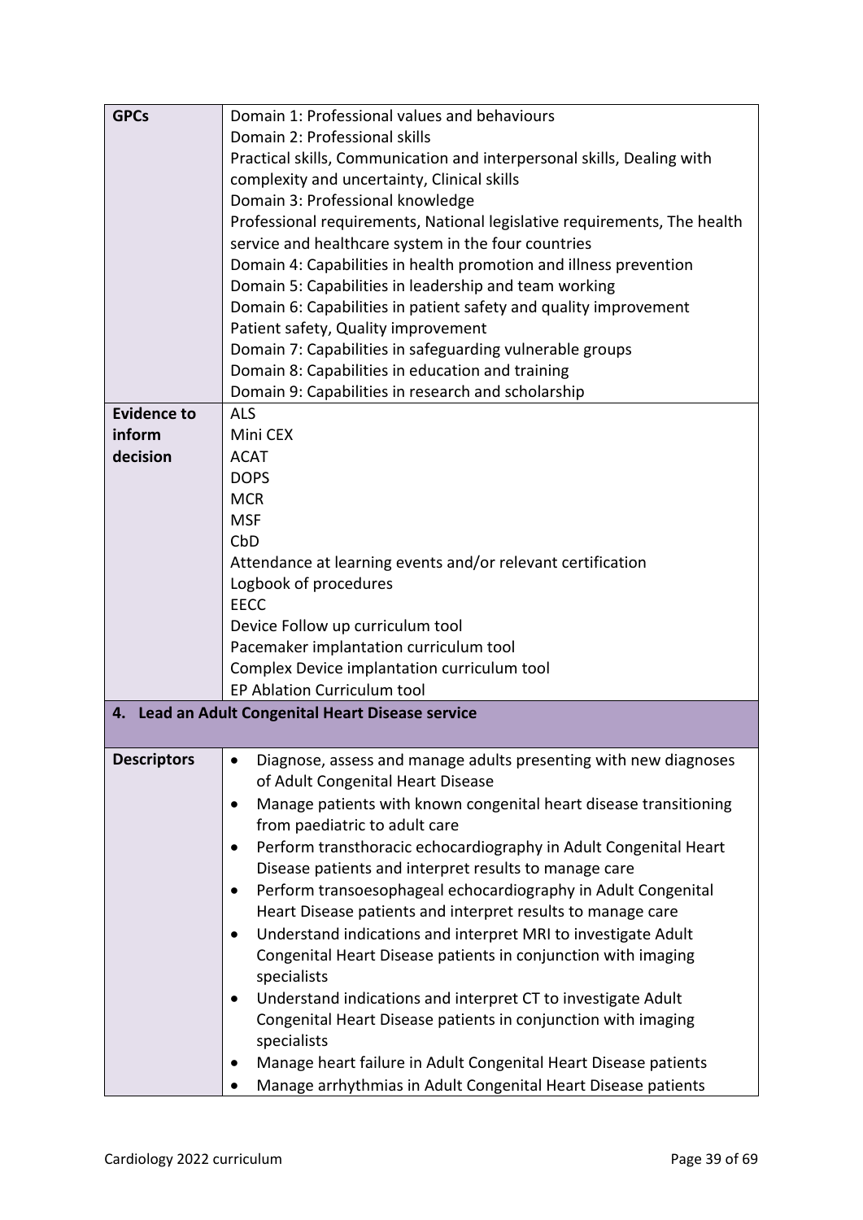| | |
|---|---|
| **GPCs** | Domain 1: Professional values and behaviours<br>Domain 2: Professional skills<br>Practical skills, Communication and interpersonal skills, Dealing with complexity and uncertainty, Clinical skills<br>Domain 3: Professional knowledge<br>Professional requirements, National legislative requirements, The health service and healthcare system in the four countries<br>Domain 4: Capabilities in health promotion and illness prevention<br>Domain 5: Capabilities in leadership and team working<br>Domain 6: Capabilities in patient safety and quality improvement<br>Patient safety, Quality improvement<br>Domain 7: Capabilities in safeguarding vulnerable groups<br>Domain 8: Capabilities in education and training<br>Domain 9: Capabilities in research and scholarship |
| **Evidence to inform decision** | ALS<br>Mini CEX<br>ACAT<br>DOPS<br>MCR<br>MSF<br>CbD<br>Attendance at learning events and/or relevant certification<br>Logbook of procedures<br>EECC<br>Device Follow up curriculum tool<br>Pacemaker implantation curriculum tool<br>Complex Device implantation curriculum tool<br>EP Ablation Curriculum tool |
| **4. Lead an Adult Congenital Heart Disease service** | |
| **Descriptors** | • Diagnose, assess and manage adults presenting with new diagnoses of Adult Congenital Heart Disease<br>• Manage patients with known congenital heart disease transitioning from paediatric to adult care<br>• Perform transthoracic echocardiography in Adult Congenital Heart Disease patients and interpret results to manage care<br>• Perform transoesophageal echocardiography in Adult Congenital Heart Disease patients and interpret results to manage care<br>• Understand indications and interpret MRI to investigate Adult Congenital Heart Disease patients in conjunction with imaging specialists<br>• Understand indications and interpret CT to investigate Adult Congenital Heart Disease patients in conjunction with imaging specialists<br>• Manage heart failure in Adult Congenital Heart Disease patients<br>• Manage arrhythmias in Adult Congenital Heart Disease patients |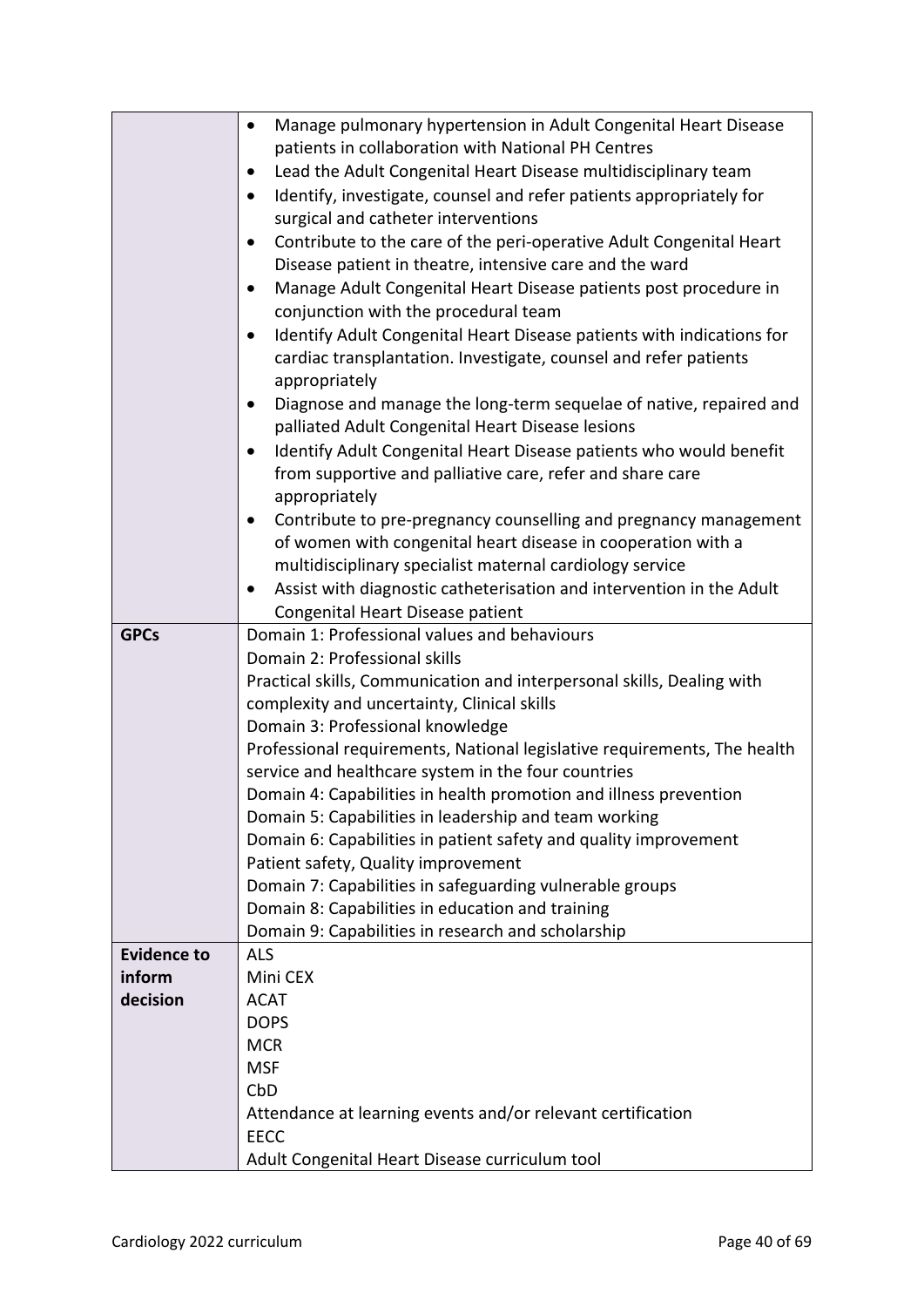| | |
|---|---|
| | • Manage pulmonary hypertension in Adult Congenital Heart Disease patients in collaboration with National PH Centres<br>• Lead the Adult Congenital Heart Disease multidisciplinary team<br>• Identify, investigate, counsel and refer patients appropriately for surgical and catheter interventions<br>• Contribute to the care of the peri-operative Adult Congenital Heart Disease patient in theatre, intensive care and the ward<br>• Manage Adult Congenital Heart Disease patients post procedure in conjunction with the procedural team<br>• Identify Adult Congenital Heart Disease patients with indications for cardiac transplantation. Investigate, counsel and refer patients appropriately<br>• Diagnose and manage the long-term sequelae of native, repaired and palliated Adult Congenital Heart Disease lesions<br>• Identify Adult Congenital Heart Disease patients who would benefit from supportive and palliative care, refer and share care appropriately<br>• Contribute to pre-pregnancy counselling and pregnancy management of women with congenital heart disease in cooperation with a multidisciplinary specialist maternal cardiology service<br>• Assist with diagnostic catheterisation and intervention in the Adult Congenital Heart Disease patient |
| **GPCs** | Domain 1: Professional values and behaviours<br>Domain 2: Professional skills<br>Practical skills, Communication and interpersonal skills, Dealing with complexity and uncertainty, Clinical skills<br>Domain 3: Professional knowledge<br>Professional requirements, National legislative requirements, The health service and healthcare system in the four countries<br>Domain 4: Capabilities in health promotion and illness prevention<br>Domain 5: Capabilities in leadership and team working<br>Domain 6: Capabilities in patient safety and quality improvement<br>Patient safety, Quality improvement<br>Domain 7: Capabilities in safeguarding vulnerable groups<br>Domain 8: Capabilities in education and training<br>Domain 9: Capabilities in research and scholarship |
| **Evidence to inform decision** | ALS<br>Mini CEX<br>ACAT<br>DOPS<br>MCR<br>MSF<br>CbD<br>Attendance at learning events and/or relevant certification<br>EECC<br>Adult Congenital Heart Disease curriculum tool |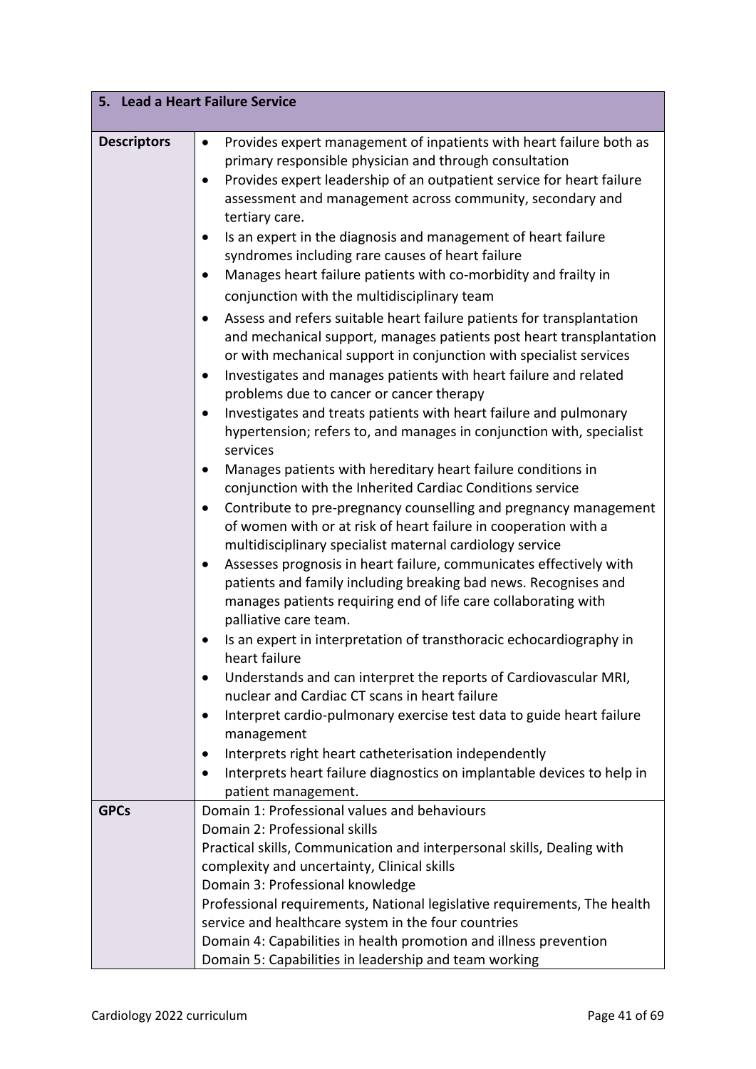| 5. Lead a Heart Failure Service | |
|---|---|
| **Descriptors** | • Provides expert management of inpatients with heart failure both as primary responsible physician and through consultation<br>• Provides expert leadership of an outpatient service for heart failure assessment and management across community, secondary and tertiary care.<br>• Is an expert in the diagnosis and management of heart failure syndromes including rare causes of heart failure<br>• Manages heart failure patients with co-morbidity and frailty in conjunction with the multidisciplinary team<br>• Assess and refers suitable heart failure patients for transplantation and mechanical support, manages patients post heart transplantation or with mechanical support in conjunction with specialist services<br>• Investigates and manages patients with heart failure and related problems due to cancer or cancer therapy<br>• Investigates and treats patients with heart failure and pulmonary hypertension; refers to, and manages in conjunction with, specialist services<br>• Manages patients with hereditary heart failure conditions in conjunction with the Inherited Cardiac Conditions service<br>• Contribute to pre-pregnancy counselling and pregnancy management of women with or at risk of heart failure in cooperation with a multidisciplinary specialist maternal cardiology service<br>• Assesses prognosis in heart failure, communicates effectively with patients and family including breaking bad news. Recognises and manages patients requiring end of life care collaborating with palliative care team.<br>• Is an expert in interpretation of transthoracic echocardiography in heart failure<br>• Understands and can interpret the reports of Cardiovascular MRI, nuclear and Cardiac CT scans in heart failure<br>• Interpret cardio-pulmonary exercise test data to guide heart failure management<br>• Interprets right heart catheterisation independently<br>• Interprets heart failure diagnostics on implantable devices to help in patient management. |
| **GPCs** | Domain 1: Professional values and behaviours<br>Domain 2: Professional skills<br>Practical skills, Communication and interpersonal skills, Dealing with complexity and uncertainty, Clinical skills<br>Domain 3: Professional knowledge<br>Professional requirements, National legislative requirements, The health service and healthcare system in the four countries<br>Domain 4: Capabilities in health promotion and illness prevention<br>Domain 5: Capabilities in leadership and team working |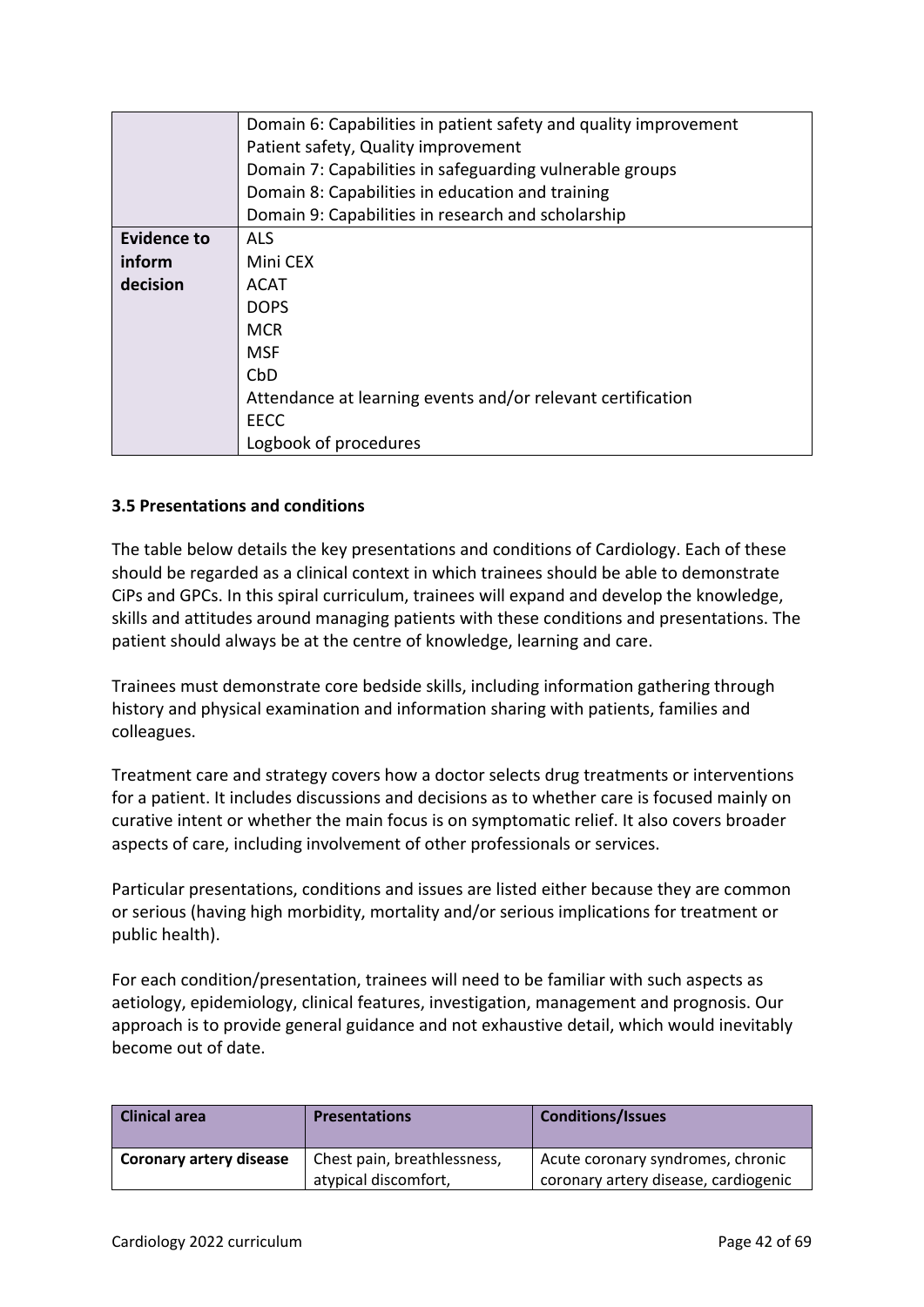|  | Domain 6: Capabilities in patient safety and quality improvement<br>Patient safety, Quality improvement<br>Domain 7: Capabilities in safeguarding vulnerable groups<br>Domain 8: Capabilities in education and training<br>Domain 9: Capabilities in research and scholarship |
|---|---|
| **Evidence to inform decision** | ALS<br>Mini CEX<br>ACAT<br>DOPS<br>MCR<br>MSF<br>CbD<br>Attendance at learning events and/or relevant certification<br>EECC<br>Logbook of procedures |

### 3.5 Presentations and conditions

The table below details the key presentations and conditions of Cardiology. Each of these should be regarded as a clinical context in which trainees should be able to demonstrate CiPs and GPCs. In this spiral curriculum, trainees will expand and develop the knowledge, skills and attitudes around managing patients with these conditions and presentations. The patient should always be at the centre of knowledge, learning and care.

Trainees must demonstrate core bedside skills, including information gathering through history and physical examination and information sharing with patients, families and colleagues.

Treatment care and strategy covers how a doctor selects drug treatments or interventions for a patient. It includes discussions and decisions as to whether care is focused mainly on curative intent or whether the main focus is on symptomatic relief. It also covers broader aspects of care, including involvement of other professionals or services.

Particular presentations, conditions and issues are listed either because they are common or serious (having high morbidity, mortality and/or serious implications for treatment or public health).

For each condition/presentation, trainees will need to be familiar with such aspects as aetiology, epidemiology, clinical features, investigation, management and prognosis. Our approach is to provide general guidance and not exhaustive detail, which would inevitably become out of date.

| Clinical area | Presentations | Conditions/Issues |
|---|---|---|
| **Coronary artery disease** | Chest pain, breathlessness, atypical discomfort, | Acute coronary syndromes, chronic coronary artery disease, cardiogenic |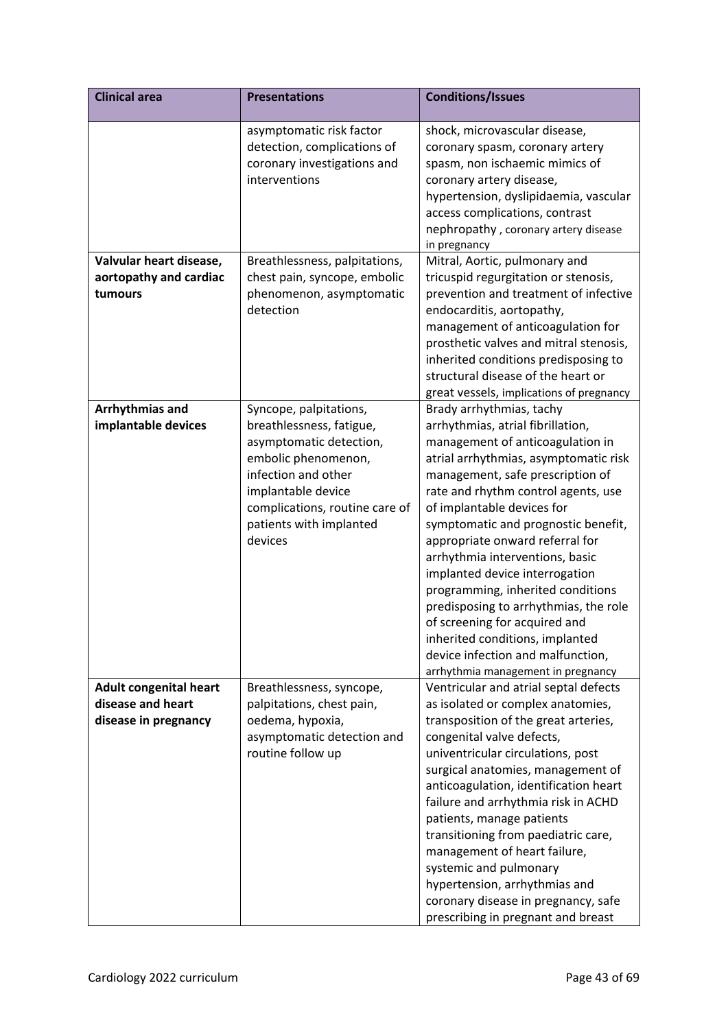| Clinical area | Presentations | Conditions/Issues |
|---|---|---|
| | asymptomatic risk factor detection, complications of coronary investigations and interventions | shock, microvascular disease, coronary spasm, coronary artery spasm, non ischaemic mimics of coronary artery disease, hypertension, dyslipidaemia, vascular access complications, contrast nephropathy , coronary artery disease in pregnancy |
| **Valvular heart disease, aortopathy and cardiac tumours** | Breathlessness, palpitations, chest pain, syncope, embolic phenomenon, asymptomatic detection | Mitral, Aortic, pulmonary and tricuspid regurgitation or stenosis, prevention and treatment of infective endocarditis, aortopathy, management of anticoagulation for prosthetic valves and mitral stenosis, inherited conditions predisposing to structural disease of the heart or great vessels, implications of pregnancy |
| **Arrhythmias and implantable devices** | Syncope, palpitations, breathlessness, fatigue, asymptomatic detection, embolic phenomenon, infection and other implantable device complications, routine care of patients with implanted devices | Brady arrhythmias, tachy arrhythmias, atrial fibrillation, management of anticoagulation in atrial arrhythmias, asymptomatic risk management, safe prescription of rate and rhythm control agents, use of implantable devices for symptomatic and prognostic benefit, appropriate onward referral for arrhythmia interventions, basic implanted device interrogation programming, inherited conditions predisposing to arrhythmias, the role of screening for acquired and inherited conditions, implanted device infection and malfunction, arrhythmia management in pregnancy |
| **Adult congenital heart disease and heart disease in pregnancy** | Breathlessness, syncope, palpitations, chest pain, oedema, hypoxia, asymptomatic detection and routine follow up | Ventricular and atrial septal defects as isolated or complex anatomies, transposition of the great arteries, congenital valve defects, univentricular circulations, post surgical anatomies, management of anticoagulation, identification heart failure and arrhythmia risk in ACHD patients, manage patients transitioning from paediatric care, management of heart failure, systemic and pulmonary hypertension, arrhythmias and coronary disease in pregnancy, safe prescribing in pregnant and breast |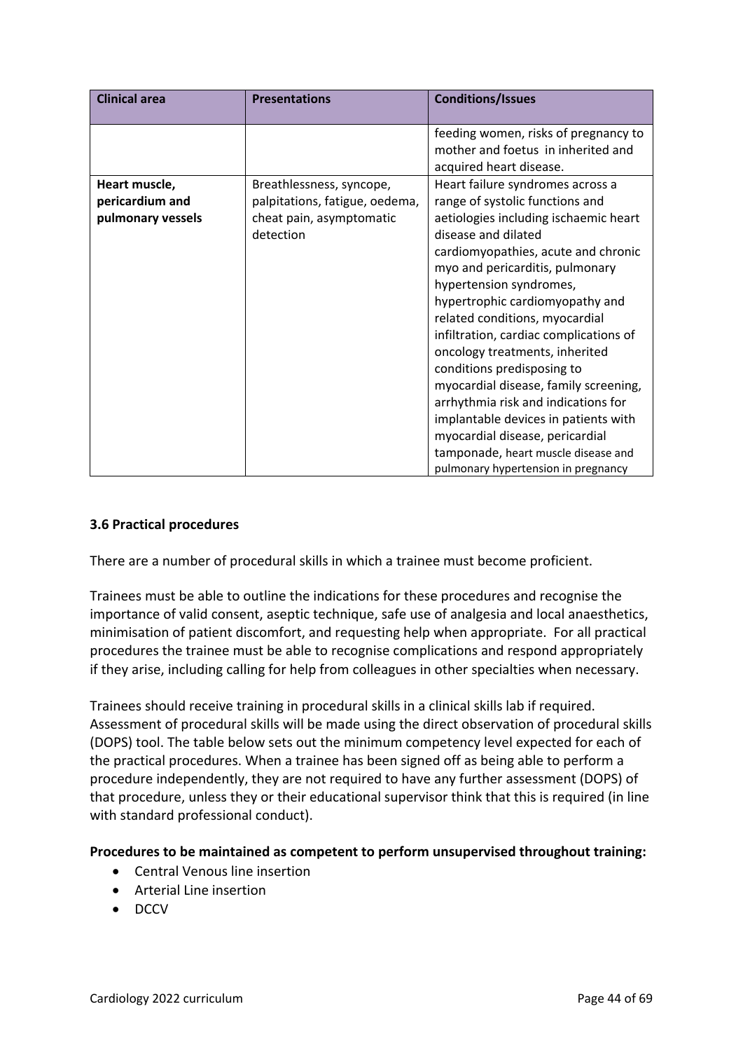| Clinical area | Presentations | Conditions/Issues |
|---|---|---|
| | | feeding women, risks of pregnancy to mother and foetus in inherited and acquired heart disease. |
| **Heart muscle, pericardium and pulmonary vessels** | Breathlessness, syncope, palpitations, fatigue, oedema, cheat pain, asymptomatic detection | Heart failure syndromes across a range of systolic functions and aetiologies including ischaemic heart disease and dilated cardiomyopathies, acute and chronic myo and pericarditis, pulmonary hypertension syndromes, hypertrophic cardiomyopathy and related conditions, myocardial infiltration, cardiac complications of oncology treatments, inherited conditions predisposing to myocardial disease, family screening, arrhythmia risk and indications for implantable devices in patients with myocardial disease, pericardial tamponade, heart muscle disease and pulmonary hypertension in pregnancy |

### 3.6 Practical procedures

There are a number of procedural skills in which a trainee must become proficient.

Trainees must be able to outline the indications for these procedures and recognise the importance of valid consent, aseptic technique, safe use of analgesia and local anaesthetics, minimisation of patient discomfort, and requesting help when appropriate. For all practical procedures the trainee must be able to recognise complications and respond appropriately if they arise, including calling for help from colleagues in other specialties when necessary.

Trainees should receive training in procedural skills in a clinical skills lab if required. Assessment of procedural skills will be made using the direct observation of procedural skills (DOPS) tool. The table below sets out the minimum competency level expected for each of the practical procedures. When a trainee has been signed off as being able to perform a procedure independently, they are not required to have any further assessment (DOPS) of that procedure, unless they or their educational supervisor think that this is required (in line with standard professional conduct).

**Procedures to be maintained as competent to perform unsupervised throughout training:**

- Central Venous line insertion
- Arterial Line insertion
- DCCV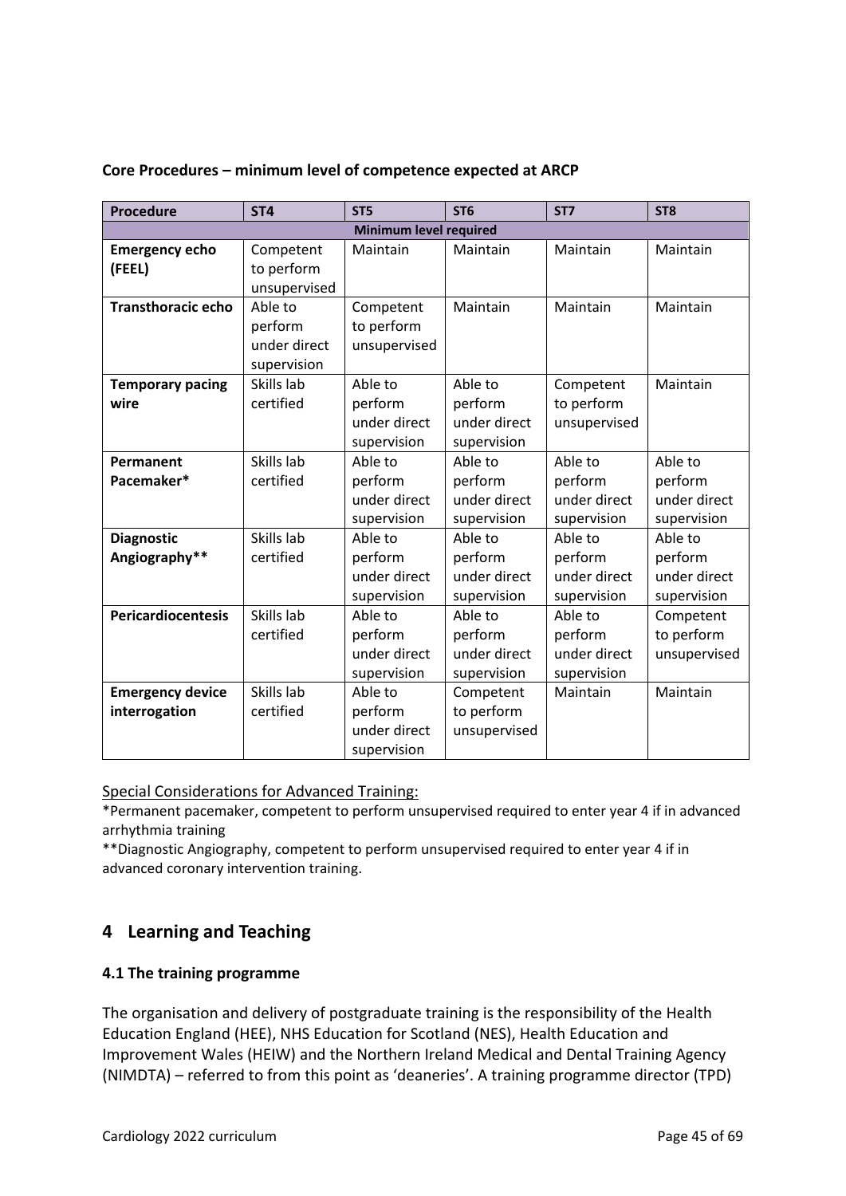**Core Procedures – minimum level of competence expected at ARCP**

| Procedure | ST4 | ST5 | ST6 | ST7 | ST8 |
|---|---|---|---|---|---|
| **Minimum level required** | | | | | |
| **Emergency echo (FEEL)** | Competent to perform unsupervised | Maintain | Maintain | Maintain | Maintain |
| **Transthoracic echo** | Able to perform under direct supervision | Competent to perform unsupervised | Maintain | Maintain | Maintain |
| **Temporary pacing wire** | Skills lab certified | Able to perform under direct supervision | Able to perform under direct supervision | Competent to perform unsupervised | Maintain |
| **Permanent Pacemaker*** | Skills lab certified | Able to perform under direct supervision | Able to perform under direct supervision | Able to perform under direct supervision | Able to perform under direct supervision |
| **Diagnostic Angiography**** | Skills lab certified | Able to perform under direct supervision | Able to perform under direct supervision | Able to perform under direct supervision | Able to perform under direct supervision |
| **Pericardiocentesis** | Skills lab certified | Able to perform under direct supervision | Able to perform under direct supervision | Able to perform under direct supervision | Competent to perform unsupervised |
| **Emergency device interrogation** | Skills lab certified | Able to perform under direct supervision | Competent to perform unsupervised | Maintain | Maintain |

Special Considerations for Advanced Training:

*Permanent pacemaker, competent to perform unsupervised required to enter year 4 if in advanced arrhythmia training

**Diagnostic Angiography, competent to perform unsupervised required to enter year 4 if in advanced coronary intervention training.

# 4 Learning and Teaching

### 4.1 The training programme

The organisation and delivery of postgraduate training is the responsibility of the Health Education England (HEE), NHS Education for Scotland (NES), Health Education and Improvement Wales (HEIW) and the Northern Ireland Medical and Dental Training Agency (NIMDTA) – referred to from this point as 'deaneries'. A training programme director (TPD)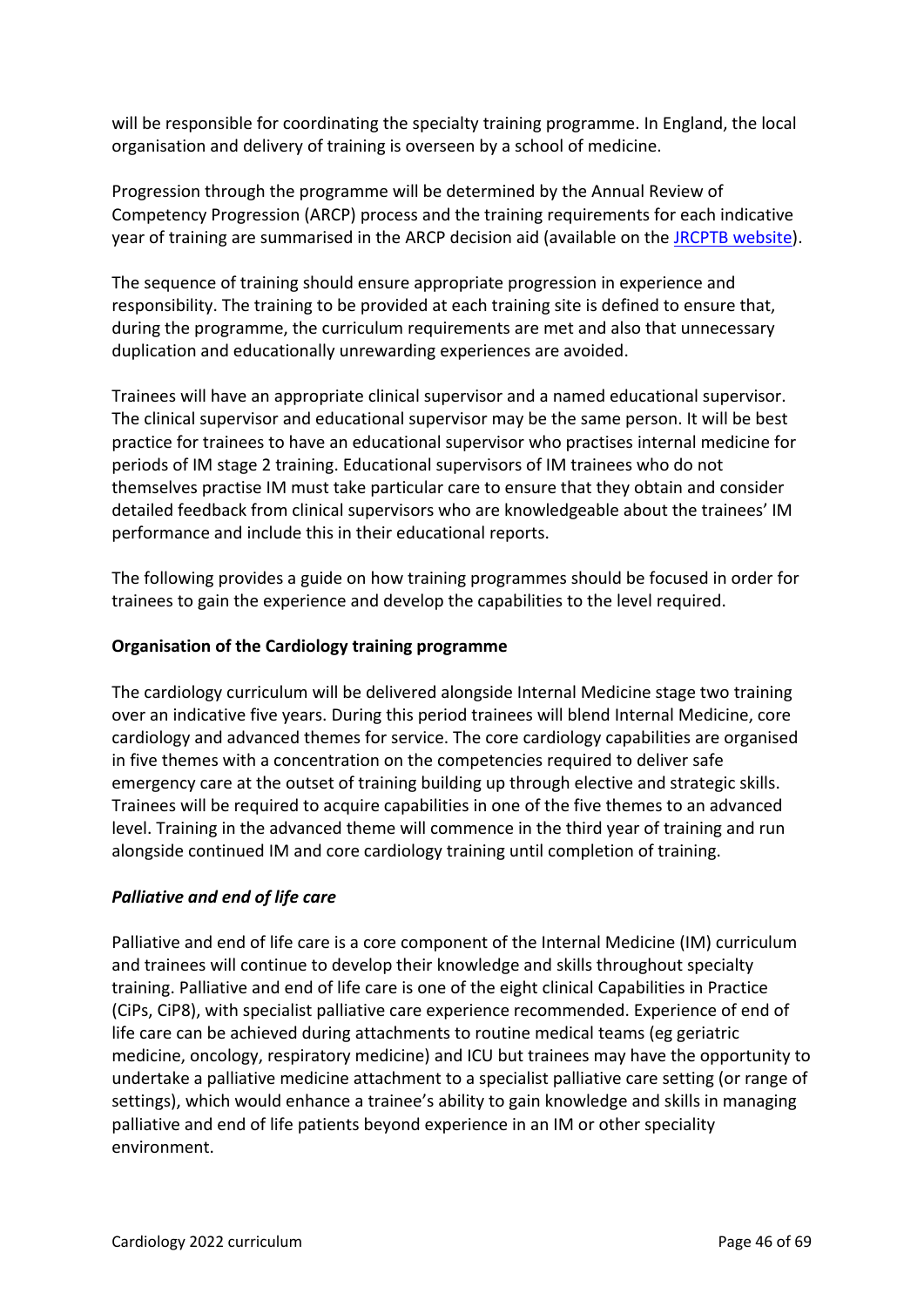will be responsible for coordinating the specialty training programme. In England, the local organisation and delivery of training is overseen by a school of medicine.

Progression through the programme will be determined by the Annual Review of Competency Progression (ARCP) process and the training requirements for each indicative year of training are summarised in the ARCP decision aid (available on the [JRCPTB website](JRCPTB website)).

The sequence of training should ensure appropriate progression in experience and responsibility. The training to be provided at each training site is defined to ensure that, during the programme, the curriculum requirements are met and also that unnecessary duplication and educationally unrewarding experiences are avoided.

Trainees will have an appropriate clinical supervisor and a named educational supervisor. The clinical supervisor and educational supervisor may be the same person. It will be best practice for trainees to have an educational supervisor who practises internal medicine for periods of IM stage 2 training. Educational supervisors of IM trainees who do not themselves practise IM must take particular care to ensure that they obtain and consider detailed feedback from clinical supervisors who are knowledgeable about the trainees' IM performance and include this in their educational reports.

The following provides a guide on how training programmes should be focused in order for trainees to gain the experience and develop the capabilities to the level required.

**Organisation of the Cardiology training programme**

The cardiology curriculum will be delivered alongside Internal Medicine stage two training over an indicative five years. During this period trainees will blend Internal Medicine, core cardiology and advanced themes for service. The core cardiology capabilities are organised in five themes with a concentration on the competencies required to deliver safe emergency care at the outset of training building up through elective and strategic skills. Trainees will be required to acquire capabilities in one of the five themes to an advanced level. Training in the advanced theme will commence in the third year of training and run alongside continued IM and core cardiology training until completion of training.

***Palliative and end of life care***

Palliative and end of life care is a core component of the Internal Medicine (IM) curriculum and trainees will continue to develop their knowledge and skills throughout specialty training. Palliative and end of life care is one of the eight clinical Capabilities in Practice (CiPs, CiP8), with specialist palliative care experience recommended. Experience of end of life care can be achieved during attachments to routine medical teams (eg geriatric medicine, oncology, respiratory medicine) and ICU but trainees may have the opportunity to undertake a palliative medicine attachment to a specialist palliative care setting (or range of settings), which would enhance a trainee's ability to gain knowledge and skills in managing palliative and end of life patients beyond experience in an IM or other speciality environment.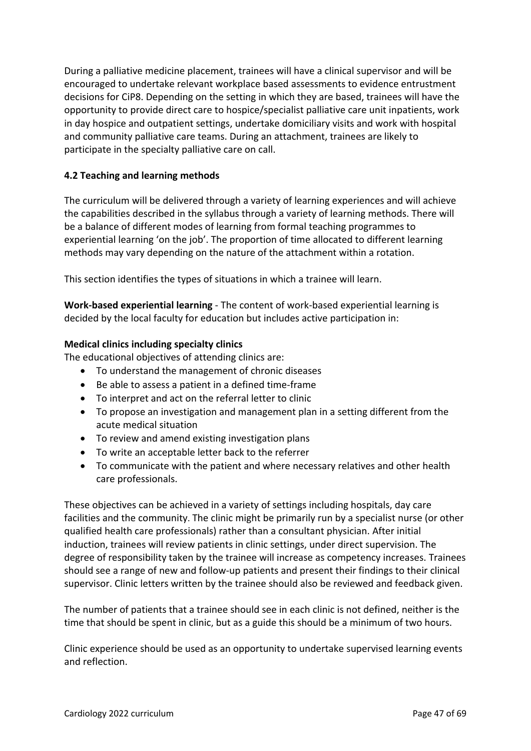During a palliative medicine placement, trainees will have a clinical supervisor and will be encouraged to undertake relevant workplace based assessments to evidence entrustment decisions for CiP8. Depending on the setting in which they are based, trainees will have the opportunity to provide direct care to hospice/specialist palliative care unit inpatients, work in day hospice and outpatient settings, undertake domiciliary visits and work with hospital and community palliative care teams. During an attachment, trainees are likely to participate in the specialty palliative care on call.

### 4.2 Teaching and learning methods

The curriculum will be delivered through a variety of learning experiences and will achieve the capabilities described in the syllabus through a variety of learning methods. There will be a balance of different modes of learning from formal teaching programmes to experiential learning 'on the job'. The proportion of time allocated to different learning methods may vary depending on the nature of the attachment within a rotation.

This section identifies the types of situations in which a trainee will learn.

**Work-based experiential learning** - The content of work-based experiential learning is decided by the local faculty for education but includes active participation in:

**Medical clinics including specialty clinics**
The educational objectives of attending clinics are:

- To understand the management of chronic diseases
- Be able to assess a patient in a defined time-frame
- To interpret and act on the referral letter to clinic
- To propose an investigation and management plan in a setting different from the acute medical situation
- To review and amend existing investigation plans
- To write an acceptable letter back to the referrer
- To communicate with the patient and where necessary relatives and other health care professionals.

These objectives can be achieved in a variety of settings including hospitals, day care facilities and the community. The clinic might be primarily run by a specialist nurse (or other qualified health care professionals) rather than a consultant physician. After initial induction, trainees will review patients in clinic settings, under direct supervision. The degree of responsibility taken by the trainee will increase as competency increases. Trainees should see a range of new and follow-up patients and present their findings to their clinical supervisor. Clinic letters written by the trainee should also be reviewed and feedback given.

The number of patients that a trainee should see in each clinic is not defined, neither is the time that should be spent in clinic, but as a guide this should be a minimum of two hours.

Clinic experience should be used as an opportunity to undertake supervised learning events and reflection.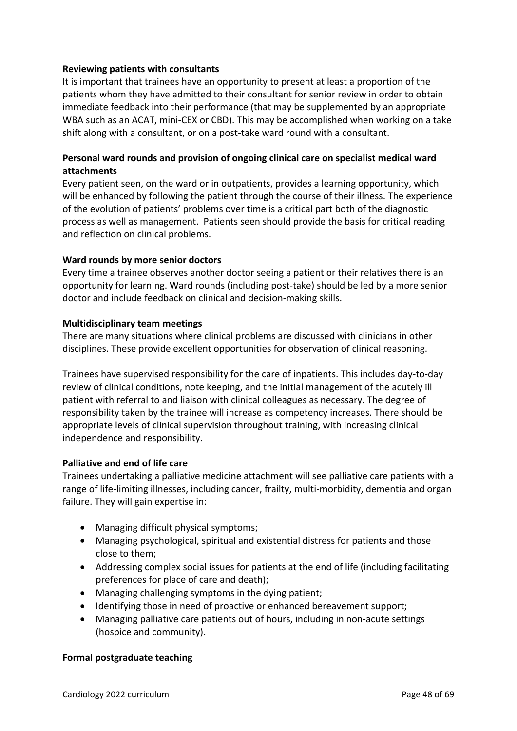**Reviewing patients with consultants**

It is important that trainees have an opportunity to present at least a proportion of the patients whom they have admitted to their consultant for senior review in order to obtain immediate feedback into their performance (that may be supplemented by an appropriate WBA such as an ACAT, mini-CEX or CBD). This may be accomplished when working on a take shift along with a consultant, or on a post-take ward round with a consultant.

**Personal ward rounds and provision of ongoing clinical care on specialist medical ward attachments**

Every patient seen, on the ward or in outpatients, provides a learning opportunity, which will be enhanced by following the patient through the course of their illness. The experience of the evolution of patients' problems over time is a critical part both of the diagnostic process as well as management. Patients seen should provide the basis for critical reading and reflection on clinical problems.

**Ward rounds by more senior doctors**

Every time a trainee observes another doctor seeing a patient or their relatives there is an opportunity for learning. Ward rounds (including post-take) should be led by a more senior doctor and include feedback on clinical and decision-making skills.

**Multidisciplinary team meetings**

There are many situations where clinical problems are discussed with clinicians in other disciplines. These provide excellent opportunities for observation of clinical reasoning.

Trainees have supervised responsibility for the care of inpatients. This includes day-to-day review of clinical conditions, note keeping, and the initial management of the acutely ill patient with referral to and liaison with clinical colleagues as necessary. The degree of responsibility taken by the trainee will increase as competency increases. There should be appropriate levels of clinical supervision throughout training, with increasing clinical independence and responsibility.

**Palliative and end of life care**

Trainees undertaking a palliative medicine attachment will see palliative care patients with a range of life-limiting illnesses, including cancer, frailty, multi-morbidity, dementia and organ failure. They will gain expertise in:

- Managing difficult physical symptoms;
- Managing psychological, spiritual and existential distress for patients and those close to them;
- Addressing complex social issues for patients at the end of life (including facilitating preferences for place of care and death);
- Managing challenging symptoms in the dying patient;
- Identifying those in need of proactive or enhanced bereavement support;
- Managing palliative care patients out of hours, including in non-acute settings (hospice and community).

**Formal postgraduate teaching**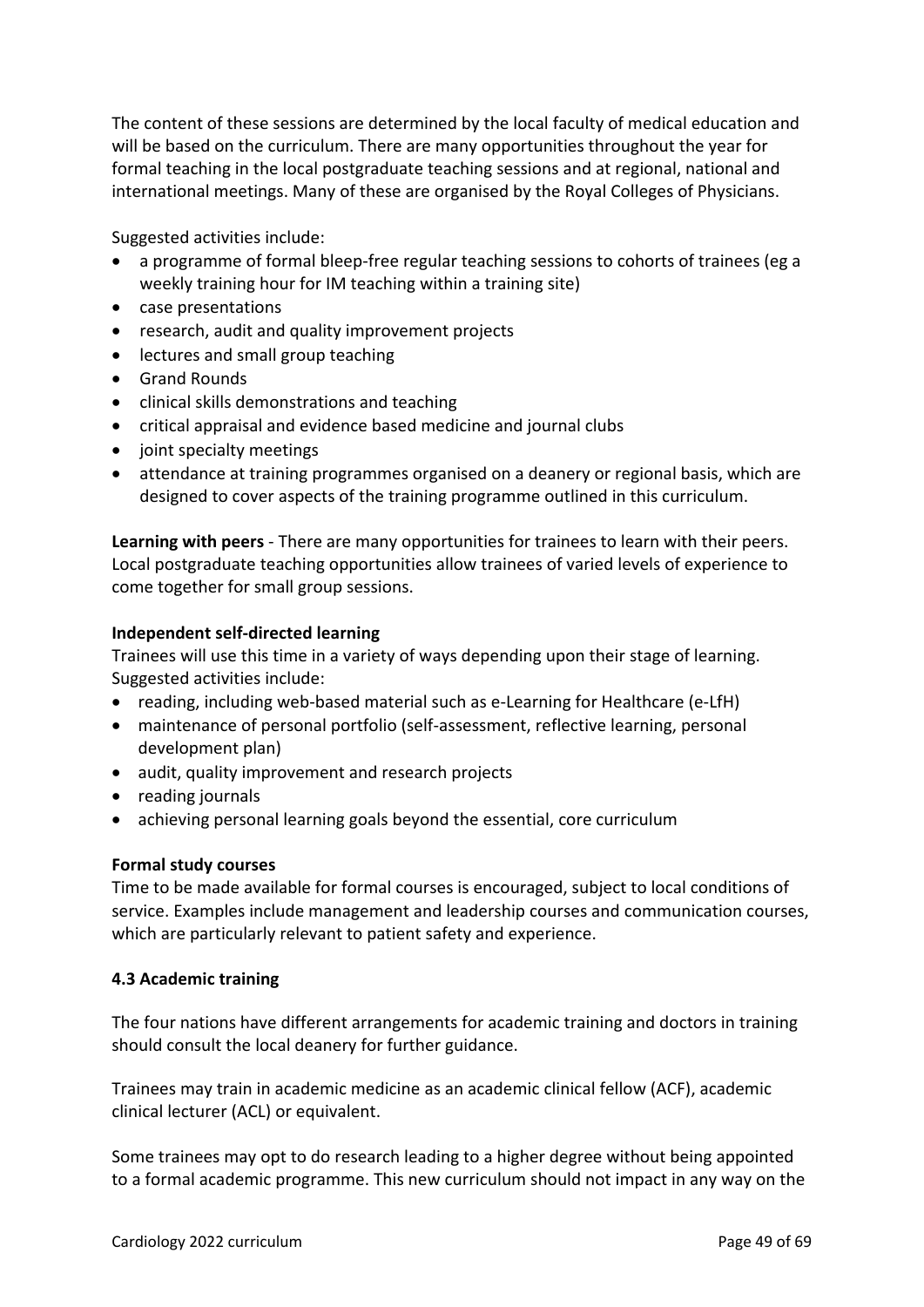The content of these sessions are determined by the local faculty of medical education and will be based on the curriculum. There are many opportunities throughout the year for formal teaching in the local postgraduate teaching sessions and at regional, national and international meetings. Many of these are organised by the Royal Colleges of Physicians.

Suggested activities include:

- a programme of formal bleep-free regular teaching sessions to cohorts of trainees (eg a weekly training hour for IM teaching within a training site)
- case presentations
- research, audit and quality improvement projects
- lectures and small group teaching
- Grand Rounds
- clinical skills demonstrations and teaching
- critical appraisal and evidence based medicine and journal clubs
- joint specialty meetings
- attendance at training programmes organised on a deanery or regional basis, which are designed to cover aspects of the training programme outlined in this curriculum.

**Learning with peers** - There are many opportunities for trainees to learn with their peers. Local postgraduate teaching opportunities allow trainees of varied levels of experience to come together for small group sessions.

**Independent self-directed learning**

Trainees will use this time in a variety of ways depending upon their stage of learning. Suggested activities include:

- reading, including web-based material such as e-Learning for Healthcare (e-LfH)
- maintenance of personal portfolio (self-assessment, reflective learning, personal development plan)
- audit, quality improvement and research projects
- reading journals
- achieving personal learning goals beyond the essential, core curriculum

**Formal study courses**

Time to be made available for formal courses is encouraged, subject to local conditions of service. Examples include management and leadership courses and communication courses, which are particularly relevant to patient safety and experience.

### 4.3 Academic training

The four nations have different arrangements for academic training and doctors in training should consult the local deanery for further guidance.

Trainees may train in academic medicine as an academic clinical fellow (ACF), academic clinical lecturer (ACL) or equivalent.

Some trainees may opt to do research leading to a higher degree without being appointed to a formal academic programme. This new curriculum should not impact in any way on the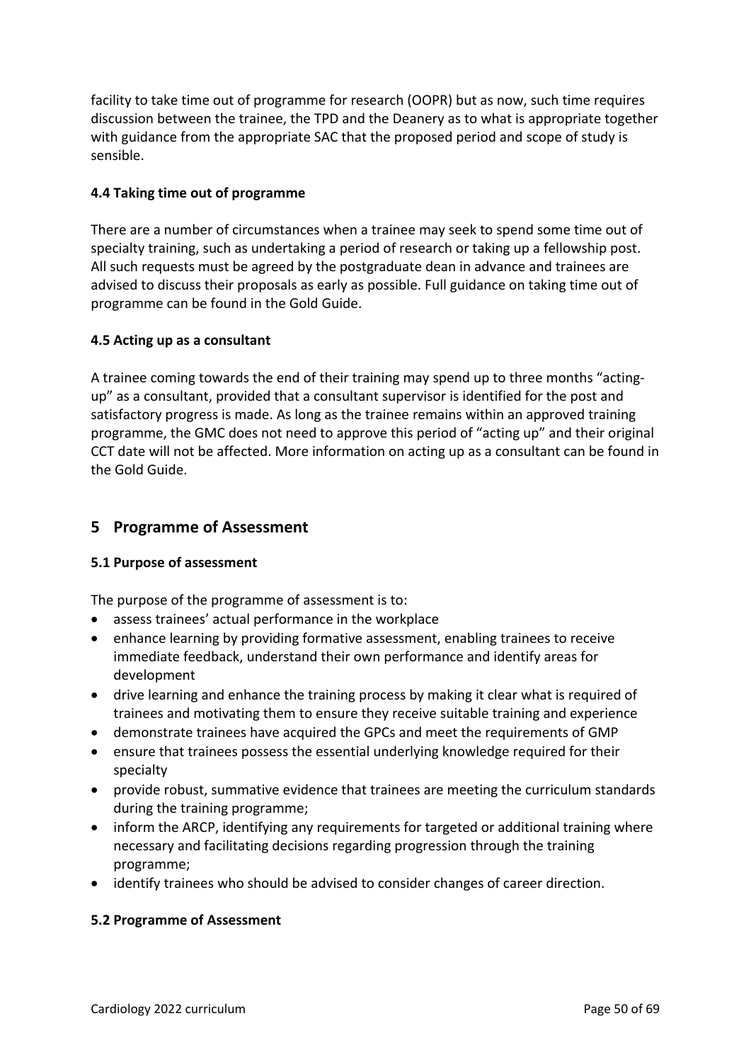facility to take time out of programme for research (OOPR) but as now, such time requires discussion between the trainee, the TPD and the Deanery as to what is appropriate together with guidance from the appropriate SAC that the proposed period and scope of study is sensible.

### 4.4 Taking time out of programme

There are a number of circumstances when a trainee may seek to spend some time out of specialty training, such as undertaking a period of research or taking up a fellowship post. All such requests must be agreed by the postgraduate dean in advance and trainees are advised to discuss their proposals as early as possible. Full guidance on taking time out of programme can be found in the Gold Guide.

### 4.5 Acting up as a consultant

A trainee coming towards the end of their training may spend up to three months "acting-up" as a consultant, provided that a consultant supervisor is identified for the post and satisfactory progress is made. As long as the trainee remains within an approved training programme, the GMC does not need to approve this period of "acting up" and their original CCT date will not be affected. More information on acting up as a consultant can be found in the Gold Guide.

## 5 Programme of Assessment

### 5.1 Purpose of assessment

The purpose of the programme of assessment is to:

- assess trainees' actual performance in the workplace
- enhance learning by providing formative assessment, enabling trainees to receive immediate feedback, understand their own performance and identify areas for development
- drive learning and enhance the training process by making it clear what is required of trainees and motivating them to ensure they receive suitable training and experience
- demonstrate trainees have acquired the GPCs and meet the requirements of GMP
- ensure that trainees possess the essential underlying knowledge required for their specialty
- provide robust, summative evidence that trainees are meeting the curriculum standards during the training programme;
- inform the ARCP, identifying any requirements for targeted or additional training where necessary and facilitating decisions regarding progression through the training programme;
- identify trainees who should be advised to consider changes of career direction.

### 5.2 Programme of Assessment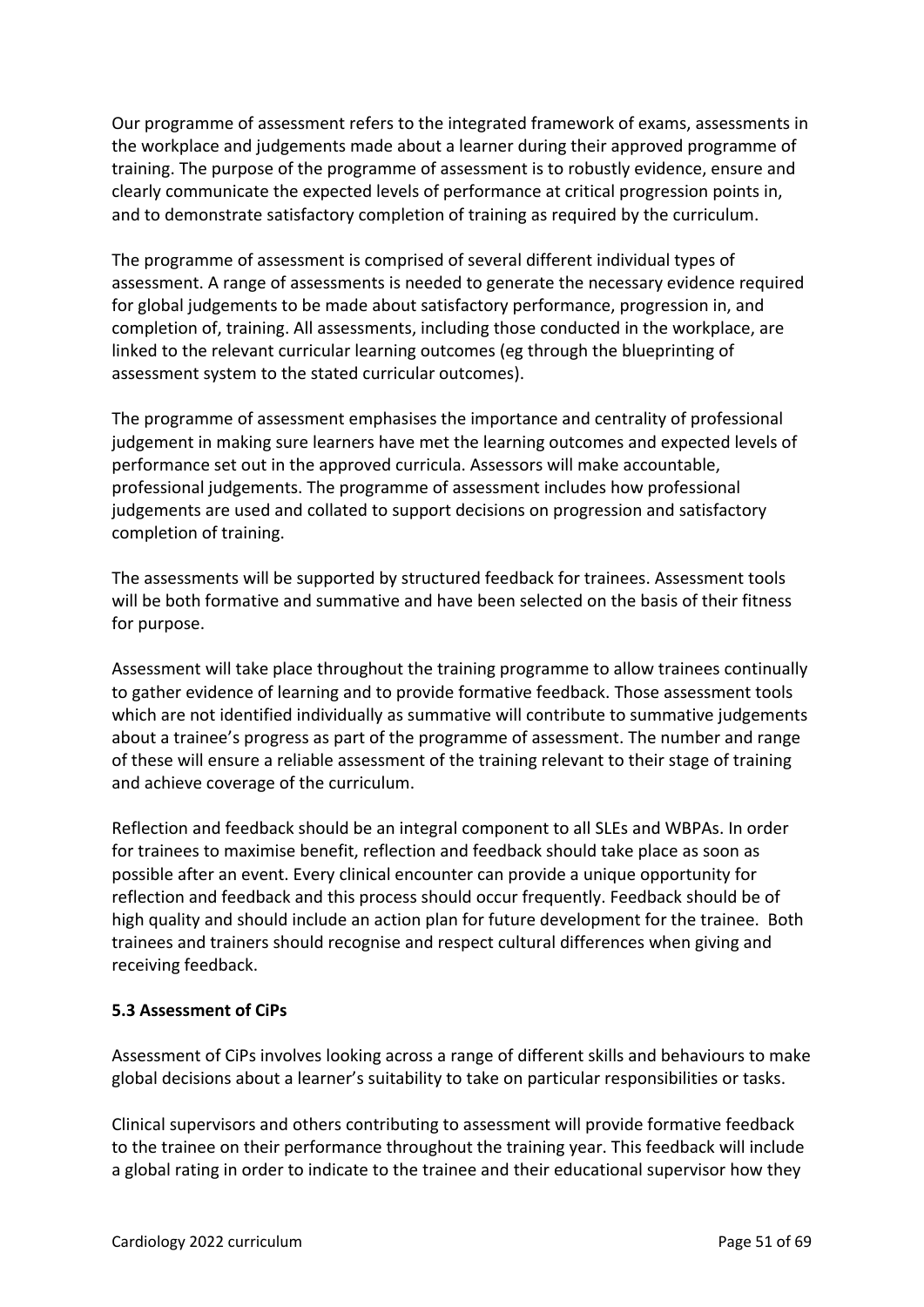Our programme of assessment refers to the integrated framework of exams, assessments in the workplace and judgements made about a learner during their approved programme of training. The purpose of the programme of assessment is to robustly evidence, ensure and clearly communicate the expected levels of performance at critical progression points in, and to demonstrate satisfactory completion of training as required by the curriculum.

The programme of assessment is comprised of several different individual types of assessment. A range of assessments is needed to generate the necessary evidence required for global judgements to be made about satisfactory performance, progression in, and completion of, training. All assessments, including those conducted in the workplace, are linked to the relevant curricular learning outcomes (eg through the blueprinting of assessment system to the stated curricular outcomes).

The programme of assessment emphasises the importance and centrality of professional judgement in making sure learners have met the learning outcomes and expected levels of performance set out in the approved curricula. Assessors will make accountable, professional judgements. The programme of assessment includes how professional judgements are used and collated to support decisions on progression and satisfactory completion of training.

The assessments will be supported by structured feedback for trainees. Assessment tools will be both formative and summative and have been selected on the basis of their fitness for purpose.

Assessment will take place throughout the training programme to allow trainees continually to gather evidence of learning and to provide formative feedback. Those assessment tools which are not identified individually as summative will contribute to summative judgements about a trainee's progress as part of the programme of assessment. The number and range of these will ensure a reliable assessment of the training relevant to their stage of training and achieve coverage of the curriculum.

Reflection and feedback should be an integral component to all SLEs and WBPAs. In order for trainees to maximise benefit, reflection and feedback should take place as soon as possible after an event. Every clinical encounter can provide a unique opportunity for reflection and feedback and this process should occur frequently. Feedback should be of high quality and should include an action plan for future development for the trainee. Both trainees and trainers should recognise and respect cultural differences when giving and receiving feedback.

### 5.3 Assessment of CiPs

Assessment of CiPs involves looking across a range of different skills and behaviours to make global decisions about a learner's suitability to take on particular responsibilities or tasks.

Clinical supervisors and others contributing to assessment will provide formative feedback to the trainee on their performance throughout the training year. This feedback will include a global rating in order to indicate to the trainee and their educational supervisor how they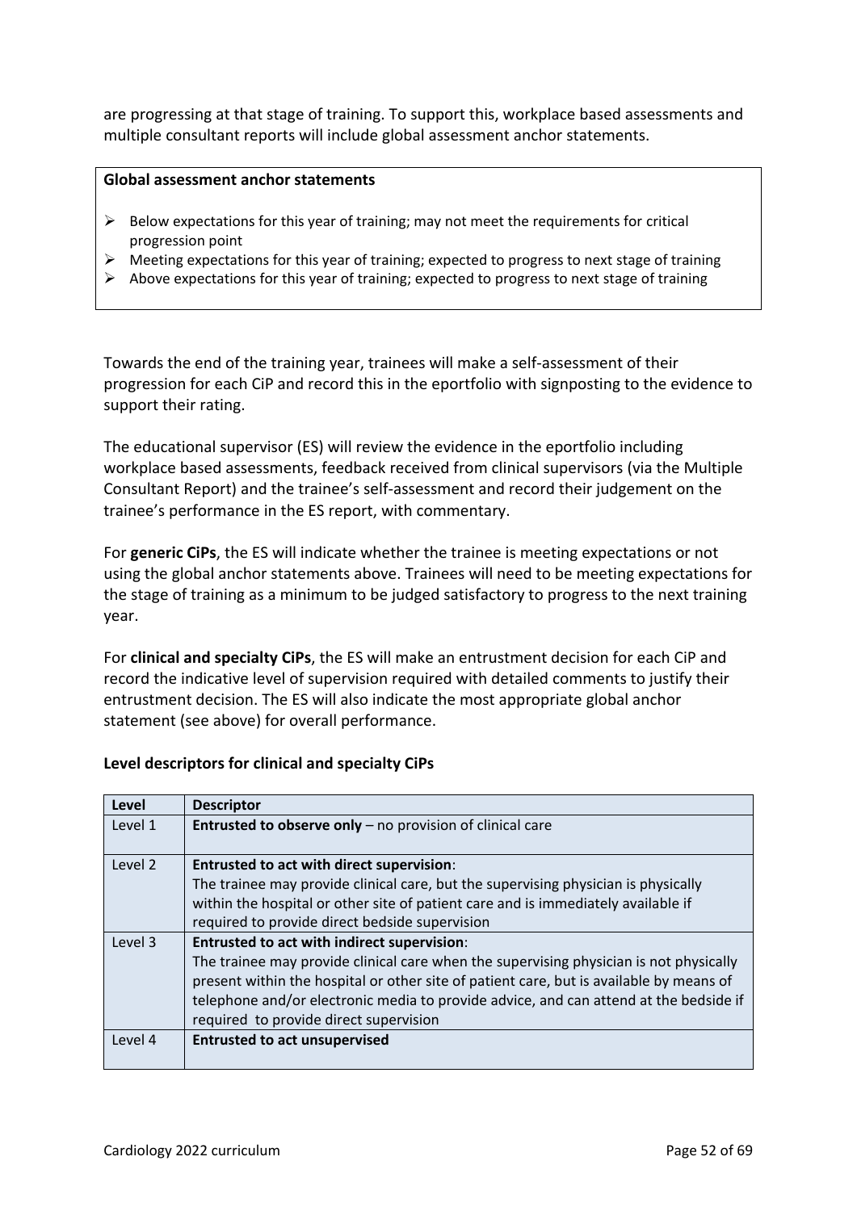are progressing at that stage of training. To support this, workplace based assessments and multiple consultant reports will include global assessment anchor statements.

**Global assessment anchor statements**

- Below expectations for this year of training; may not meet the requirements for critical progression point
- Meeting expectations for this year of training; expected to progress to next stage of training
- Above expectations for this year of training; expected to progress to next stage of training

Towards the end of the training year, trainees will make a self-assessment of their progression for each CiP and record this in the eportfolio with signposting to the evidence to support their rating.

The educational supervisor (ES) will review the evidence in the eportfolio including workplace based assessments, feedback received from clinical supervisors (via the Multiple Consultant Report) and the trainee's self-assessment and record their judgement on the trainee's performance in the ES report, with commentary.

For **generic CiPs**, the ES will indicate whether the trainee is meeting expectations or not using the global anchor statements above. Trainees will need to be meeting expectations for the stage of training as a minimum to be judged satisfactory to progress to the next training year.

For **clinical and specialty CiPs**, the ES will make an entrustment decision for each CiP and record the indicative level of supervision required with detailed comments to justify their entrustment decision. The ES will also indicate the most appropriate global anchor statement (see above) for overall performance.

**Level descriptors for clinical and specialty CiPs**

| Level | Descriptor |
|---|---|
| Level 1 | **Entrusted to observe only** – no provision of clinical care |
| Level 2 | **Entrusted to act with direct supervision**:<br>The trainee may provide clinical care, but the supervising physician is physically within the hospital or other site of patient care and is immediately available if required to provide direct bedside supervision |
| Level 3 | **Entrusted to act with indirect supervision**:<br>The trainee may provide clinical care when the supervising physician is not physically present within the hospital or other site of patient care, but is available by means of telephone and/or electronic media to provide advice, and can attend at the bedside if required to provide direct supervision |
| Level 4 | **Entrusted to act unsupervised** |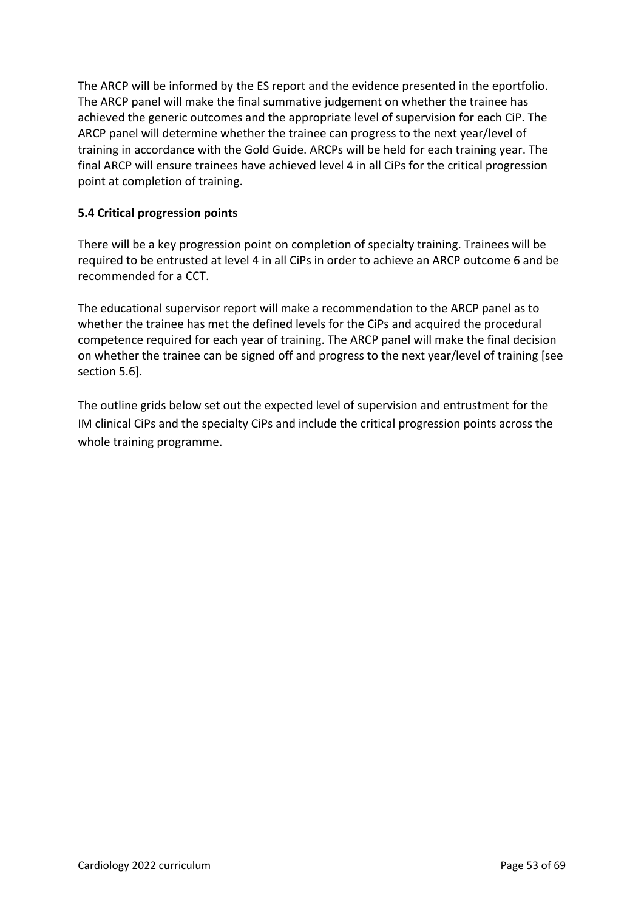The ARCP will be informed by the ES report and the evidence presented in the eportfolio. The ARCP panel will make the final summative judgement on whether the trainee has achieved the generic outcomes and the appropriate level of supervision for each CiP. The ARCP panel will determine whether the trainee can progress to the next year/level of training in accordance with the Gold Guide. ARCPs will be held for each training year. The final ARCP will ensure trainees have achieved level 4 in all CiPs for the critical progression point at completion of training.

### 5.4 Critical progression points

There will be a key progression point on completion of specialty training. Trainees will be required to be entrusted at level 4 in all CiPs in order to achieve an ARCP outcome 6 and be recommended for a CCT.

The educational supervisor report will make a recommendation to the ARCP panel as to whether the trainee has met the defined levels for the CiPs and acquired the procedural competence required for each year of training. The ARCP panel will make the final decision on whether the trainee can be signed off and progress to the next year/level of training [see section 5.6].

The outline grids below set out the expected level of supervision and entrustment for the IM clinical CiPs and the specialty CiPs and include the critical progression points across the whole training programme.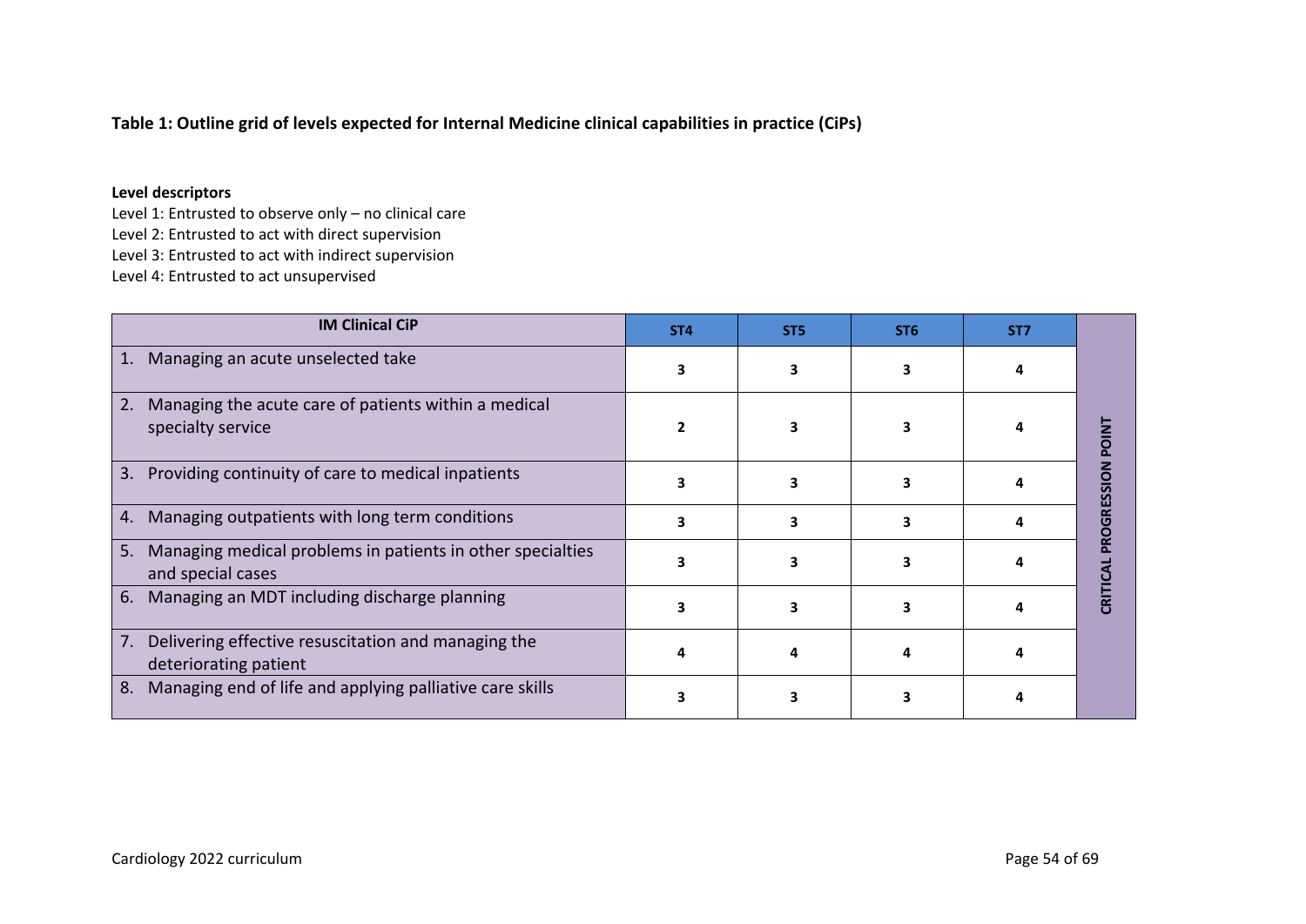**Table 1: Outline grid of levels expected for Internal Medicine clinical capabilities in practice (CiPs)**

**Level descriptors**

Level 1: Entrusted to observe only – no clinical care
Level 2: Entrusted to act with direct supervision
Level 3: Entrusted to act with indirect supervision
Level 4: Entrusted to act unsupervised

| IM Clinical CiP | ST4 | ST5 | ST6 | ST7 | |
|---|---|---|---|---|---|
| 1. Managing an acute unselected take | 3 | 3 | 3 | 4 | CRITICAL PROGRESSION POINT |
| 2. Managing the acute care of patients within a medical specialty service | 2 | 3 | 3 | 4 | |
| 3. Providing continuity of care to medical inpatients | 3 | 3 | 3 | 4 | |
| 4. Managing outpatients with long term conditions | 3 | 3 | 3 | 4 | |
| 5. Managing medical problems in patients in other specialties and special cases | 3 | 3 | 3 | 4 | |
| 6. Managing an MDT including discharge planning | 3 | 3 | 3 | 4 | |
| 7. Delivering effective resuscitation and managing the deteriorating patient | 4 | 4 | 4 | 4 | |
| 8. Managing end of life and applying palliative care skills | 3 | 3 | 3 | 4 | |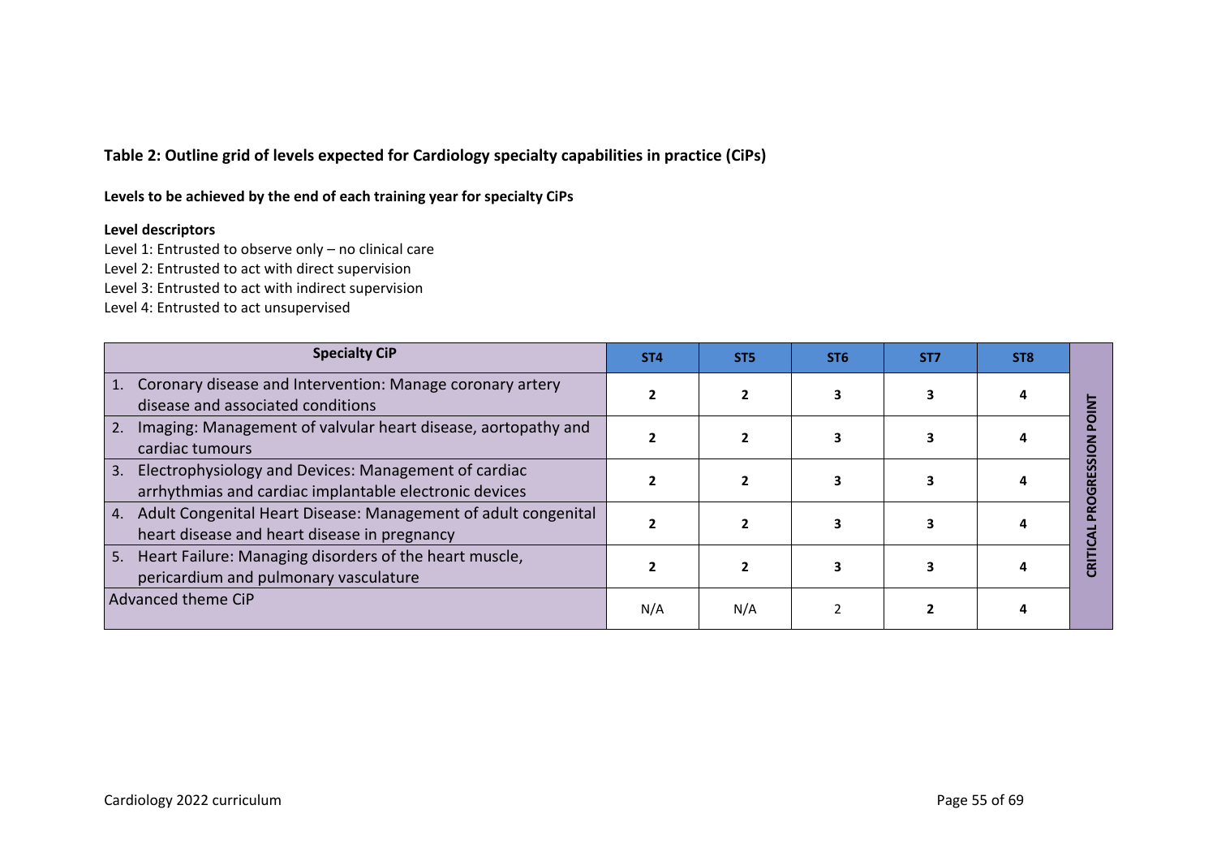**Table 2: Outline grid of levels expected for Cardiology specialty capabilities in practice (CiPs)**

**Levels to be achieved by the end of each training year for specialty CiPs**

**Level descriptors**

Level 1: Entrusted to observe only – no clinical care
Level 2: Entrusted to act with direct supervision
Level 3: Entrusted to act with indirect supervision
Level 4: Entrusted to act unsupervised

| Specialty CiP | ST4 | ST5 | ST6 | ST7 | ST8 | |
|---|---|---|---|---|---|---|
| 1. Coronary disease and Intervention: Manage coronary artery disease and associated conditions | 2 | 2 | 3 | 3 | 4 | CRITICAL PROGRESSION POINT |
| 2. Imaging: Management of valvular heart disease, aortopathy and cardiac tumours | 2 | 2 | 3 | 3 | 4 | |
| 3. Electrophysiology and Devices: Management of cardiac arrhythmias and cardiac implantable electronic devices | 2 | 2 | 3 | 3 | 4 | |
| 4. Adult Congenital Heart Disease: Management of adult congenital heart disease and heart disease in pregnancy | 2 | 2 | 3 | 3 | 4 | |
| 5. Heart Failure: Managing disorders of the heart muscle, pericardium and pulmonary vasculature | 2 | 2 | 3 | 3 | 4 | |
| Advanced theme CiP | N/A | N/A | 2 | 2 | 4 | |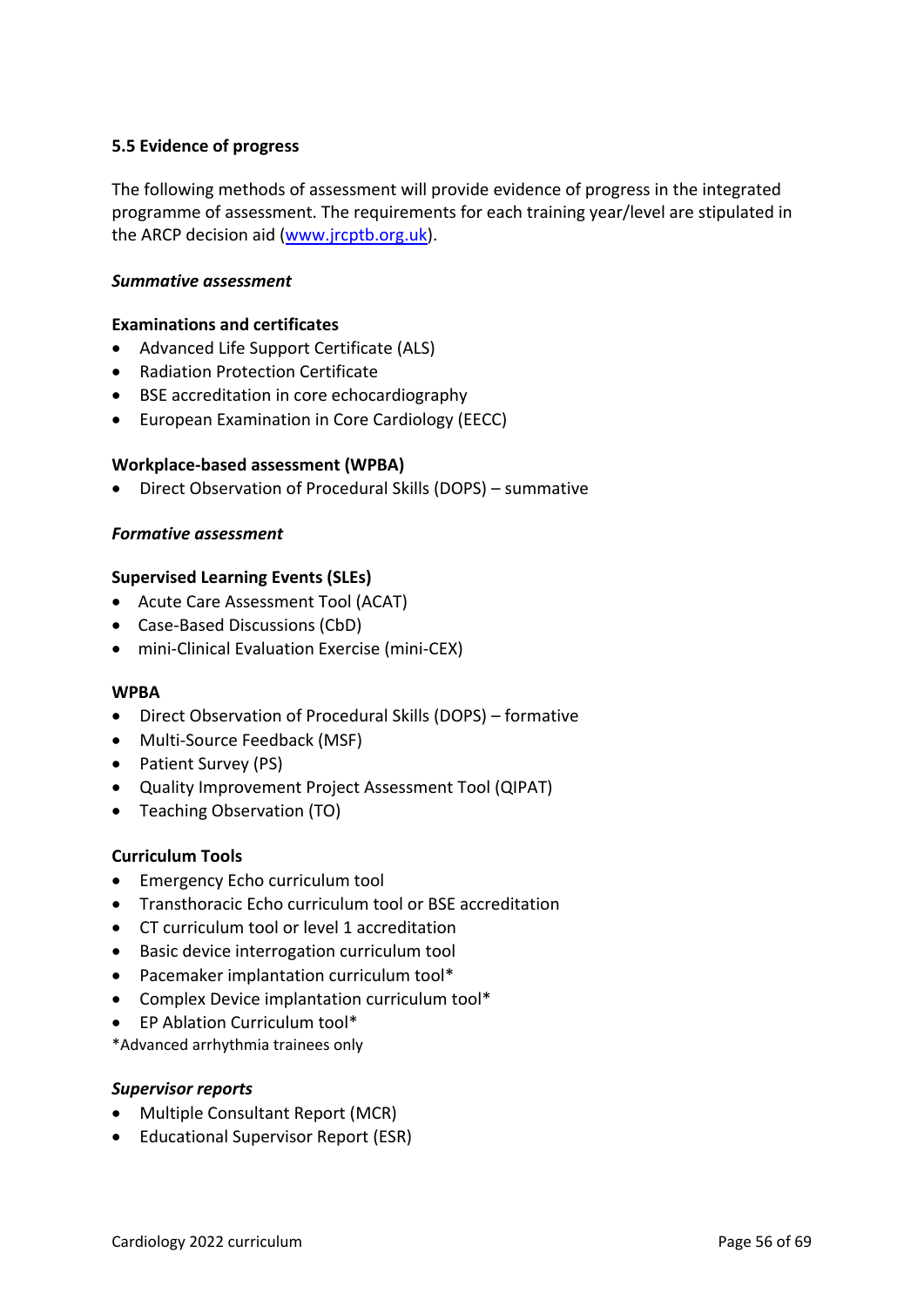### 5.5 Evidence of progress

The following methods of assessment will provide evidence of progress in the integrated programme of assessment. The requirements for each training year/level are stipulated in the ARCP decision aid ([www.jrcptb.org.uk](http://www.jrcptb.org.uk)).

***Summative assessment***

**Examinations and certificates**

- Advanced Life Support Certificate (ALS)
- Radiation Protection Certificate
- BSE accreditation in core echocardiography
- European Examination in Core Cardiology (EECC)

**Workplace-based assessment (WPBA)**

- Direct Observation of Procedural Skills (DOPS) – summative

***Formative assessment***

**Supervised Learning Events (SLEs)**

- Acute Care Assessment Tool (ACAT)
- Case-Based Discussions (CbD)
- mini-Clinical Evaluation Exercise (mini-CEX)

**WPBA**

- Direct Observation of Procedural Skills (DOPS) – formative
- Multi-Source Feedback (MSF)
- Patient Survey (PS)
- Quality Improvement Project Assessment Tool (QIPAT)
- Teaching Observation (TO)

**Curriculum Tools**

- Emergency Echo curriculum tool
- Transthoracic Echo curriculum tool or BSE accreditation
- CT curriculum tool or level 1 accreditation
- Basic device interrogation curriculum tool
- Pacemaker implantation curriculum tool*
- Complex Device implantation curriculum tool*
- EP Ablation Curriculum tool*

*Advanced arrhythmia trainees only

***Supervisor reports***

- Multiple Consultant Report (MCR)
- Educational Supervisor Report (ESR)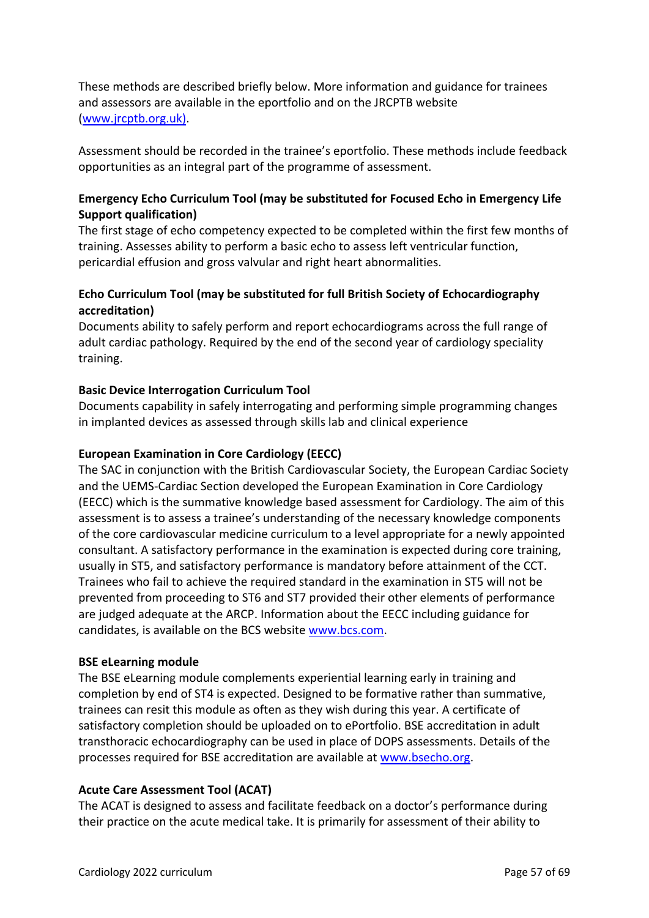These methods are described briefly below. More information and guidance for trainees and assessors are available in the eportfolio and on the JRCPTB website (www.jrcptb.org.uk).

Assessment should be recorded in the trainee's eportfolio. These methods include feedback opportunities as an integral part of the programme of assessment.

**Emergency Echo Curriculum Tool (may be substituted for Focused Echo in Emergency Life Support qualification)**

The first stage of echo competency expected to be completed within the first few months of training. Assesses ability to perform a basic echo to assess left ventricular function, pericardial effusion and gross valvular and right heart abnormalities.

**Echo Curriculum Tool (may be substituted for full British Society of Echocardiography accreditation)**

Documents ability to safely perform and report echocardiograms across the full range of adult cardiac pathology. Required by the end of the second year of cardiology speciality training.

**Basic Device Interrogation Curriculum Tool**

Documents capability in safely interrogating and performing simple programming changes in implanted devices as assessed through skills lab and clinical experience

**European Examination in Core Cardiology (EECC)**

The SAC in conjunction with the British Cardiovascular Society, the European Cardiac Society and the UEMS-Cardiac Section developed the European Examination in Core Cardiology (EECC) which is the summative knowledge based assessment for Cardiology. The aim of this assessment is to assess a trainee's understanding of the necessary knowledge components of the core cardiovascular medicine curriculum to a level appropriate for a newly appointed consultant. A satisfactory performance in the examination is expected during core training, usually in ST5, and satisfactory performance is mandatory before attainment of the CCT. Trainees who fail to achieve the required standard in the examination in ST5 will not be prevented from proceeding to ST6 and ST7 provided their other elements of performance are judged adequate at the ARCP. Information about the EECC including guidance for candidates, is available on the BCS website www.bcs.com.

**BSE eLearning module**

The BSE eLearning module complements experiential learning early in training and completion by end of ST4 is expected. Designed to be formative rather than summative, trainees can resit this module as often as they wish during this year. A certificate of satisfactory completion should be uploaded on to ePortfolio. BSE accreditation in adult transthoracic echocardiography can be used in place of DOPS assessments. Details of the processes required for BSE accreditation are available at www.bsecho.org.

**Acute Care Assessment Tool (ACAT)**

The ACAT is designed to assess and facilitate feedback on a doctor's performance during their practice on the acute medical take. It is primarily for assessment of their ability to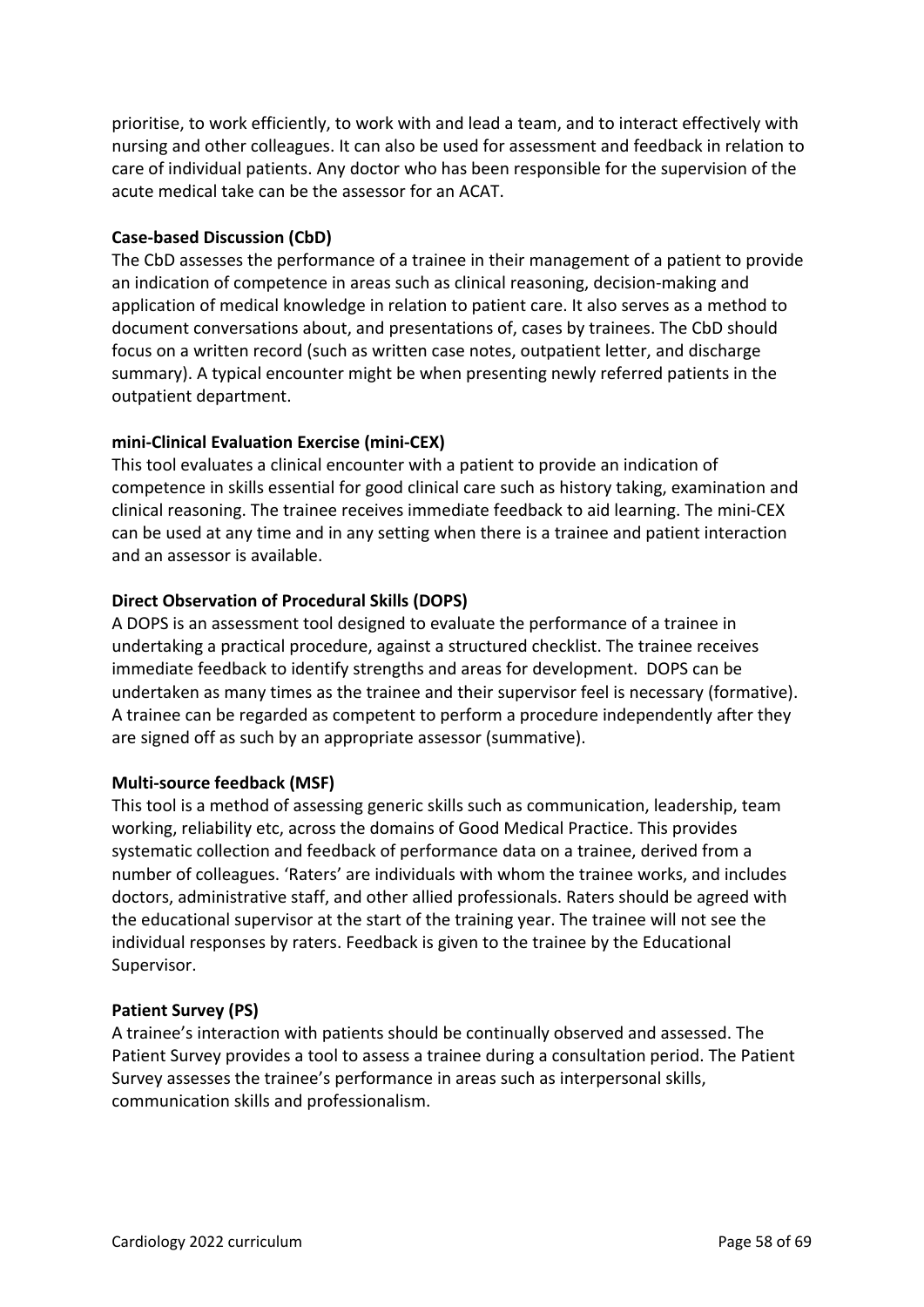prioritise, to work efficiently, to work with and lead a team, and to interact effectively with nursing and other colleagues. It can also be used for assessment and feedback in relation to care of individual patients. Any doctor who has been responsible for the supervision of the acute medical take can be the assessor for an ACAT.

**Case-based Discussion (CbD)**

The CbD assesses the performance of a trainee in their management of a patient to provide an indication of competence in areas such as clinical reasoning, decision-making and application of medical knowledge in relation to patient care. It also serves as a method to document conversations about, and presentations of, cases by trainees. The CbD should focus on a written record (such as written case notes, outpatient letter, and discharge summary). A typical encounter might be when presenting newly referred patients in the outpatient department.

**mini-Clinical Evaluation Exercise (mini-CEX)**

This tool evaluates a clinical encounter with a patient to provide an indication of competence in skills essential for good clinical care such as history taking, examination and clinical reasoning. The trainee receives immediate feedback to aid learning. The mini-CEX can be used at any time and in any setting when there is a trainee and patient interaction and an assessor is available.

**Direct Observation of Procedural Skills (DOPS)**

A DOPS is an assessment tool designed to evaluate the performance of a trainee in undertaking a practical procedure, against a structured checklist. The trainee receives immediate feedback to identify strengths and areas for development. DOPS can be undertaken as many times as the trainee and their supervisor feel is necessary (formative). A trainee can be regarded as competent to perform a procedure independently after they are signed off as such by an appropriate assessor (summative).

**Multi-source feedback (MSF)**

This tool is a method of assessing generic skills such as communication, leadership, team working, reliability etc, across the domains of Good Medical Practice. This provides systematic collection and feedback of performance data on a trainee, derived from a number of colleagues. 'Raters' are individuals with whom the trainee works, and includes doctors, administrative staff, and other allied professionals. Raters should be agreed with the educational supervisor at the start of the training year. The trainee will not see the individual responses by raters. Feedback is given to the trainee by the Educational Supervisor.

**Patient Survey (PS)**

A trainee's interaction with patients should be continually observed and assessed. The Patient Survey provides a tool to assess a trainee during a consultation period. The Patient Survey assesses the trainee's performance in areas such as interpersonal skills, communication skills and professionalism.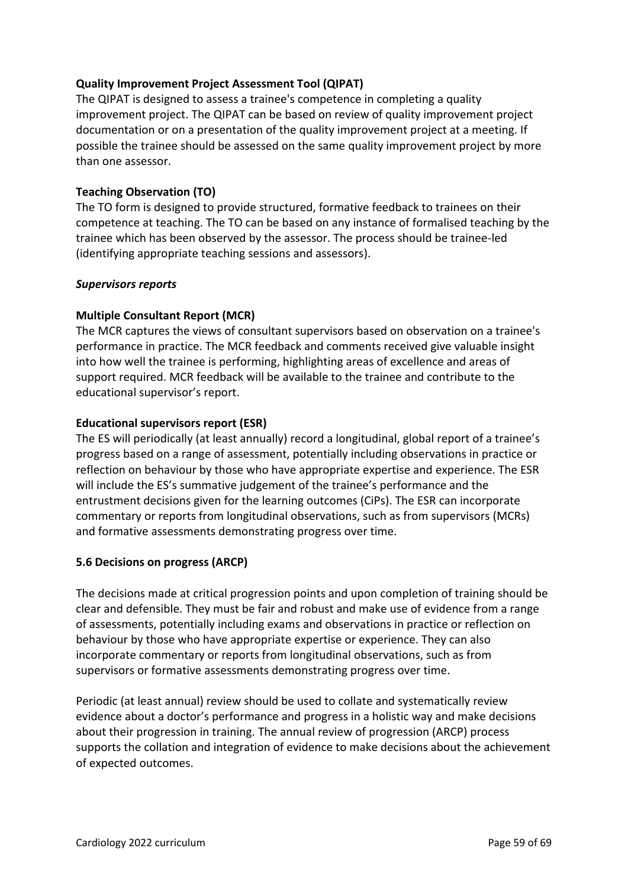**Quality Improvement Project Assessment Tool (QIPAT)**

The QIPAT is designed to assess a trainee's competence in completing a quality improvement project. The QIPAT can be based on review of quality improvement project documentation or on a presentation of the quality improvement project at a meeting. If possible the trainee should be assessed on the same quality improvement project by more than one assessor.

**Teaching Observation (TO)**

The TO form is designed to provide structured, formative feedback to trainees on their competence at teaching. The TO can be based on any instance of formalised teaching by the trainee which has been observed by the assessor. The process should be trainee-led (identifying appropriate teaching sessions and assessors).

***Supervisors reports***

**Multiple Consultant Report (MCR)**

The MCR captures the views of consultant supervisors based on observation on a trainee's performance in practice. The MCR feedback and comments received give valuable insight into how well the trainee is performing, highlighting areas of excellence and areas of support required. MCR feedback will be available to the trainee and contribute to the educational supervisor's report.

**Educational supervisors report (ESR)**

The ES will periodically (at least annually) record a longitudinal, global report of a trainee's progress based on a range of assessment, potentially including observations in practice or reflection on behaviour by those who have appropriate expertise and experience. The ESR will include the ES's summative judgement of the trainee's performance and the entrustment decisions given for the learning outcomes (CiPs). The ESR can incorporate commentary or reports from longitudinal observations, such as from supervisors (MCRs) and formative assessments demonstrating progress over time.

### 5.6 Decisions on progress (ARCP)

The decisions made at critical progression points and upon completion of training should be clear and defensible. They must be fair and robust and make use of evidence from a range of assessments, potentially including exams and observations in practice or reflection on behaviour by those who have appropriate expertise or experience. They can also incorporate commentary or reports from longitudinal observations, such as from supervisors or formative assessments demonstrating progress over time.

Periodic (at least annual) review should be used to collate and systematically review evidence about a doctor's performance and progress in a holistic way and make decisions about their progression in training. The annual review of progression (ARCP) process supports the collation and integration of evidence to make decisions about the achievement of expected outcomes.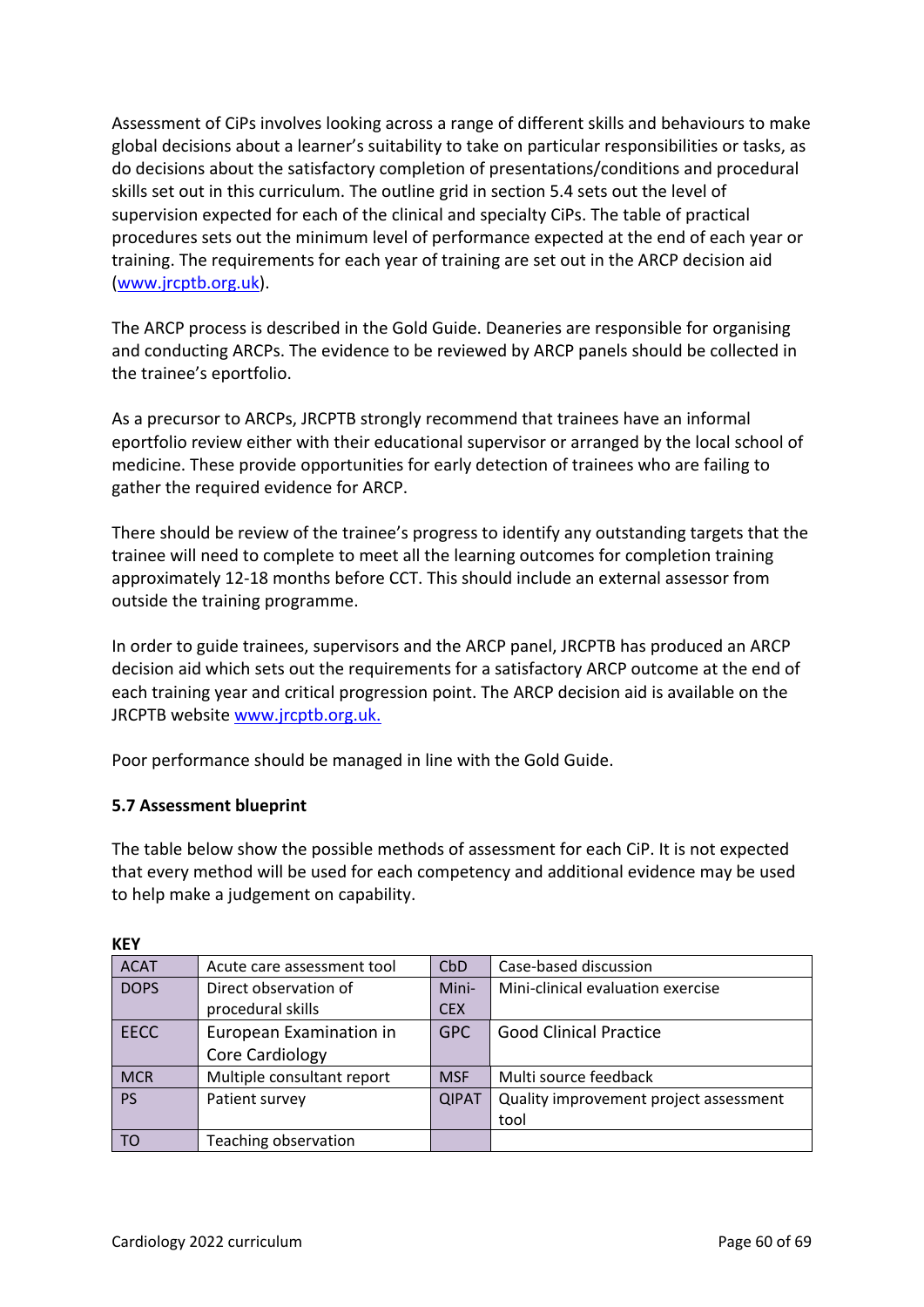Assessment of CiPs involves looking across a range of different skills and behaviours to make global decisions about a learner's suitability to take on particular responsibilities or tasks, as do decisions about the satisfactory completion of presentations/conditions and procedural skills set out in this curriculum. The outline grid in section 5.4 sets out the level of supervision expected for each of the clinical and specialty CiPs. The table of practical procedures sets out the minimum level of performance expected at the end of each year or training. The requirements for each year of training are set out in the ARCP decision aid (www.jrcptb.org.uk).

The ARCP process is described in the Gold Guide. Deaneries are responsible for organising and conducting ARCPs. The evidence to be reviewed by ARCP panels should be collected in the trainee's eportfolio.

As a precursor to ARCPs, JRCPTB strongly recommend that trainees have an informal eportfolio review either with their educational supervisor or arranged by the local school of medicine. These provide opportunities for early detection of trainees who are failing to gather the required evidence for ARCP.

There should be review of the trainee's progress to identify any outstanding targets that the trainee will need to complete to meet all the learning outcomes for completion training approximately 12-18 months before CCT. This should include an external assessor from outside the training programme.

In order to guide trainees, supervisors and the ARCP panel, JRCPTB has produced an ARCP decision aid which sets out the requirements for a satisfactory ARCP outcome at the end of each training year and critical progression point. The ARCP decision aid is available on the JRCPTB website www.jrcptb.org.uk.

Poor performance should be managed in line with the Gold Guide.

**5.7 Assessment blueprint**

The table below show the possible methods of assessment for each CiP. It is not expected that every method will be used for each competency and additional evidence may be used to help make a judgement on capability.

**KEY**

| | | | |
|---|---|---|---|
| ACAT | Acute care assessment tool | CbD | Case-based discussion |
| DOPS | Direct observation of procedural skills | Mini-CEX | Mini-clinical evaluation exercise |
| EECC | European Examination in Core Cardiology | GPC | Good Clinical Practice |
| MCR | Multiple consultant report | MSF | Multi source feedback |
| PS | Patient survey | QIPAT | Quality improvement project assessment tool |
| TO | Teaching observation | | |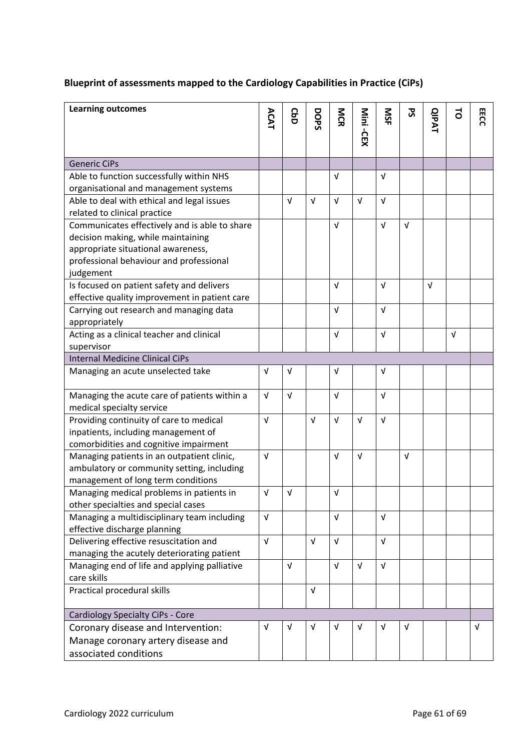**Blueprint of assessments mapped to the Cardiology Capabilities in Practice (CiPs)**

| Learning outcomes | ACAT | CbD | DOPS | MCR | Mini -CEX | MSF | PS | QIPAT | TO | EECC |
|---|---|---|---|---|---|---|---|---|---|---|
| Generic CiPs | | | | | | | | | | |
| Able to function successfully within NHS organisational and management systems | | | | √ | | √ | | | | |
| Able to deal with ethical and legal issues related to clinical practice | | √ | √ | √ | √ | √ | | | | |
| Communicates effectively and is able to share decision making, while maintaining appropriate situational awareness, professional behaviour and professional judgement | | | | √ | | √ | √ | | | |
| Is focused on patient safety and delivers effective quality improvement in patient care | | | | √ | | √ | | √ | | |
| Carrying out research and managing data appropriately | | | | √ | | √ | | | | |
| Acting as a clinical teacher and clinical supervisor | | | | √ | | √ | | | √ | |
| Internal Medicine Clinical CiPs | | | | | | | | | | |
| Managing an acute unselected take | √ | √ | | √ | | √ | | | | |
| Managing the acute care of patients within a medical specialty service | √ | √ | | √ | | √ | | | | |
| Providing continuity of care to medical inpatients, including management of comorbidities and cognitive impairment | √ | | √ | √ | √ | √ | | | | |
| Managing patients in an outpatient clinic, ambulatory or community setting, including management of long term conditions | √ | | | √ | √ | | √ | | | |
| Managing medical problems in patients in other specialties and special cases | √ | √ | | √ | | | | | | |
| Managing a multidisciplinary team including effective discharge planning | √ | | | √ | | √ | | | | |
| Delivering effective resuscitation and managing the acutely deteriorating patient | √ | | √ | √ | | √ | | | | |
| Managing end of life and applying palliative care skills | | √ | | √ | √ | √ | | | | |
| Practical procedural skills | | | √ | | | | | | | |
| Cardiology Specialty CiPs - Core | | | | | | | | | | |
| Coronary disease and Intervention: Manage coronary artery disease and associated conditions | √ | √ | √ | √ | √ | √ | √ | | | √ |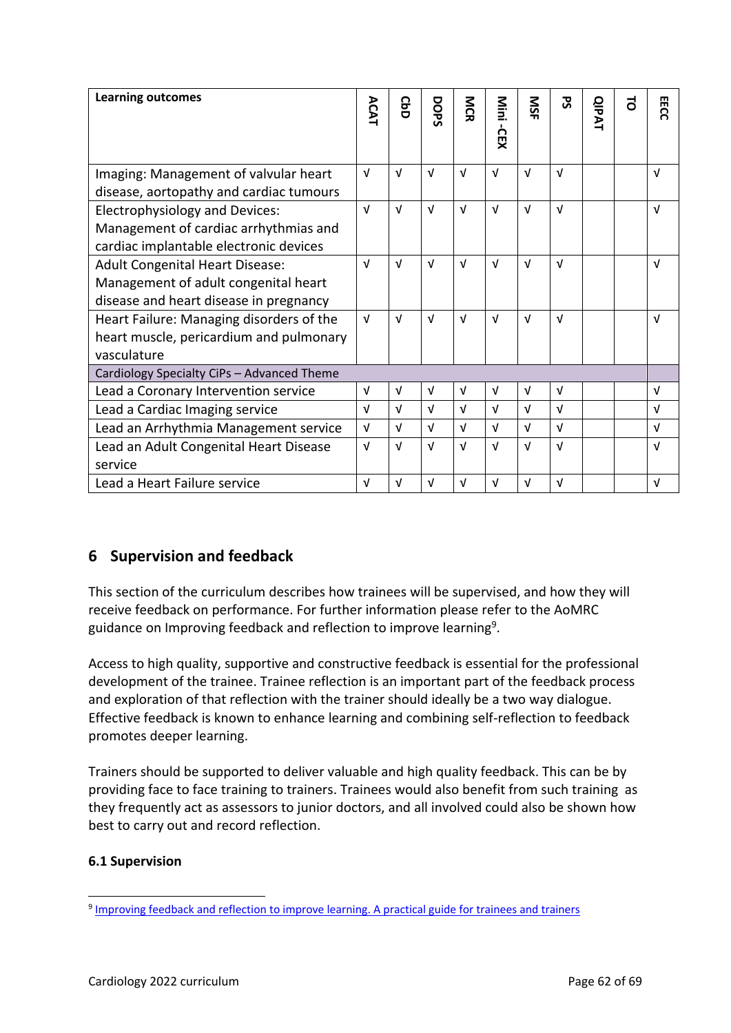| Learning outcomes | ACAT | CbD | DOPS | MCR | Mini -CEX | MSF | PS | QIPAT | TO | EECC |
|---|---|---|---|---|---|---|---|---|---|---|
| Imaging: Management of valvular heart disease, aortopathy and cardiac tumours | √ | √ | √ | √ | √ | √ | √ | | | √ |
| Electrophysiology and Devices: Management of cardiac arrhythmias and cardiac implantable electronic devices | √ | √ | √ | √ | √ | √ | √ | | | √ |
| Adult Congenital Heart Disease: Management of adult congenital heart disease and heart disease in pregnancy | √ | √ | √ | √ | √ | √ | √ | | | √ |
| Heart Failure: Managing disorders of the heart muscle, pericardium and pulmonary vasculature | √ | √ | √ | √ | √ | √ | √ | | | √ |
| Cardiology Specialty CiPs – Advanced Theme | | | | | | | | | | |
| Lead a Coronary Intervention service | √ | √ | √ | √ | √ | √ | √ | | | √ |
| Lead a Cardiac Imaging service | √ | √ | √ | √ | √ | √ | √ | | | √ |
| Lead an Arrhythmia Management service | √ | √ | √ | √ | √ | √ | √ | | | √ |
| Lead an Adult Congenital Heart Disease service | √ | √ | √ | √ | √ | √ | √ | | | √ |
| Lead a Heart Failure service | √ | √ | √ | √ | √ | √ | √ | | | √ |

## 6 Supervision and feedback

This section of the curriculum describes how trainees will be supervised, and how they will receive feedback on performance. For further information please refer to the AoMRC guidance on Improving feedback and reflection to improve learning[9].

Access to high quality, supportive and constructive feedback is essential for the professional development of the trainee. Trainee reflection is an important part of the feedback process and exploration of that reflection with the trainer should ideally be a two way dialogue. Effective feedback is known to enhance learning and combining self-reflection to feedback promotes deeper learning.

Trainers should be supported to deliver valuable and high quality feedback. This can be by providing face to face training to trainers. Trainees would also benefit from such training as they frequently act as assessors to junior doctors, and all involved could also be shown how best to carry out and record reflection.

### 6.1 Supervision

[9] Improving feedback and reflection to improve learning. A practical guide for trainees and trainers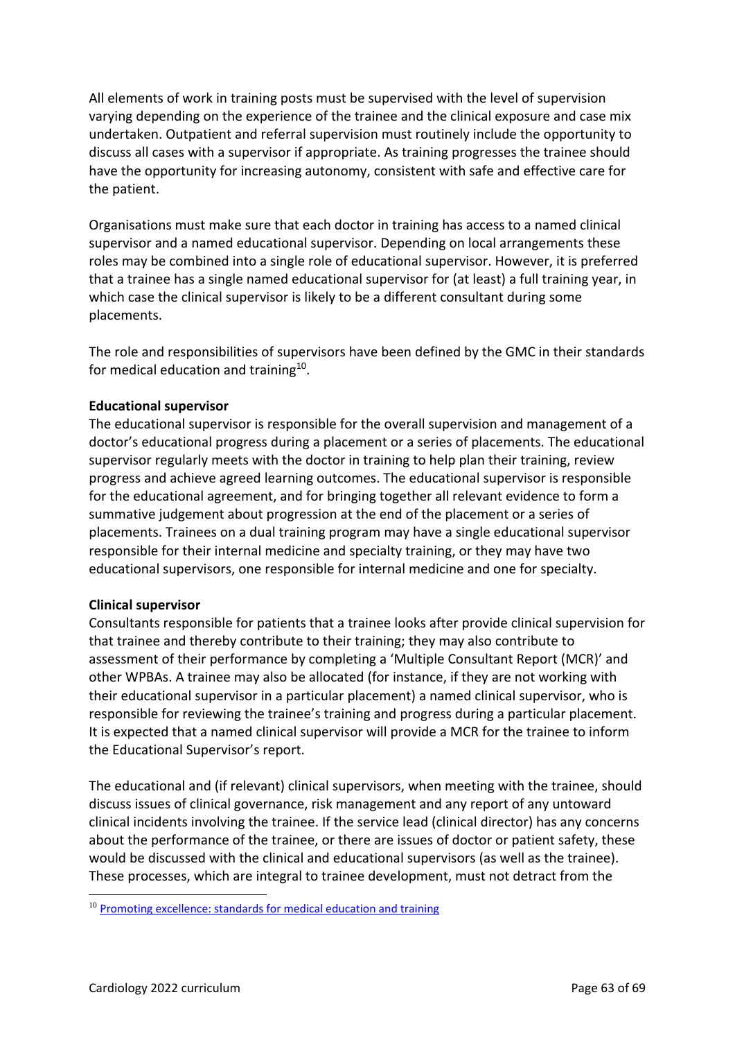All elements of work in training posts must be supervised with the level of supervision varying depending on the experience of the trainee and the clinical exposure and case mix undertaken. Outpatient and referral supervision must routinely include the opportunity to discuss all cases with a supervisor if appropriate. As training progresses the trainee should have the opportunity for increasing autonomy, consistent with safe and effective care for the patient.

Organisations must make sure that each doctor in training has access to a named clinical supervisor and a named educational supervisor. Depending on local arrangements these roles may be combined into a single role of educational supervisor. However, it is preferred that a trainee has a single named educational supervisor for (at least) a full training year, in which case the clinical supervisor is likely to be a different consultant during some placements.

The role and responsibilities of supervisors have been defined by the GMC in their standards for medical education and training[10].

**Educational supervisor**

The educational supervisor is responsible for the overall supervision and management of a doctor's educational progress during a placement or a series of placements. The educational supervisor regularly meets with the doctor in training to help plan their training, review progress and achieve agreed learning outcomes. The educational supervisor is responsible for the educational agreement, and for bringing together all relevant evidence to form a summative judgement about progression at the end of the placement or a series of placements. Trainees on a dual training program may have a single educational supervisor responsible for their internal medicine and specialty training, or they may have two educational supervisors, one responsible for internal medicine and one for specialty.

**Clinical supervisor**

Consultants responsible for patients that a trainee looks after provide clinical supervision for that trainee and thereby contribute to their training; they may also contribute to assessment of their performance by completing a 'Multiple Consultant Report (MCR)' and other WPBAs. A trainee may also be allocated (for instance, if they are not working with their educational supervisor in a particular placement) a named clinical supervisor, who is responsible for reviewing the trainee's training and progress during a particular placement. It is expected that a named clinical supervisor will provide a MCR for the trainee to inform the Educational Supervisor's report.

The educational and (if relevant) clinical supervisors, when meeting with the trainee, should discuss issues of clinical governance, risk management and any report of any untoward clinical incidents involving the trainee. If the service lead (clinical director) has any concerns about the performance of the trainee, or there are issues of doctor or patient safety, these would be discussed with the clinical and educational supervisors (as well as the trainee). These processes, which are integral to trainee development, must not detract from the

[10] Promoting excellence: standards for medical education and training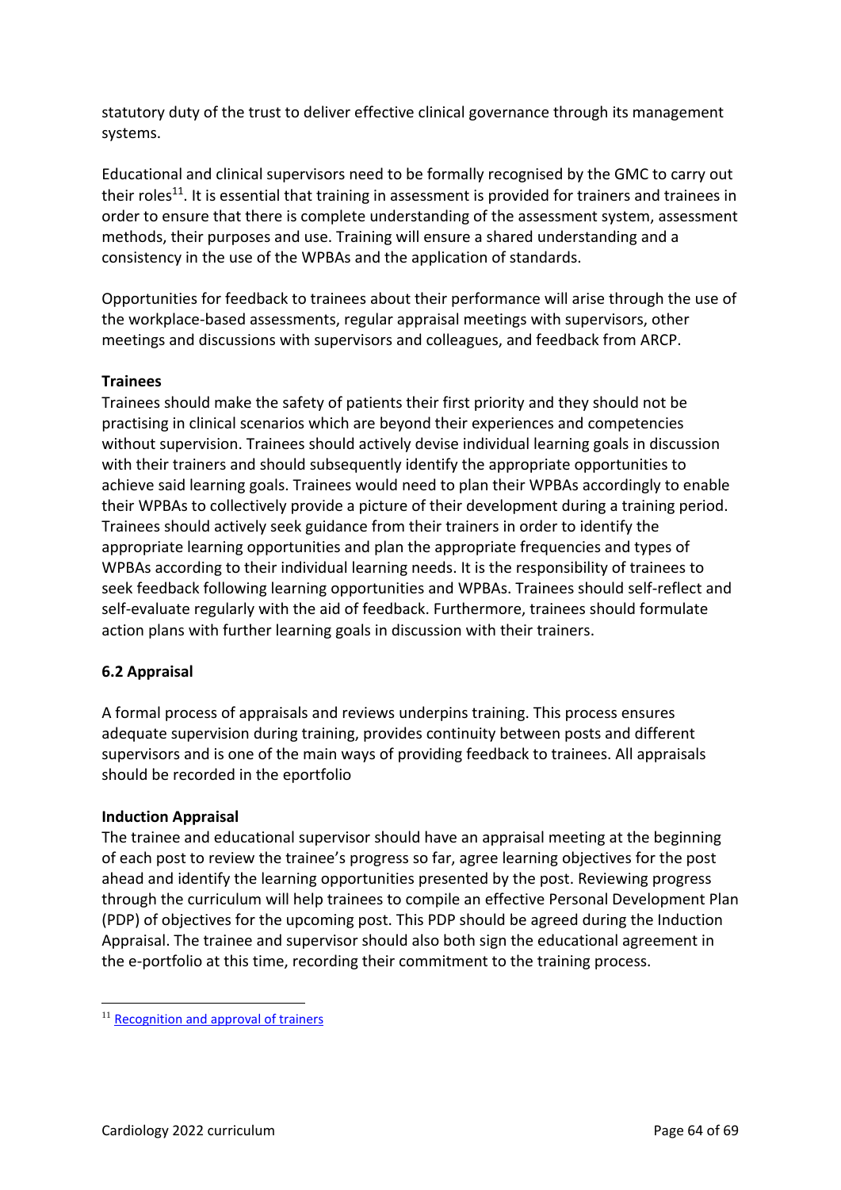statutory duty of the trust to deliver effective clinical governance through its management systems.

Educational and clinical supervisors need to be formally recognised by the GMC to carry out their roles[11]. It is essential that training in assessment is provided for trainers and trainees in order to ensure that there is complete understanding of the assessment system, assessment methods, their purposes and use. Training will ensure a shared understanding and a consistency in the use of the WPBAs and the application of standards.

Opportunities for feedback to trainees about their performance will arise through the use of the workplace-based assessments, regular appraisal meetings with supervisors, other meetings and discussions with supervisors and colleagues, and feedback from ARCP.

**Trainees**

Trainees should make the safety of patients their first priority and they should not be practising in clinical scenarios which are beyond their experiences and competencies without supervision. Trainees should actively devise individual learning goals in discussion with their trainers and should subsequently identify the appropriate opportunities to achieve said learning goals. Trainees would need to plan their WPBAs accordingly to enable their WPBAs to collectively provide a picture of their development during a training period. Trainees should actively seek guidance from their trainers in order to identify the appropriate learning opportunities and plan the appropriate frequencies and types of WPBAs according to their individual learning needs. It is the responsibility of trainees to seek feedback following learning opportunities and WPBAs. Trainees should self-reflect and self-evaluate regularly with the aid of feedback. Furthermore, trainees should formulate action plans with further learning goals in discussion with their trainers.

### 6.2 Appraisal

A formal process of appraisals and reviews underpins training. This process ensures adequate supervision during training, provides continuity between posts and different supervisors and is one of the main ways of providing feedback to trainees. All appraisals should be recorded in the eportfolio

**Induction Appraisal**

The trainee and educational supervisor should have an appraisal meeting at the beginning of each post to review the trainee's progress so far, agree learning objectives for the post ahead and identify the learning opportunities presented by the post. Reviewing progress through the curriculum will help trainees to compile an effective Personal Development Plan (PDP) of objectives for the upcoming post. This PDP should be agreed during the Induction Appraisal. The trainee and supervisor should also both sign the educational agreement in the e-portfolio at this time, recording their commitment to the training process.

---

[11] Recognition and approval of trainers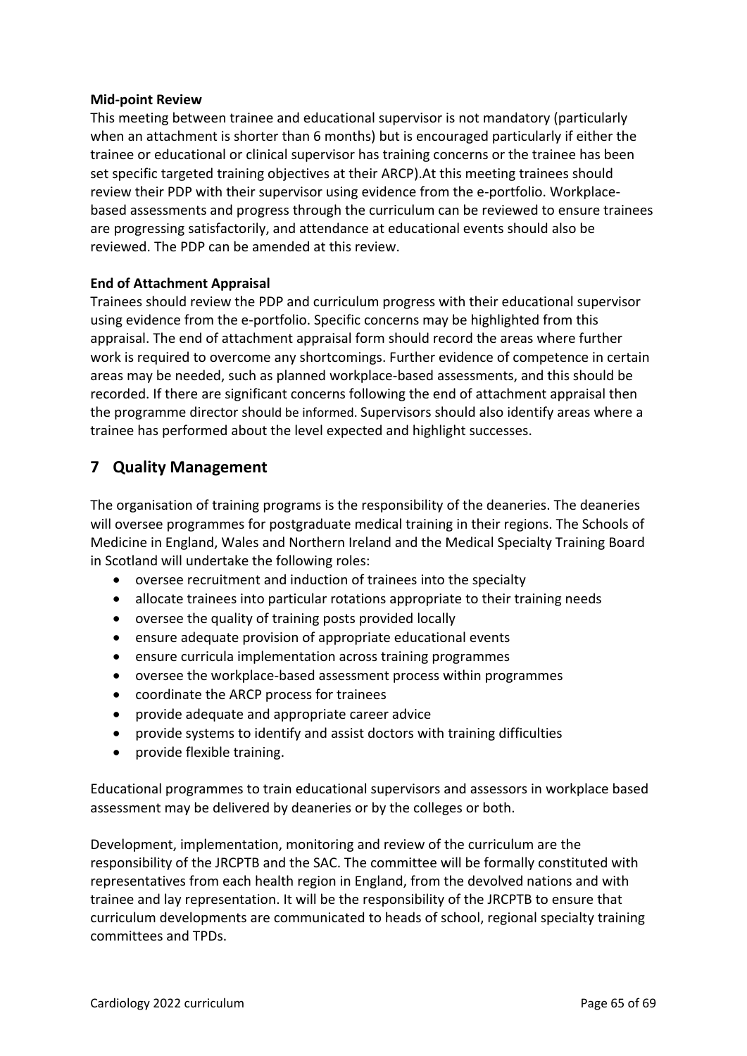**Mid-point Review**

This meeting between trainee and educational supervisor is not mandatory (particularly when an attachment is shorter than 6 months) but is encouraged particularly if either the trainee or educational or clinical supervisor has training concerns or the trainee has been set specific targeted training objectives at their ARCP).At this meeting trainees should review their PDP with their supervisor using evidence from the e-portfolio. Workplace-based assessments and progress through the curriculum can be reviewed to ensure trainees are progressing satisfactorily, and attendance at educational events should also be reviewed. The PDP can be amended at this review.

**End of Attachment Appraisal**

Trainees should review the PDP and curriculum progress with their educational supervisor using evidence from the e-portfolio. Specific concerns may be highlighted from this appraisal. The end of attachment appraisal form should record the areas where further work is required to overcome any shortcomings. Further evidence of competence in certain areas may be needed, such as planned workplace-based assessments, and this should be recorded. If there are significant concerns following the end of attachment appraisal then the programme director should be informed. Supervisors should also identify areas where a trainee has performed about the level expected and highlight successes.

## 7 Quality Management

The organisation of training programs is the responsibility of the deaneries. The deaneries will oversee programmes for postgraduate medical training in their regions. The Schools of Medicine in England, Wales and Northern Ireland and the Medical Specialty Training Board in Scotland will undertake the following roles:

- oversee recruitment and induction of trainees into the specialty
- allocate trainees into particular rotations appropriate to their training needs
- oversee the quality of training posts provided locally
- ensure adequate provision of appropriate educational events
- ensure curricula implementation across training programmes
- oversee the workplace-based assessment process within programmes
- coordinate the ARCP process for trainees
- provide adequate and appropriate career advice
- provide systems to identify and assist doctors with training difficulties
- provide flexible training.

Educational programmes to train educational supervisors and assessors in workplace based assessment may be delivered by deaneries or by the colleges or both.

Development, implementation, monitoring and review of the curriculum are the responsibility of the JRCPTB and the SAC. The committee will be formally constituted with representatives from each health region in England, from the devolved nations and with trainee and lay representation. It will be the responsibility of the JRCPTB to ensure that curriculum developments are communicated to heads of school, regional specialty training committees and TPDs.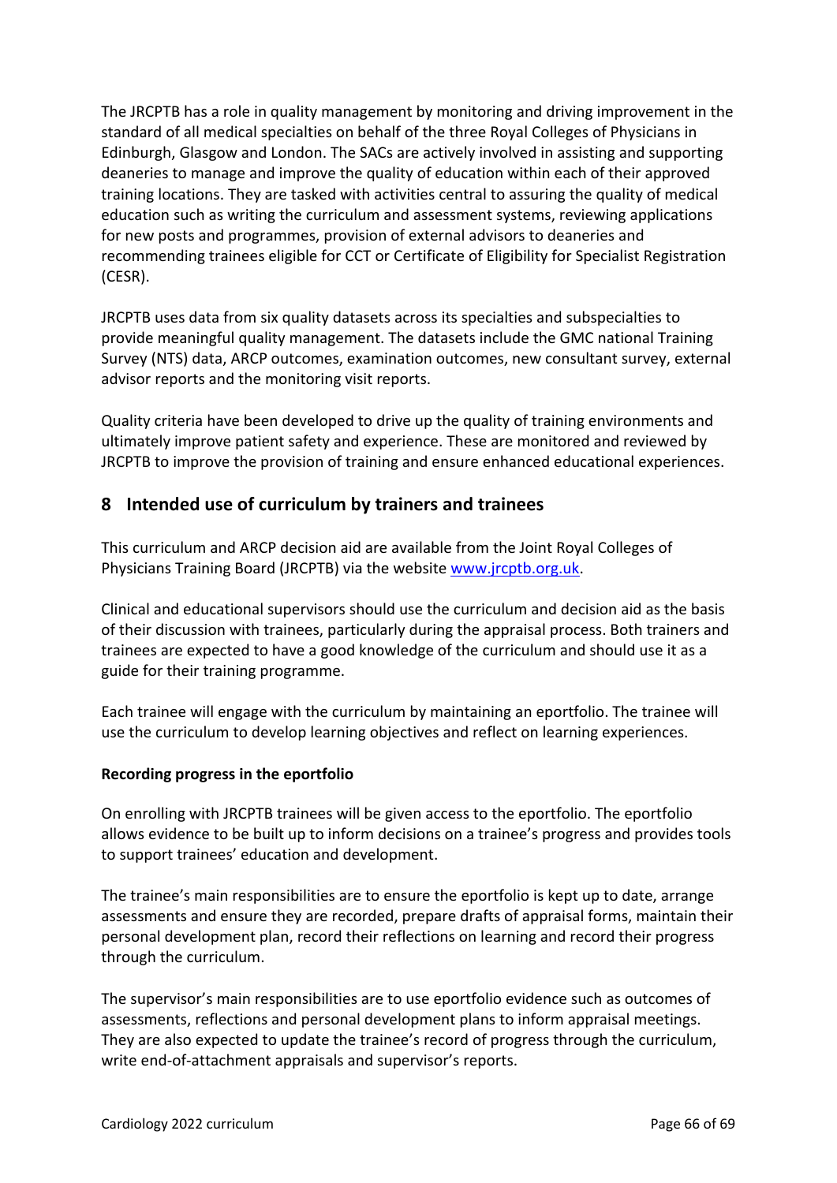The JRCPTB has a role in quality management by monitoring and driving improvement in the standard of all medical specialties on behalf of the three Royal Colleges of Physicians in Edinburgh, Glasgow and London. The SACs are actively involved in assisting and supporting deaneries to manage and improve the quality of education within each of their approved training locations. They are tasked with activities central to assuring the quality of medical education such as writing the curriculum and assessment systems, reviewing applications for new posts and programmes, provision of external advisors to deaneries and recommending trainees eligible for CCT or Certificate of Eligibility for Specialist Registration (CESR).

JRCPTB uses data from six quality datasets across its specialties and subspecialties to provide meaningful quality management. The datasets include the GMC national Training Survey (NTS) data, ARCP outcomes, examination outcomes, new consultant survey, external advisor reports and the monitoring visit reports.

Quality criteria have been developed to drive up the quality of training environments and ultimately improve patient safety and experience. These are monitored and reviewed by JRCPTB to improve the provision of training and ensure enhanced educational experiences.

## 8 Intended use of curriculum by trainers and trainees

This curriculum and ARCP decision aid are available from the Joint Royal Colleges of Physicians Training Board (JRCPTB) via the website [www.jrcptb.org.uk](www.jrcptb.org.uk).

Clinical and educational supervisors should use the curriculum and decision aid as the basis of their discussion with trainees, particularly during the appraisal process. Both trainers and trainees are expected to have a good knowledge of the curriculum and should use it as a guide for their training programme.

Each trainee will engage with the curriculum by maintaining an eportfolio. The trainee will use the curriculum to develop learning objectives and reflect on learning experiences.

**Recording progress in the eportfolio**

On enrolling with JRCPTB trainees will be given access to the eportfolio. The eportfolio allows evidence to be built up to inform decisions on a trainee's progress and provides tools to support trainees' education and development.

The trainee's main responsibilities are to ensure the eportfolio is kept up to date, arrange assessments and ensure they are recorded, prepare drafts of appraisal forms, maintain their personal development plan, record their reflections on learning and record their progress through the curriculum.

The supervisor's main responsibilities are to use eportfolio evidence such as outcomes of assessments, reflections and personal development plans to inform appraisal meetings. They are also expected to update the trainee's record of progress through the curriculum, write end-of-attachment appraisals and supervisor's reports.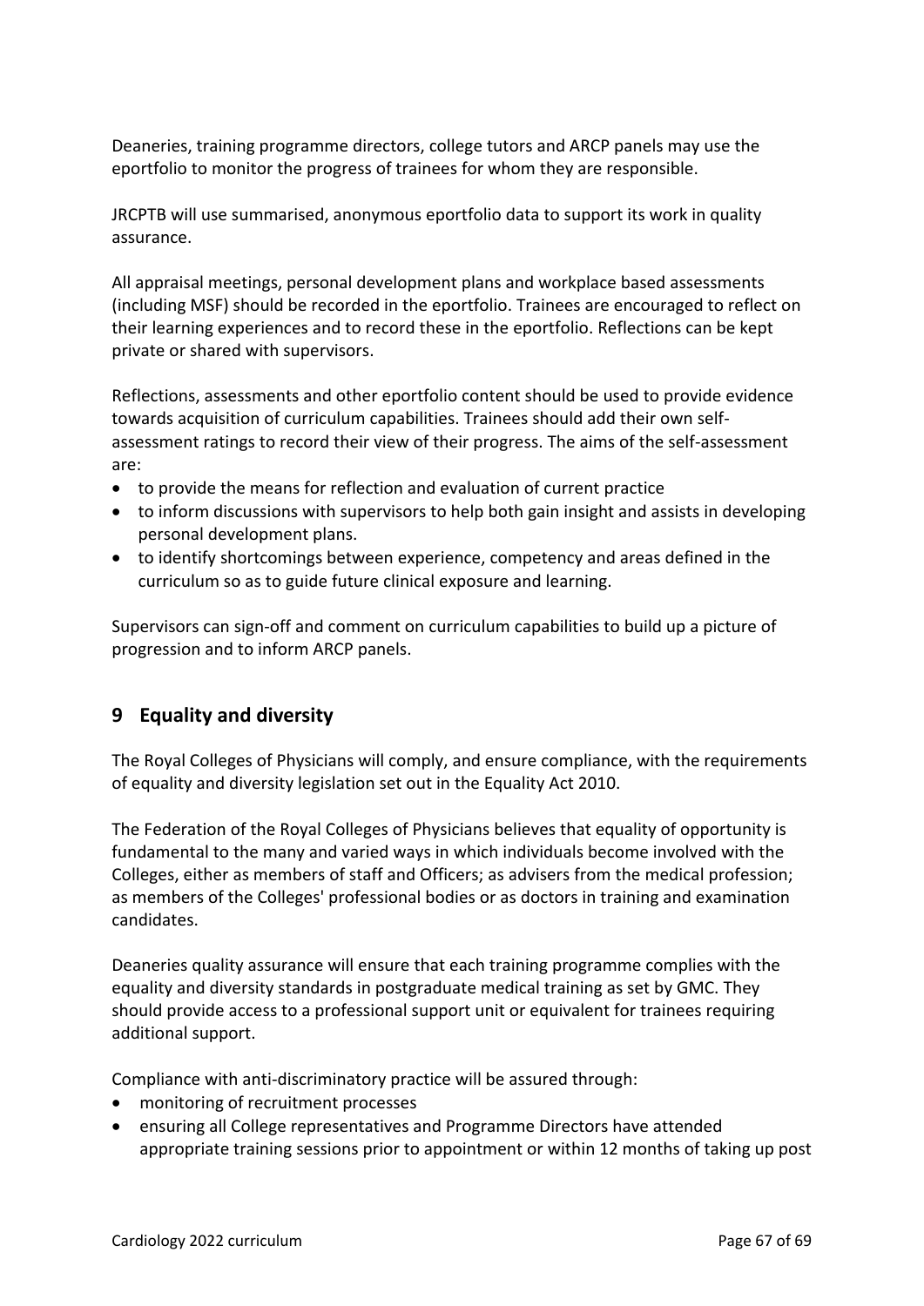Deaneries, training programme directors, college tutors and ARCP panels may use the eportfolio to monitor the progress of trainees for whom they are responsible.

JRCPTB will use summarised, anonymous eportfolio data to support its work in quality assurance.

All appraisal meetings, personal development plans and workplace based assessments (including MSF) should be recorded in the eportfolio. Trainees are encouraged to reflect on their learning experiences and to record these in the eportfolio. Reflections can be kept private or shared with supervisors.

Reflections, assessments and other eportfolio content should be used to provide evidence towards acquisition of curriculum capabilities. Trainees should add their own self-assessment ratings to record their view of their progress. The aims of the self-assessment are:

- to provide the means for reflection and evaluation of current practice
- to inform discussions with supervisors to help both gain insight and assists in developing personal development plans.
- to identify shortcomings between experience, competency and areas defined in the curriculum so as to guide future clinical exposure and learning.

Supervisors can sign-off and comment on curriculum capabilities to build up a picture of progression and to inform ARCP panels.

## 9 Equality and diversity

The Royal Colleges of Physicians will comply, and ensure compliance, with the requirements of equality and diversity legislation set out in the Equality Act 2010.

The Federation of the Royal Colleges of Physicians believes that equality of opportunity is fundamental to the many and varied ways in which individuals become involved with the Colleges, either as members of staff and Officers; as advisers from the medical profession; as members of the Colleges' professional bodies or as doctors in training and examination candidates.

Deaneries quality assurance will ensure that each training programme complies with the equality and diversity standards in postgraduate medical training as set by GMC. They should provide access to a professional support unit or equivalent for trainees requiring additional support.

Compliance with anti-discriminatory practice will be assured through:

- monitoring of recruitment processes
- ensuring all College representatives and Programme Directors have attended appropriate training sessions prior to appointment or within 12 months of taking up post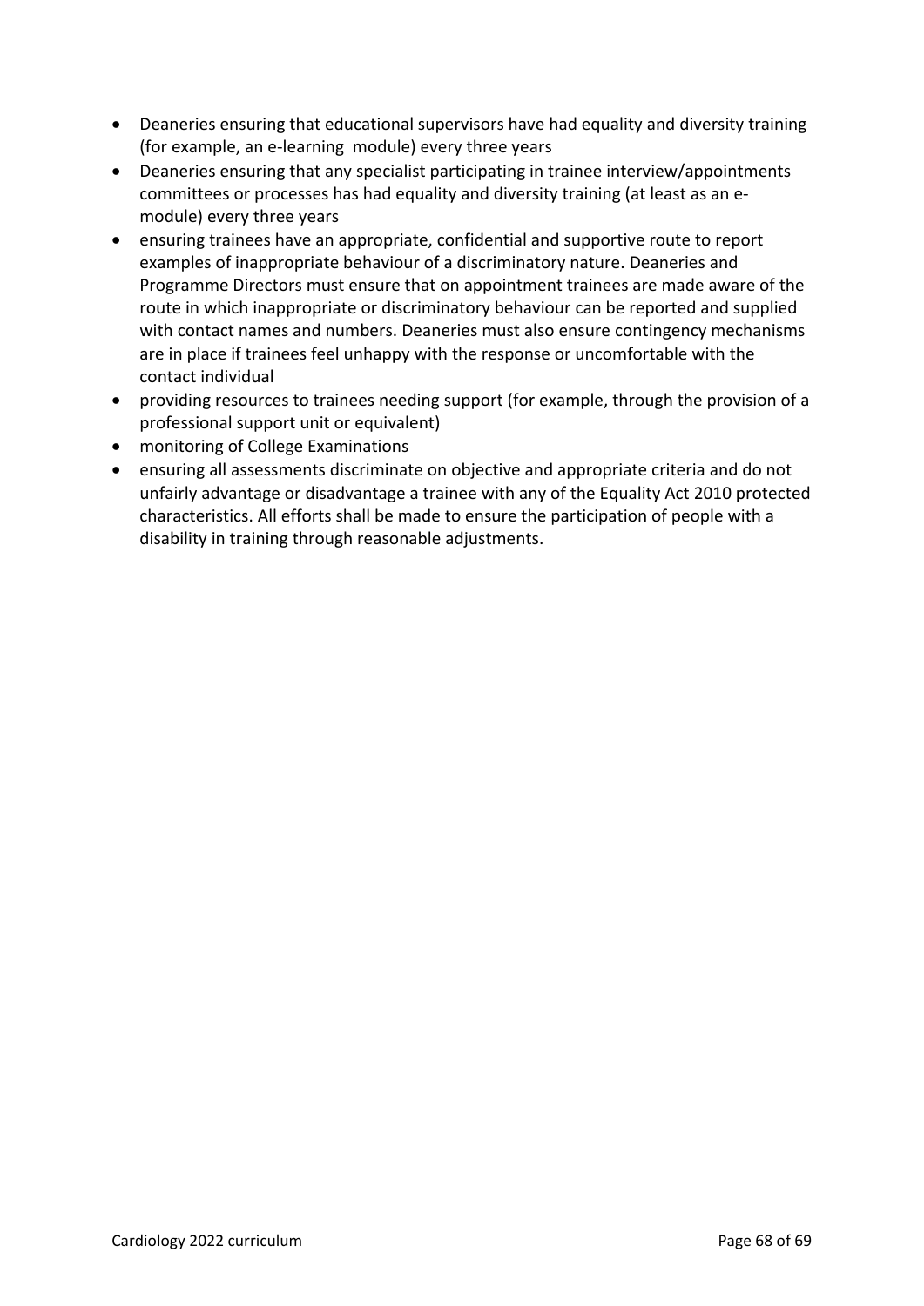- Deaneries ensuring that educational supervisors have had equality and diversity training (for example, an e-learning module) every three years
- Deaneries ensuring that any specialist participating in trainee interview/appointments committees or processes has had equality and diversity training (at least as an e-module) every three years
- ensuring trainees have an appropriate, confidential and supportive route to report examples of inappropriate behaviour of a discriminatory nature. Deaneries and Programme Directors must ensure that on appointment trainees are made aware of the route in which inappropriate or discriminatory behaviour can be reported and supplied with contact names and numbers. Deaneries must also ensure contingency mechanisms are in place if trainees feel unhappy with the response or uncomfortable with the contact individual
- providing resources to trainees needing support (for example, through the provision of a professional support unit or equivalent)
- monitoring of College Examinations
- ensuring all assessments discriminate on objective and appropriate criteria and do not unfairly advantage or disadvantage a trainee with any of the Equality Act 2010 protected characteristics. All efforts shall be made to ensure the participation of people with a disability in training through reasonable adjustments.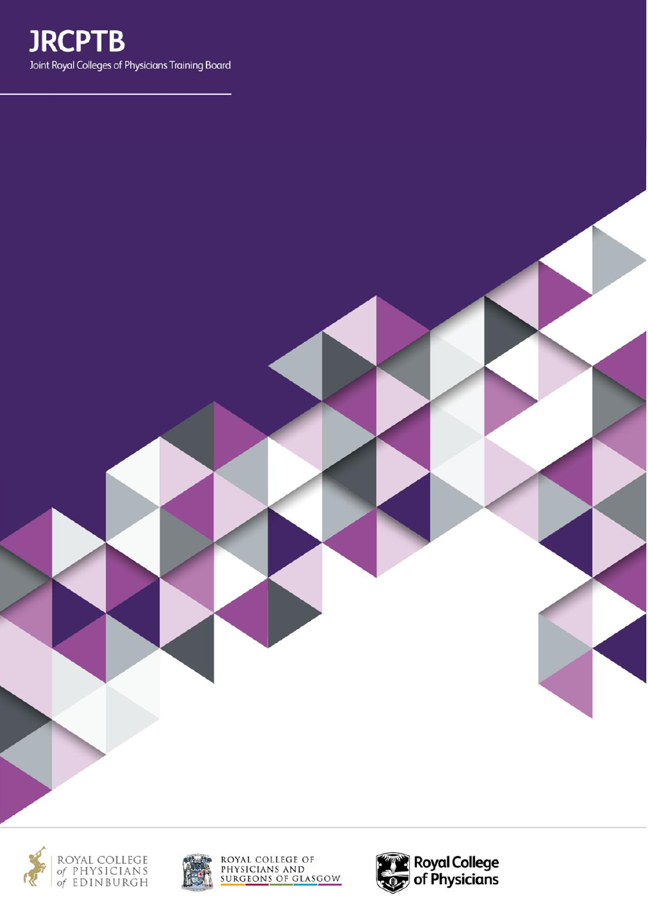# JRCPTB

Joint Royal Colleges of Physicians Training Board

ROYAL COLLEGE *of* PHYSICIANS *of* EDINBURGH

ROYAL COLLEGE OF PHYSICIANS AND SURGEONS OF GLASGOW

Royal College of Physicians